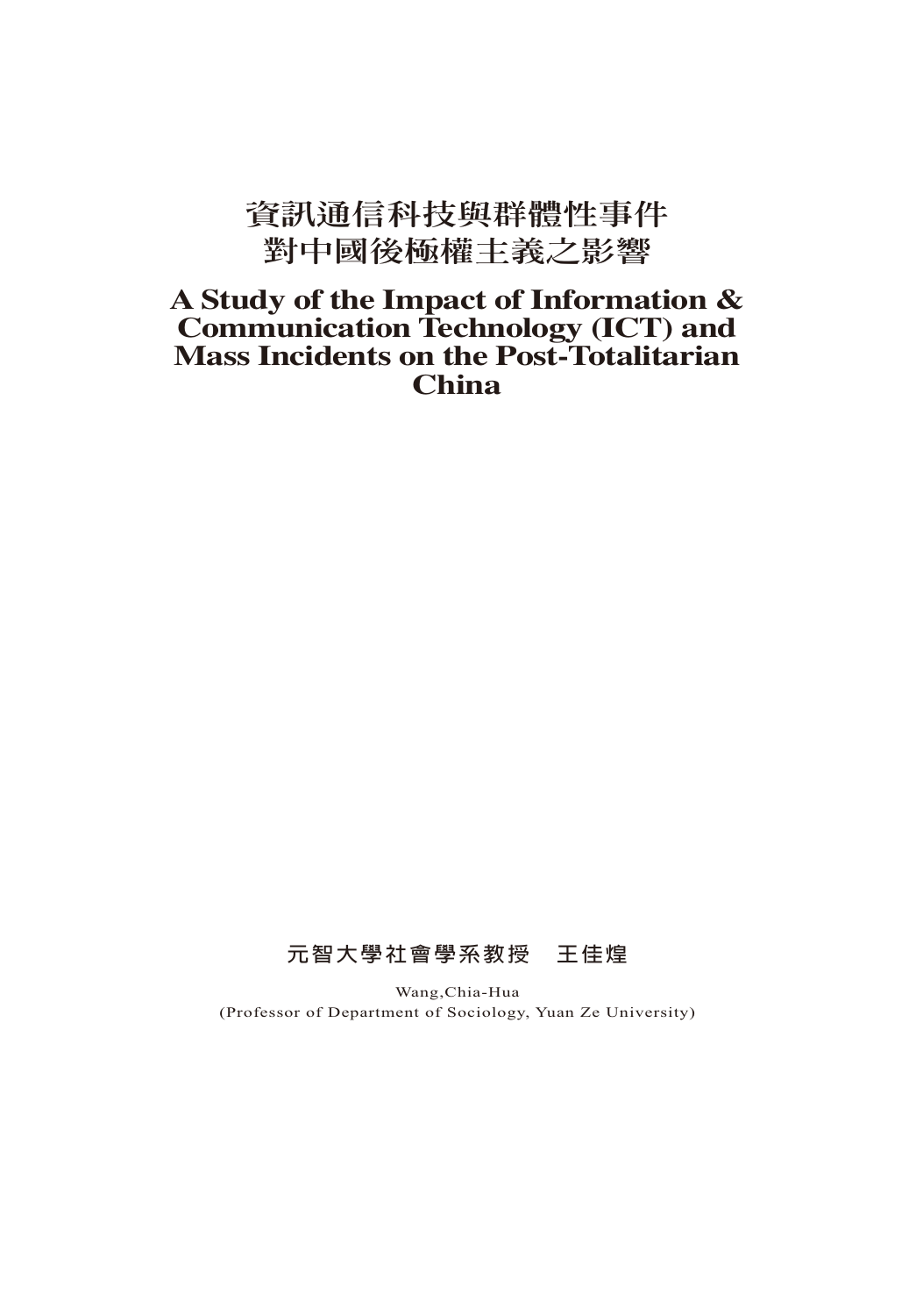# 資訊通信科技與群體性事件對中國後極權主義之影響

# A Study of the Impact of Information & Communication Technology (ICT) and Mass Incidents on the Post-Totalitarian China

元智大學社會學系教授　王佳煌

Wang,Chia-Hua
(Professor of Department of Sociology, Yuan Ze University)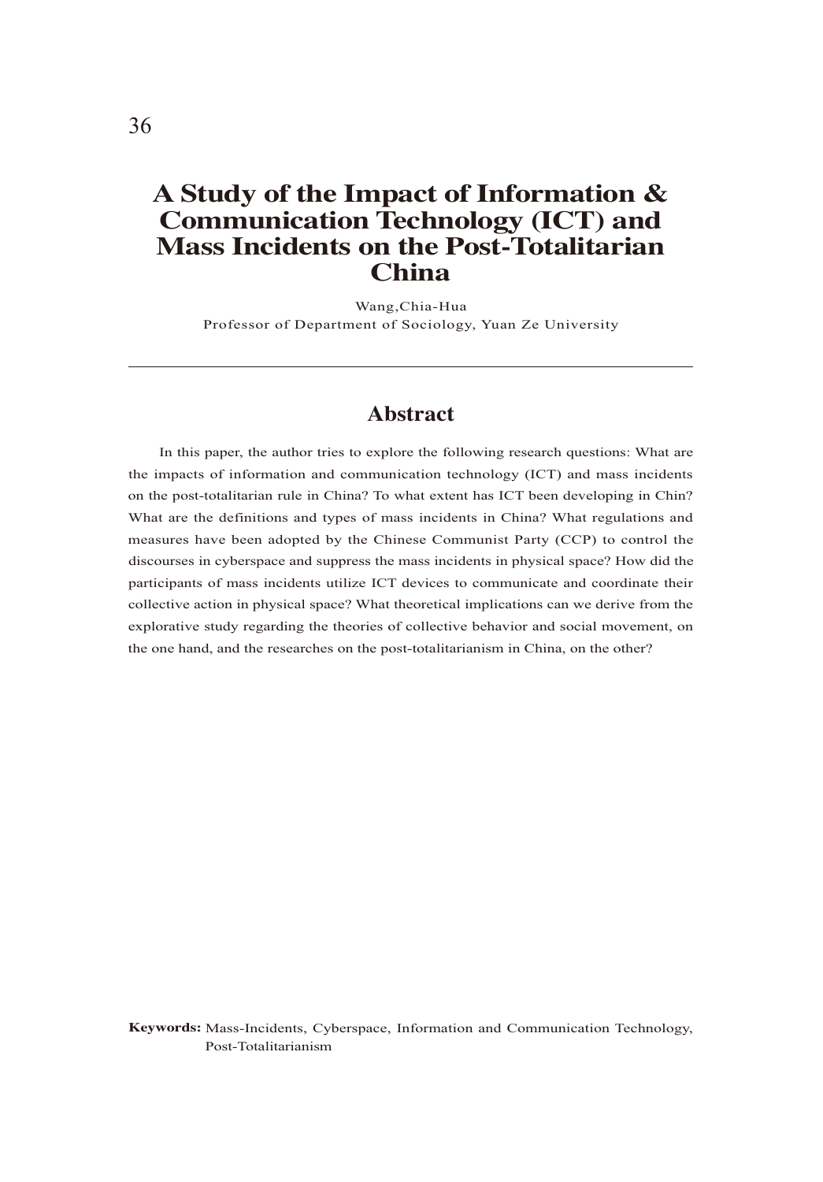# A Study of the Impact of Information & Communication Technology (ICT) and Mass Incidents on the Post-Totalitarian China

Wang,Chia-Hua

Professor of Department of Sociology, Yuan Ze University

---

## Abstract

In this paper, the author tries to explore the following research questions: What are the impacts of information and communication technology (ICT) and mass incidents on the post-totalitarian rule in China? To what extent has ICT been developing in Chin? What are the definitions and types of mass incidents in China? What regulations and measures have been adopted by the Chinese Communist Party (CCP) to control the discourses in cyberspace and suppress the mass incidents in physical space? How did the participants of mass incidents utilize ICT devices to communicate and coordinate their collective action in physical space? What theoretical implications can we derive from the explorative study regarding the theories of collective behavior and social movement, on the one hand, and the researches on the post-totalitarianism in China, on the other?

**Keywords:** Mass-Incidents, Cyberspace, Information and Communication Technology, Post-Totalitarianism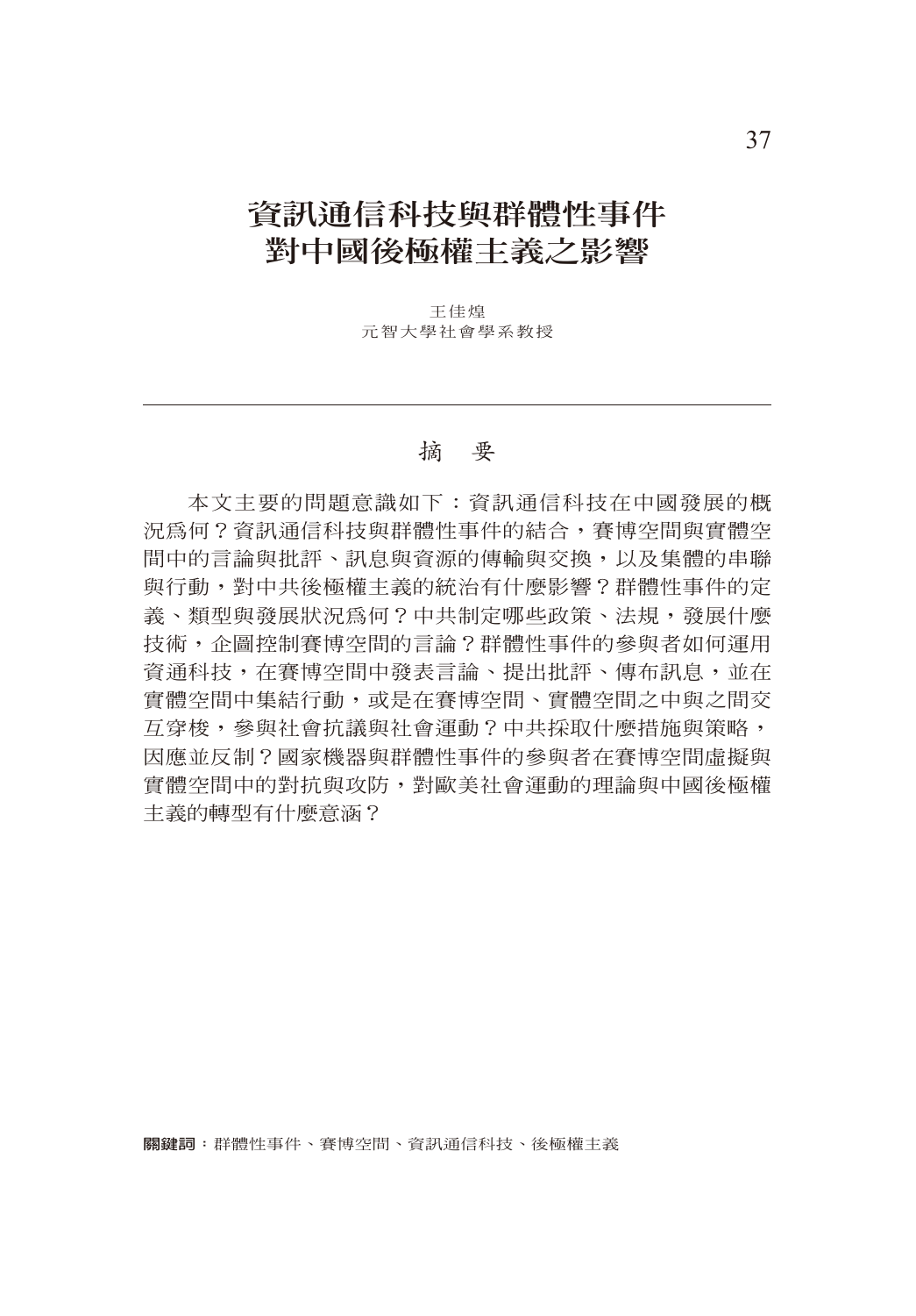# 資訊通信科技與群體性事件對中國後極權主義之影響

王佳煌
元智大學社會學系教授

## 摘　要

本文主要的問題意識如下：資訊通信科技在中國發展的概況爲何？資訊通信科技與群體性事件的結合，賽博空間與實體空間中的言論與批評、訊息與資源的傳輸與交換，以及集體的串聯與行動，對中共後極權主義的統治有什麼影響？群體性事件的定義、類型與發展狀況爲何？中共制定哪些政策、法規，發展什麼技術，企圖控制賽博空間的言論？群體性事件的參與者如何運用資通科技，在賽博空間中發表言論、提出批評、傳布訊息，並在實體空間中集結行動，或是在賽博空間、實體空間之中與之間交互穿梭，參與社會抗議與社會運動？中共採取什麼措施與策略，因應並反制？國家機器與群體性事件的參與者在賽博空間虛擬與實體空間中的對抗與攻防，對歐美社會運動的理論與中國後極權主義的轉型有什麼意涵？

**關鍵詞**：群體性事件、賽博空間、資訊通信科技、後極權主義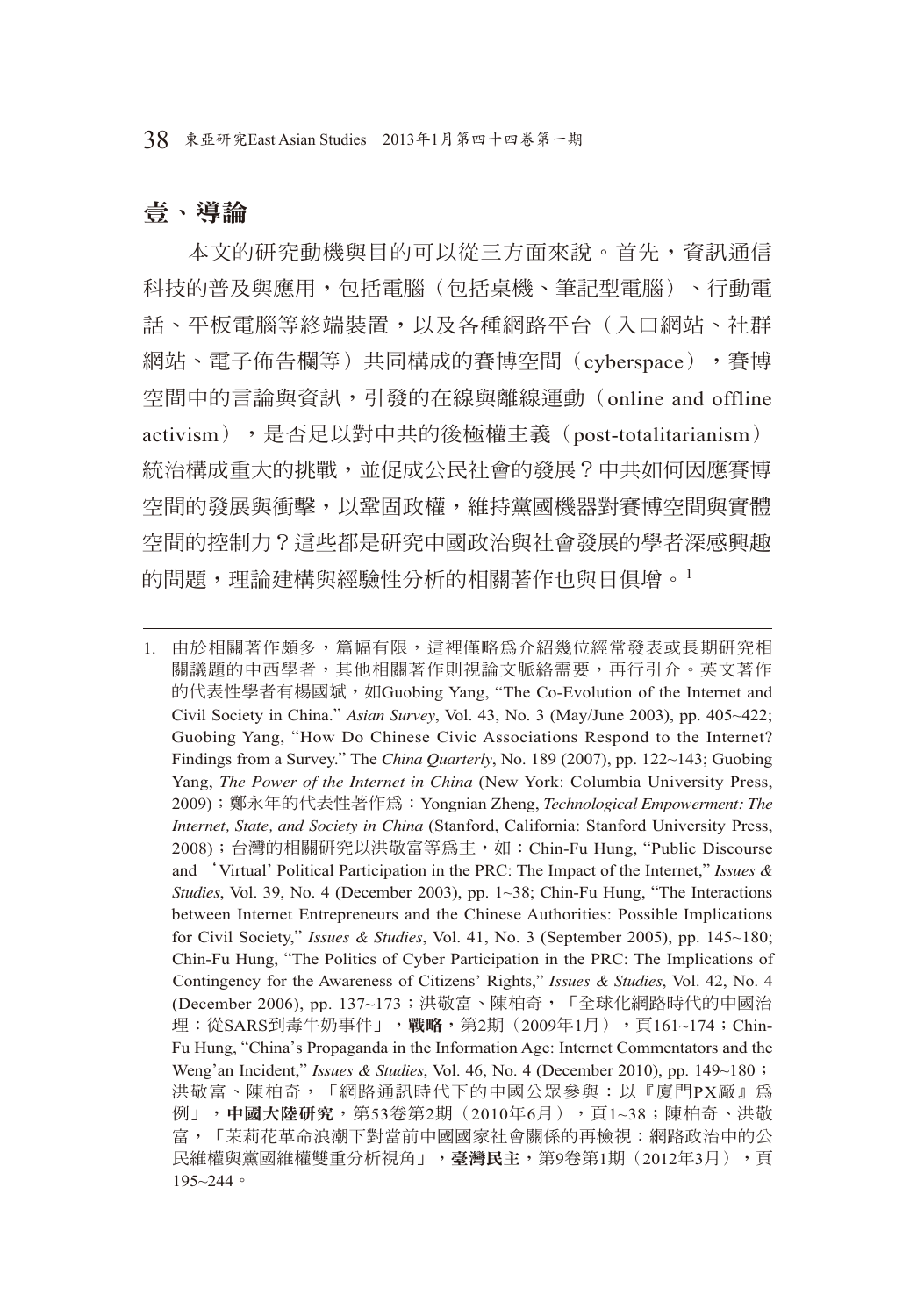## 壹、導論

本文的研究動機與目的可以從三方面來說。首先，資訊通信科技的普及與應用，包括電腦（包括桌機、筆記型電腦）、行動電話、平板電腦等終端裝置，以及各種網路平台（入口網站、社群網站、電子佈告欄等）共同構成的賽博空間（cyberspace），賽博空間中的言論與資訊，引發的在線與離線運動（online and offline activism），是否足以對中共的後極權主義（post-totalitarianism）統治構成重大的挑戰，並促成公民社會的發展？中共如何因應賽博空間的發展與衝擊，以鞏固政權，維持黨國機器對賽博空間與實體空間的控制力？這些都是研究中國政治與社會發展的學者深感興趣的問題，理論建構與經驗性分析的相關著作也與日俱增。[1]

---

1. 由於相關著作頗多，篇幅有限，這裡僅略爲介紹幾位經常發表或長期研究相關議題的中西學者，其他相關著作則視論文脈絡需要，再行引介。英文著作的代表性學者有楊國斌，如Guobing Yang, "The Co-Evolution of the Internet and Civil Society in China." *Asian Survey*, Vol. 43, No. 3 (May/June 2003), pp. 405~422; Guobing Yang, "How Do Chinese Civic Associations Respond to the Internet? Findings from a Survey." The *China Quarterly*, No. 189 (2007), pp. 122~143; Guobing Yang, *The Power of the Internet in China* (New York: Columbia University Press, 2009)；鄭永年的代表性著作爲：Yongnian Zheng, *Technological Empowerment: The Internet, State, and Society in China* (Stanford, California: Stanford University Press, 2008)；台灣的相關研究以洪敬富等爲主，如：Chin-Fu Hung, "Public Discourse and 'Virtual' Political Participation in the PRC: The Impact of the Internet," *Issues & Studies*, Vol. 39, No. 4 (December 2003), pp. 1~38; Chin-Fu Hung, "The Interactions between Internet Entrepreneurs and the Chinese Authorities: Possible Implications for Civil Society," *Issues & Studies*, Vol. 41, No. 3 (September 2005), pp. 145~180; Chin-Fu Hung, "The Politics of Cyber Participation in the PRC: The Implications of Contingency for the Awareness of Citizens' Rights," *Issues & Studies*, Vol. 42, No. 4 (December 2006), pp. 137~173；洪敬富、陳柏奇，「全球化網路時代的中國治理：從SARS到毒牛奶事件」，**戰略**，第2期（2009年1月），頁161~174；Chin-Fu Hung, "China's Propaganda in the Information Age: Internet Commentators and the Weng'an Incident," *Issues & Studies*, Vol. 46, No. 4 (December 2010), pp. 149~180；洪敬富、陳柏奇，「網路通訊時代下的中國公眾參與：以『廈門PX廠』爲例」，**中國大陸研究**，第53卷第2期（2010年6月），頁1~38；陳柏奇、洪敬富，「茉莉花革命浪潮下對當前中國國家社會關係的再檢視：網路政治中的公民維權與黨國維權雙重分析視角」，**臺灣民主**，第9卷第1期（2012年3月），頁195~244。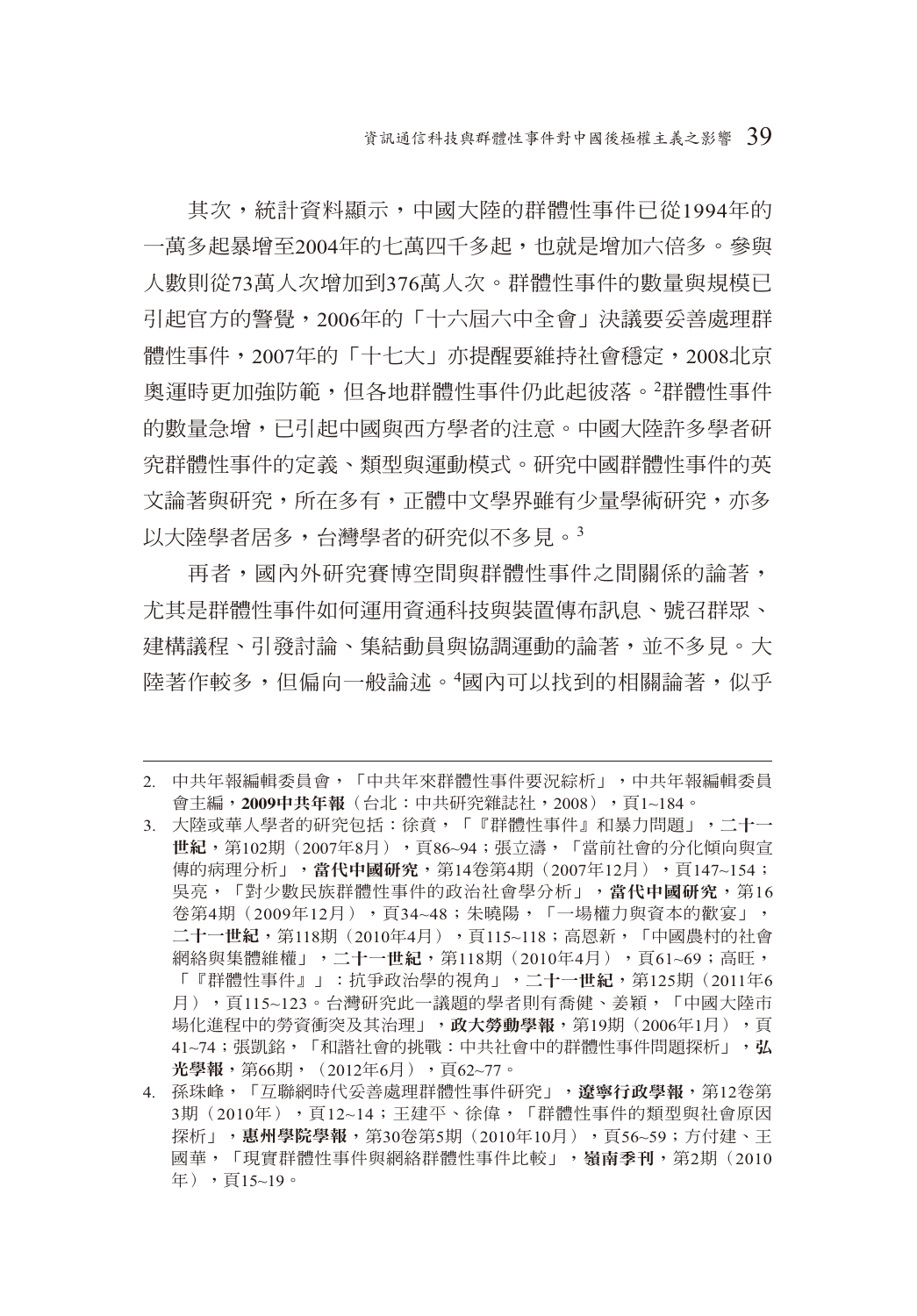其次，統計資料顯示，中國大陸的群體性事件已從1994年的一萬多起暴增至2004年的七萬四千多起，也就是增加六倍多。參與人數則從73萬人次增加到376萬人次。群體性事件的數量與規模已引起官方的警覺，2006年的「十六屆六中全會」決議要妥善處理群體性事件，2007年的「十七大」亦提醒要維持社會穩定，2008北京奧運時更加強防範，但各地群體性事件仍此起彼落。[2]群體性事件的數量急增，已引起中國與西方學者的注意。中國大陸許多學者研究群體性事件的定義、類型與運動模式。研究中國群體性事件的英文論著與研究，所在多有，正體中文學界雖有少量學術研究，亦多以大陸學者居多，台灣學者的研究似不多見。[3]

再者，國內外研究賽博空間與群體性事件之間關係的論著，尤其是群體性事件如何運用資通科技與裝置傳布訊息、號召群眾、建構議程、引發討論、集結動員與協調運動的論著，並不多見。大陸著作較多，但偏向一般論述。[4]國內可以找到的相關論著，似乎

---

2. 中共年報編輯委員會，「中共年來群體性事件要況綜析」，中共年報編輯委員會主編，**2009中共年報**（台北：中共研究雜誌社，2008），頁1~184。

3. 大陸或華人學者的研究包括：徐賁，「『群體性事件』和暴力問題」，**二十一世紀**，第102期（2007年8月），頁86~94；張立濤，「當前社會的分化傾向與宣傳的病理分析」，**當代中國研究**，第14卷第4期（2007年12月），頁147~154；吳亮，「對少數民族群體性事件的政治社會學分析」，**當代中國研究**，第16卷第4期（2009年12月），頁34~48；朱曉陽，「一場權力與資本的歡宴」，**二十一世紀**，第118期（2010年4月），頁115~118；高恩新，「中國農村的社會網絡與集體維權」，**二十一世紀**，第118期（2010年4月），頁61~69；高旺，「『群體性事件』：抗爭政治學的視角」，**二十一世紀**，第125期（2011年6月），頁115~123。台灣研究此一議題的學者則有喬健、姜穎，「中國大陸市場化進程中的勞資衝突及其治理」，**政大勞動學報**，第19期（2006年1月），頁41~74；張凱銘，「和諧社會的挑戰：中共社會中的群體性事件問題探析」，**弘光學報**，第66期，（2012年6月），頁62~77。

4. 孫珠峰，「互聯網時代妥善處理群體性事件研究」，**遼寧行政學報**，第12卷第3期（2010年），頁12~14；王建平、徐偉，「群體性事件的類型與社會原因探析」，**惠州學院學報**，第30卷第5期（2010年10月），頁56~59；方付建、王國華，「現實群體性事件與網絡群體性事件比較」，**嶺南季刊**，第2期（2010年），頁15~19。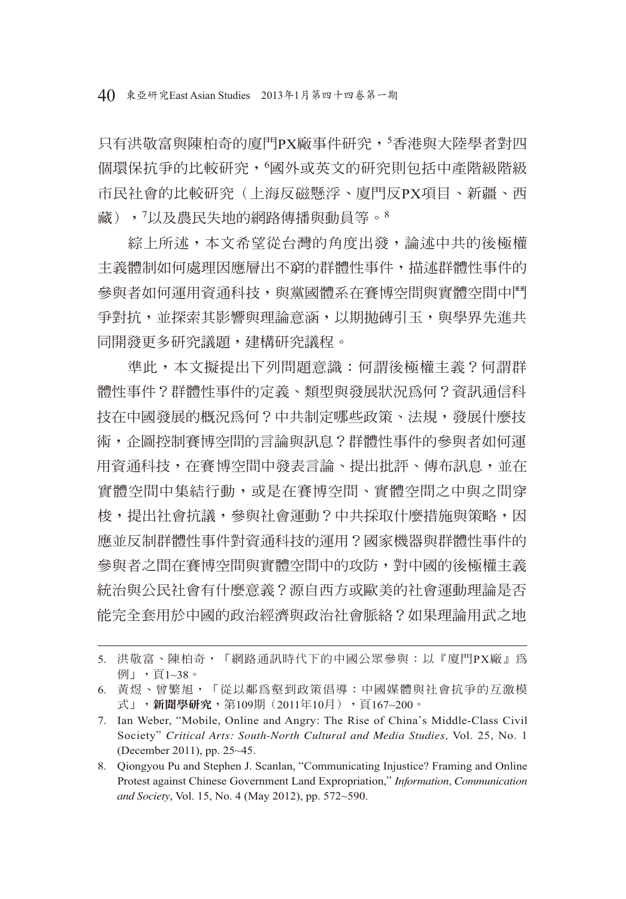只有洪敬富與陳柏奇的廈門PX廠事件研究，[5]香港與大陸學者對四個環保抗爭的比較研究，[6]國外或英文的研究則包括中產階級階級市民社會的比較研究（上海反磁懸浮、廈門反PX項目、新疆、西藏），[7]以及農民失地的網路傳播與動員等。[8]

綜上所述，本文希望從台灣的角度出發，論述中共的後極權主義體制如何處理因應層出不窮的群體性事件，描述群體性事件的參與者如何運用資通科技，與黨國體系在賽博空間與實體空間中鬥爭對抗，並探索其影響與理論意涵，以期拋磚引玉，與學界先進共同開發更多研究議題，建構研究議程。

準此，本文擬提出下列問題意識：何謂後極權主義？何謂群體性事件？群體性事件的定義、類型與發展狀況為何？資訊通信科技在中國發展的概況為何？中共制定哪些政策、法規，發展什麼技術，企圖控制賽博空間的言論與訊息？群體性事件的參與者如何運用資通科技，在賽博空間中發表言論、提出批評、傳布訊息，並在實體空間中集結行動，或是在賽博空間、實體空間之中與之間穿梭，提出社會抗議，參與社會運動？中共採取什麼措施與策略，因應並反制群體性事件對資通科技的運用？國家機器與群體性事件的參與者之間在賽博空間與實體空間中的攻防，對中國的後極權主義統治與公民社會有什麼意義？源自西方或歐美的社會運動理論是否能完全套用於中國的政治經濟與政治社會脈絡？如果理論用武之地

---

5. 洪敬富、陳柏奇，「網路通訊時代下的中國公眾參與：以『廈門PX廠』為例」，頁1~38。
6. 黃煜、曾繁旭，「從以鄰為壑到政策倡導：中國媒體與社會抗爭的互激模式」，**新聞學研究**，第109期（2011年10月），頁167~200。
7. Ian Weber, "Mobile, Online and Angry: The Rise of China's Middle-Class Civil Society" *Critical Arts: South-North Cultural and Media Studies,* Vol. 25, No. 1 (December 2011), pp. 25~45.
8. Qiongyou Pu and Stephen J. Scanlan, "Communicating Injustice? Framing and Online Protest against Chinese Government Land Expropriation," *Information, Communication and Society*, Vol. 15, No. 4 (May 2012), pp. 572~590.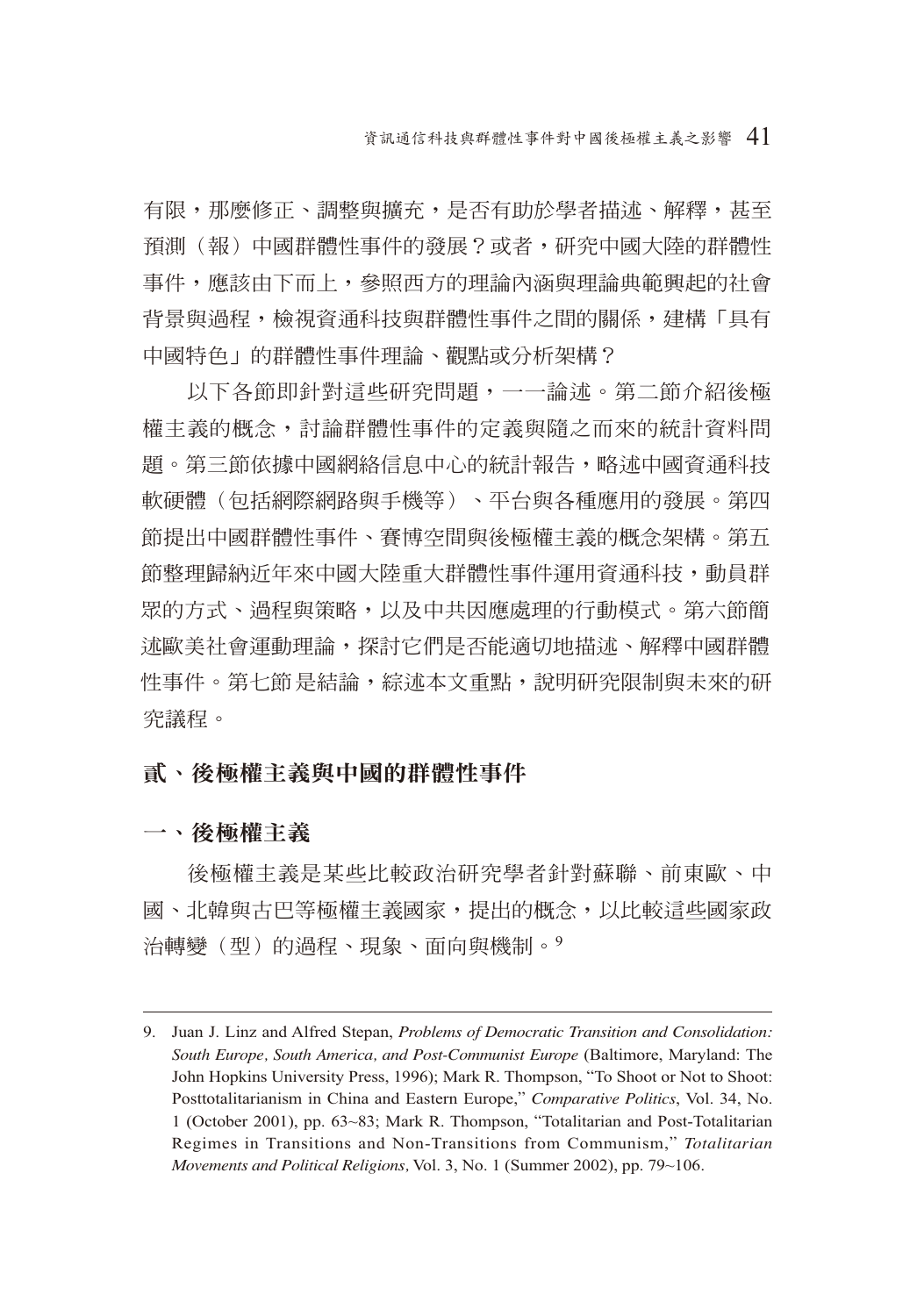有限，那麼修正、調整與擴充，是否有助於學者描述、解釋，甚至預測（報）中國群體性事件的發展？或者，研究中國大陸的群體性事件，應該由下而上，參照西方的理論內涵與理論典範興起的社會背景與過程，檢視資通科技與群體性事件之間的關係，建構「具有中國特色」的群體性事件理論、觀點或分析架構？

以下各節即針對這些研究問題，一一論述。第二節介紹後極權主義的概念，討論群體性事件的定義與隨之而來的統計資料問題。第三節依據中國網絡信息中心的統計報告，略述中國資通科技軟硬體（包括網際網路與手機等）、平台與各種應用的發展。第四節提出中國群體性事件、賽博空間與後極權主義的概念架構。第五節整理歸納近年來中國大陸重大群體性事件運用資通科技，動員群眾的方式、過程與策略，以及中共因應處理的行動模式。第六節簡述歐美社會運動理論，探討它們是否能適切地描述、解釋中國群體性事件。第七節 是結論，綜述本文重點，說明研究限制與未來的研究議程。

## 貳、後極權主義與中國的群體性事件

### 一、後極權主義

後極權主義是某些比較政治研究學者針對蘇聯、前東歐、中國、北韓與古巴等極權主義國家，提出的概念，以比較這些國家政治轉變（型）的過程、現象、面向與機制。[9]

---

9. Juan J. Linz and Alfred Stepan, *Problems of Democratic Transition and Consolidation: South Europe, South America, and Post-Communist Europe* (Baltimore, Maryland: The John Hopkins University Press, 1996); Mark R. Thompson, "To Shoot or Not to Shoot: Posttotalitarianism in China and Eastern Europe," *Comparative Politics*, Vol. 34, No. 1 (October 2001), pp. 63~83; Mark R. Thompson, "Totalitarian and Post-Totalitarian Regimes in Transitions and Non-Transitions from Communism," *Totalitarian Movements and Political Religions,* Vol. 3, No. 1 (Summer 2002), pp. 79~106.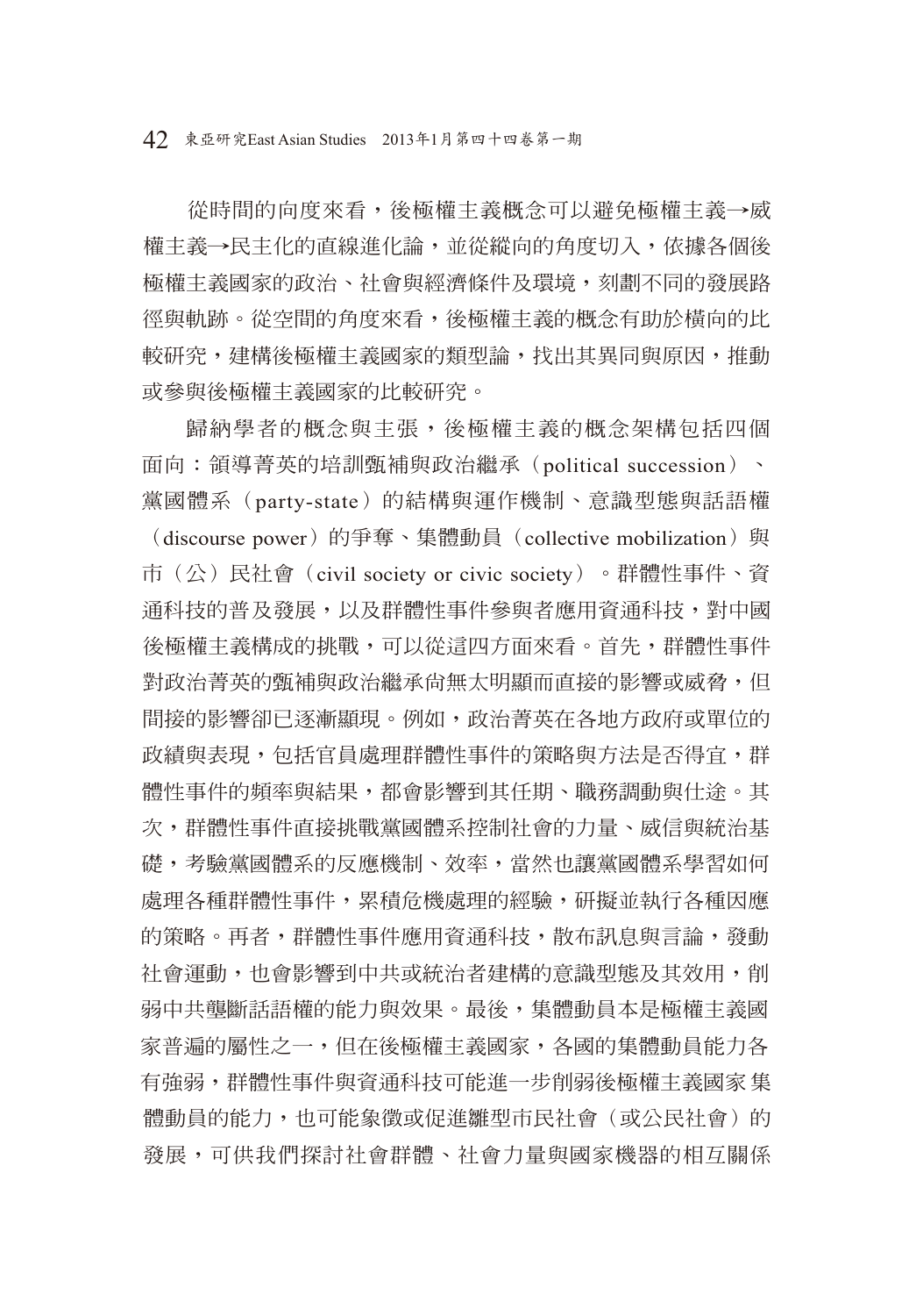從時間的向度來看，後極權主義概念可以避免極權主義→威權主義→民主化的直線進化論，並從縱向的角度切入，依據各個後極權主義國家的政治、社會與經濟條件及環境，刻劃不同的發展路徑與軌跡。從空間的角度來看，後極權主義的概念有助於橫向的比較研究，建構後極權主義國家的類型論，找出其異同與原因，推動或參與後極權主義國家的比較研究。

歸納學者的概念與主張，後極權主義的概念架構包括四個面向：領導菁英的培訓甄補與政治繼承（political succession）、黨國體系（party-state）的結構與運作機制、意識型態與話語權（discourse power）的爭奪、集體動員（collective mobilization）與市（公）民社會（civil society or civic society）。群體性事件、資通科技的普及發展，以及群體性事件參與者應用資通科技，對中國後極權主義構成的挑戰，可以從這四方面來看。首先，群體性事件對政治菁英的甄補與政治繼承尚無太明顯而直接的影響或威脅，但間接的影響卻已逐漸顯現。例如，政治菁英在各地方政府或單位的政績與表現，包括官員處理群體性事件的策略與方法是否得宜，群體性事件的頻率與結果，都會影響到其任期、職務調動與仕途。其次，群體性事件直接挑戰黨國體系控制社會的力量、威信與統治基礎，考驗黨國體系的反應機制、效率，當然也讓黨國體系學習如何處理各種群體性事件，累積危機處理的經驗，研擬並執行各種因應的策略。再者，群體性事件應用資通科技，散布訊息與言論，發動社會運動，也會影響到中共或統治者建構的意識型態及其效用，削弱中共壟斷話語權的能力與效果。最後，集體動員本是極權主義國家普遍的屬性之一，但在後極權主義國家，各國的集體動員能力各有強弱，群體性事件與資通科技可能進一步削弱後極權主義國家 集體動員的能力，也可能象徵或促進雛型市民社會（或公民社會）的發展，可供我們探討社會群體、社會力量與國家機器的相互關係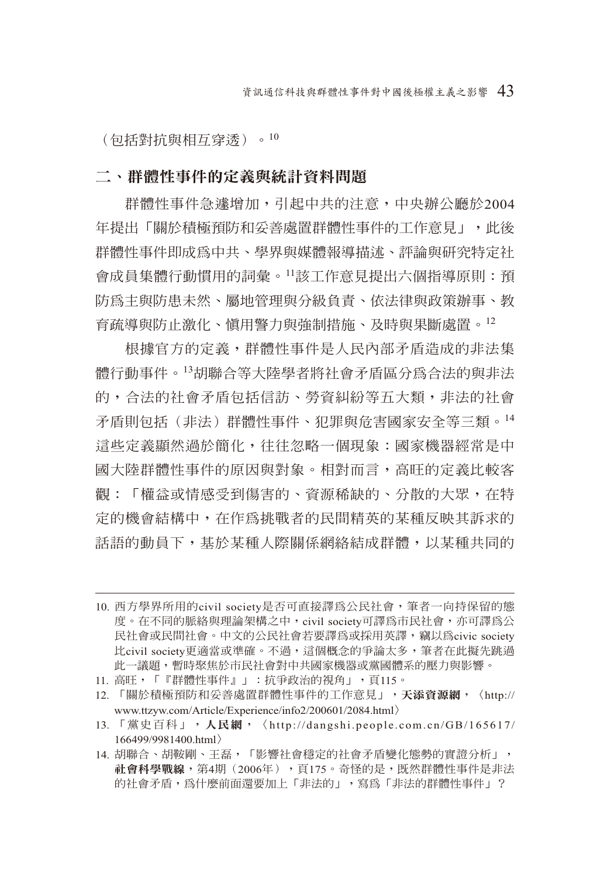（包括對抗與相互穿透）。[10]

## 二、群體性事件的定義與統計資料問題

群體性事件急遽增加，引起中共的注意，中央辦公廳於2004年提出「關於積極預防和妥善處置群體性事件的工作意見」，此後群體性事件即成爲中共、學界與媒體報導描述、評論與研究特定社會成員集體行動慣用的詞彙。[11]該工作意見提出六個指導原則：預防爲主與防患未然、屬地管理與分級負責、依法律與政策辦事、教育疏導與防止激化、愼用警力與強制措施、及時與果斷處置。[12]

根據官方的定義，群體性事件是人民內部矛盾造成的非法集體行動事件。[13]胡聯合等大陸學者將社會矛盾區分爲合法的與非法的，合法的社會矛盾包括信訪、勞資糾紛等五大類，非法的社會矛盾則包括（非法）群體性事件、犯罪與危害國家安全等三類。[14]這些定義顯然過於簡化，往往忽略一個現象：國家機器經常是中國大陸群體性事件的原因與對象。相對而言，高旺的定義比較客觀：「權益或情感受到傷害的、資源稀缺的、分散的大眾，在特定的機會結構中，在作爲挑戰者的民間精英的某種反映其訴求的話語的動員下，基於某種人際關係網絡結成群體，以某種共同的

---

10. 西方學界所用的civil society是否可直接譯爲公民社會，筆者一向持保留的態度。在不同的脈絡與理論架構之中，civil society可譯爲市民社會，亦可譯爲公民社會或民間社會。中文的公民社會若要譯爲或採用英譯，竊以爲civic society比civil society更適當或準確。不過，這個概念的爭論太多，筆者在此擬先跳過此一議題，暫時聚焦於市民社會對中共國家機器或黨國體系的壓力與影響。
11. 高旺，「『群體性事件』」：抗爭政治的視角」，頁115。
12. 「關於積極預防和妥善處置群體性事件的工作意見」，**天添資源網**，〈http://www.ttzyw.com/Article/Experience/info2/200601/2084.html〉
13. 「黨史百科」，**人民網**，〈http://dangshi.people.com.cn/GB/165617/166499/9981400.html〉
14. 胡聯合、胡鞍剛、王磊，「影響社會穩定的社會矛盾變化態勢的實證分析」，**社會科學戰線**，第4期（2006年），頁175。奇怪的是，既然群體性事件是非法的社會矛盾，爲什麼前面還要加上「非法的」，寫爲「非法的群體性事件」？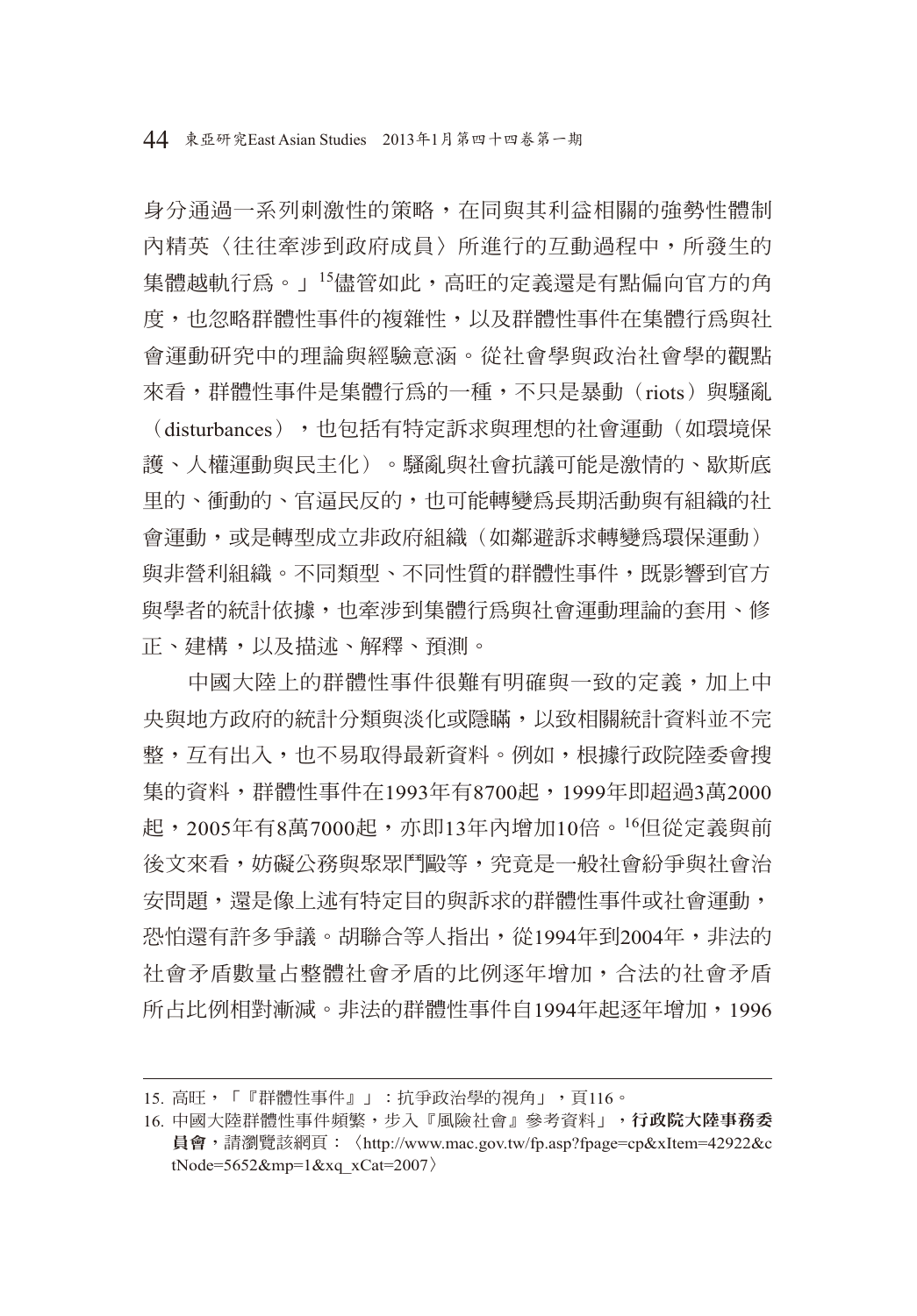身分通過一系列刺激性的策略，在同與其利益相關的強勢性體制內精英〈往往牽涉到政府成員〉所進行的互動過程中，所發生的集體越軌行為。」[15]儘管如此，高旺的定義還是有點偏向官方的角度，也忽略群體性事件的複雜性，以及群體性事件在集體行為與社會運動研究中的理論與經驗意涵。從社會學與政治社會學的觀點來看，群體性事件是集體行為的一種，不只是暴動（riots）與騷亂（disturbances），也包括有特定訴求與理想的社會運動（如環境保護、人權運動與民主化）。騷亂與社會抗議可能是激情的、歇斯底里的、衝動的、官逼民反的，也可能轉變為長期活動與有組織的社會運動，或是轉型成立非政府組織（如鄰避訴求轉變為環保運動）與非營利組織。不同類型、不同性質的群體性事件，既影響到官方與學者的統計依據，也牽涉到集體行為與社會運動理論的套用、修正、建構，以及描述、解釋、預測。

中國大陸上的群體性事件很難有明確與一致的定義，加上中央與地方政府的統計分類與淡化或隱瞞，以致相關統計資料並不完整，互有出入，也不易取得最新資料。例如，根據行政院陸委會搜集的資料，群體性事件在1993年有8700起，1999年即超過3萬2000起，2005年有8萬7000起，亦即13年內增加10倍。[16]但從定義與前後文來看，妨礙公務與聚眾鬥毆等，究竟是一般社會紛爭與社會治安問題，還是像上述有特定目的與訴求的群體性事件或社會運動，恐怕還有許多爭議。胡聯合等人指出，從1994年到2004年，非法的社會矛盾數量占整體社會矛盾的比例逐年增加，合法的社會矛盾所占比例相對漸減。非法的群體性事件自1994年起逐年增加，1996

---

15. 高旺，「『群體性事件』」：抗爭政治學的視角」，頁116。

16. 中國大陸群體性事件頻繁，步入『風險社會』參考資料」，**行政院大陸事務委員會**，請瀏覽該網頁：〈http://www.mac.gov.tw/fp.asp?fpage=cp&xItem=42922&ctNode=5652&mp=1&xq_xCat=2007〉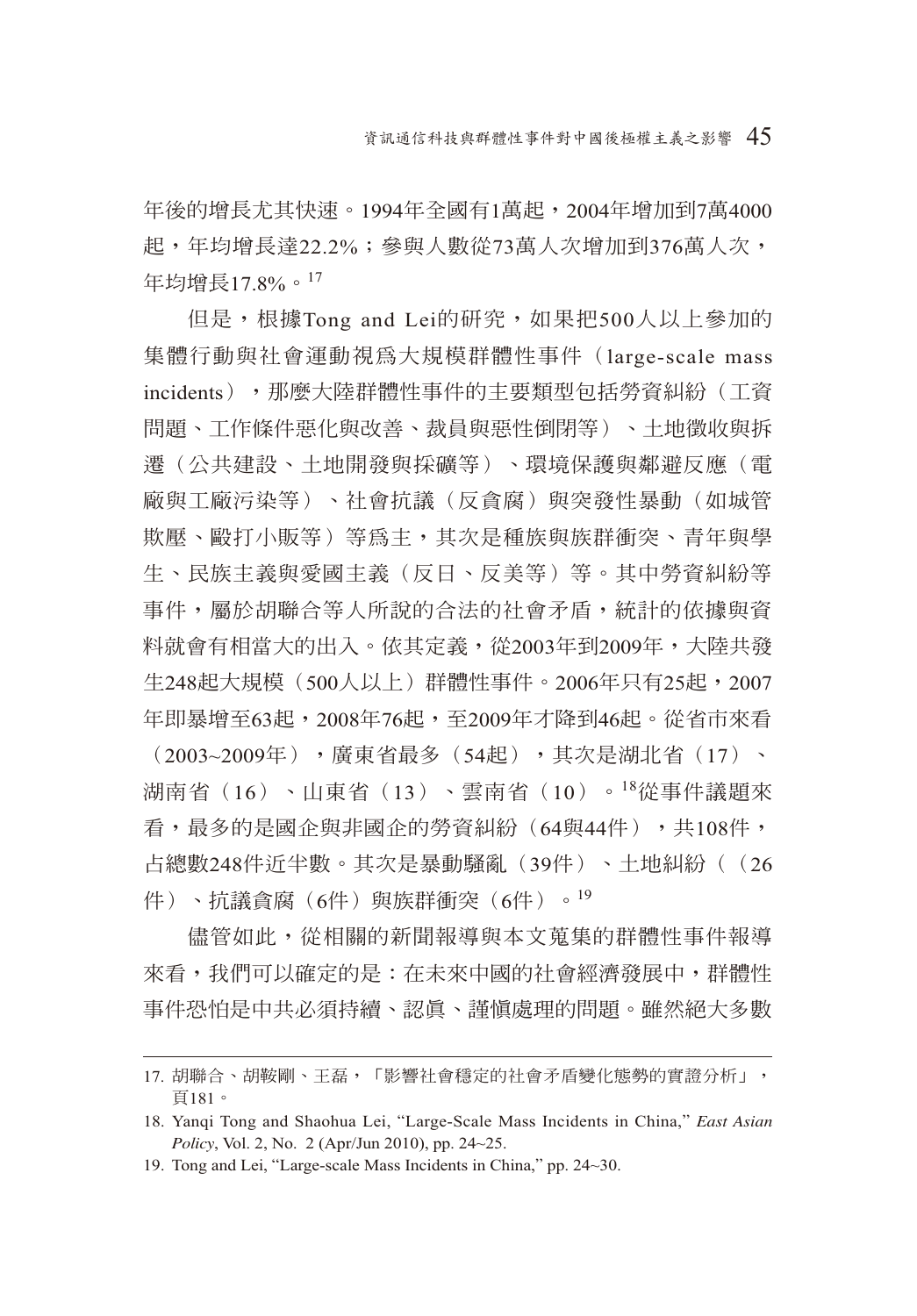年後的增長尤其快速。1994年全國有1萬起，2004年增加到7萬4000起，年均增長達22.2%；參與人數從73萬人次增加到376萬人次，年均增長17.8%。[17]

但是，根據Tong and Lei的研究，如果把500人以上參加的集體行動與社會運動視爲大規模群體性事件（large-scale mass incidents），那麼大陸群體性事件的主要類型包括勞資糾紛（工資問題、工作條件惡化與改善、裁員與惡性倒閉等）、土地徵收與拆遷（公共建設、土地開發與採礦等）、環境保護與鄰避反應（電廠與工廠污染等）、社會抗議（反貪腐）與突發性暴動（如城管欺壓、毆打小販等）等爲主，其次是種族與族群衝突、青年與學生、民族主義與愛國主義（反日、反美等）等。其中勞資糾紛等事件，屬於胡聯合等人所說的合法的社會矛盾，統計的依據與資料就會有相當大的出入。依其定義，從2003年到2009年，大陸共發生248起大規模（500人以上）群體性事件。2006年只有25起，2007年即暴增至63起，2008年76起，至2009年才降到46起。從省市來看（2003~2009年），廣東省最多（54起），其次是湖北省（17）、湖南省（16）、山東省（13）、雲南省（10）。[18]從事件議題來看，最多的是國企與非國企的勞資糾紛（64與44件），共108件，占總數248件近半數。其次是暴動騷亂（39件）、土地糾紛（（26件）、抗議貪腐（6件）與族群衝突（6件）。[19]

儘管如此，從相關的新聞報導與本文蒐集的群體性事件報導來看，我們可以確定的是：在未來中國的社會經濟發展中，群體性事件恐怕是中共必須持續、認眞、謹愼處理的問題。雖然絕大多數

---

17. 胡聯合、胡鞍剛、王磊，「影響社會穩定的社會矛盾變化態勢的實證分析」，頁181。

18. Yanqi Tong and Shaohua Lei, "Large-Scale Mass Incidents in China," *East Asian Policy*, Vol. 2, No. 2 (Apr/Jun 2010), pp. 24~25.

19. Tong and Lei, "Large-scale Mass Incidents in China," pp. 24~30.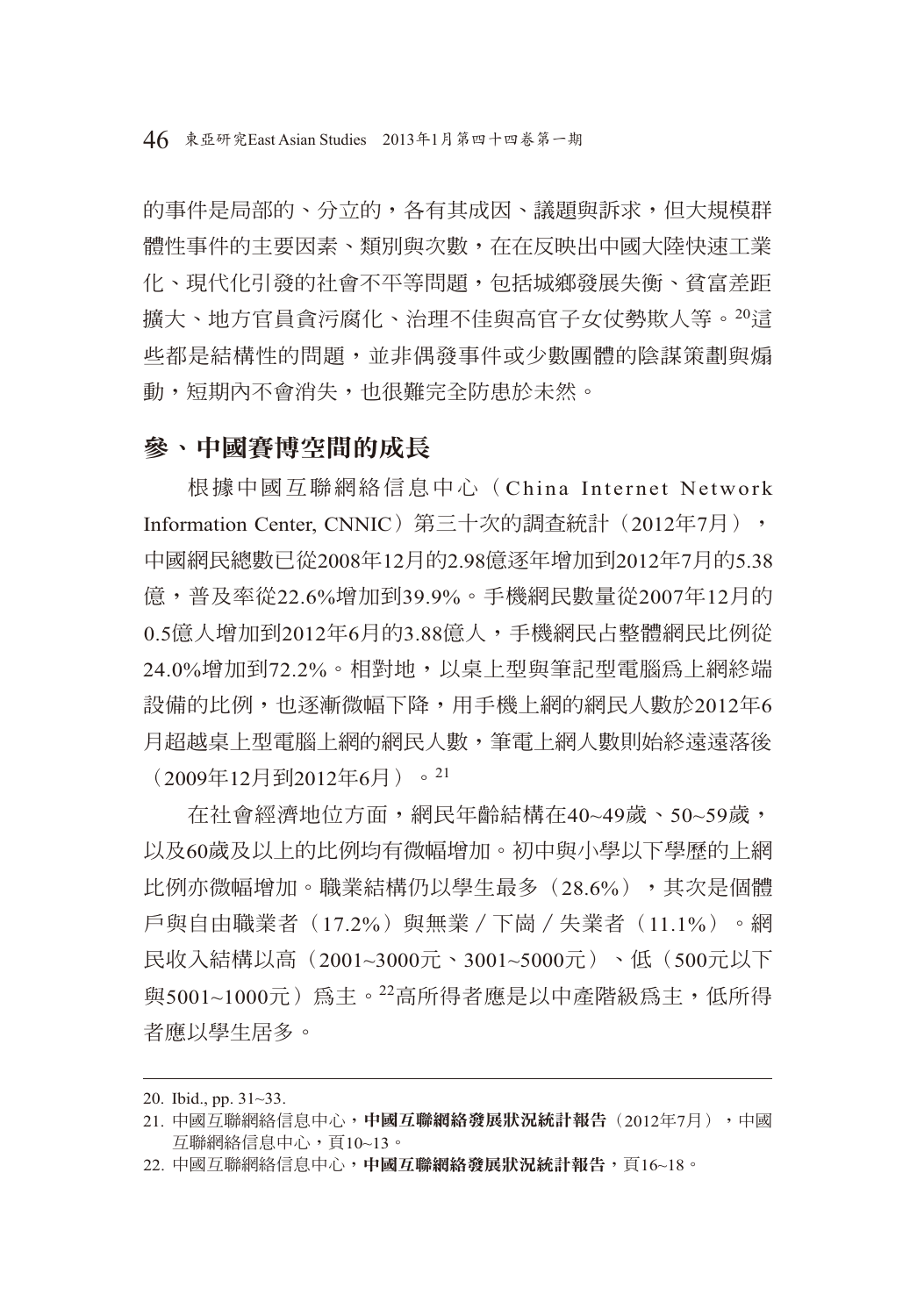的事件是局部的、分立的，各有其成因、議題與訴求，但大規模群體性事件的主要因素、類別與次數，在在反映出中國大陸快速工業化、現代化引發的社會不平等問題，包括城鄉發展失衡、貧富差距擴大、地方官員貪污腐化、治理不佳與高官子女仗勢欺人等。[20]這些都是結構性的問題，並非偶發事件或少數團體的陰謀策劃與煽動，短期內不會消失，也很難完全防患於未然。

## 參、中國賽博空間的成長

根據中國互聯網絡信息中心（China Internet Network Information Center, CNNIC）第三十次的調查統計（2012年7月），中國網民總數已從2008年12月的2.98億逐年增加到2012年7月的5.38億，普及率從22.6%增加到39.9%。手機網民數量從2007年12月的0.5億人增加到2012年6月的3.88億人，手機網民占整體網民比例從24.0%增加到72.2%。相對地，以桌上型與筆記型電腦爲上網終端設備的比例，也逐漸微幅下降，用手機上網的網民人數於2012年6月超越桌上型電腦上網的網民人數，筆電上網人數則始終遠遠落後（2009年12月到2012年6月）。[21]

在社會經濟地位方面，網民年齡結構在40~49歲、50~59歲，以及60歲及以上的比例均有微幅增加。初中與小學以下學歷的上網比例亦微幅增加。職業結構仍以學生最多（28.6%），其次是個體戶與自由職業者（17.2%）與無業／下崗／失業者（11.1%）。網民收入結構以高（2001~3000元、3001~5000元）、低（500元以下與5001~1000元）爲主。[22]高所得者應是以中產階級爲主，低所得者應以學生居多。

---

20. Ibid., pp. 31~33.
21. 中國互聯網絡信息中心，**中國互聯網絡發展狀況統計報告**（2012年7月），中國互聯網絡信息中心，頁10~13。
22. 中國互聯網絡信息中心，**中國互聯網絡發展狀況統計報告**，頁16~18。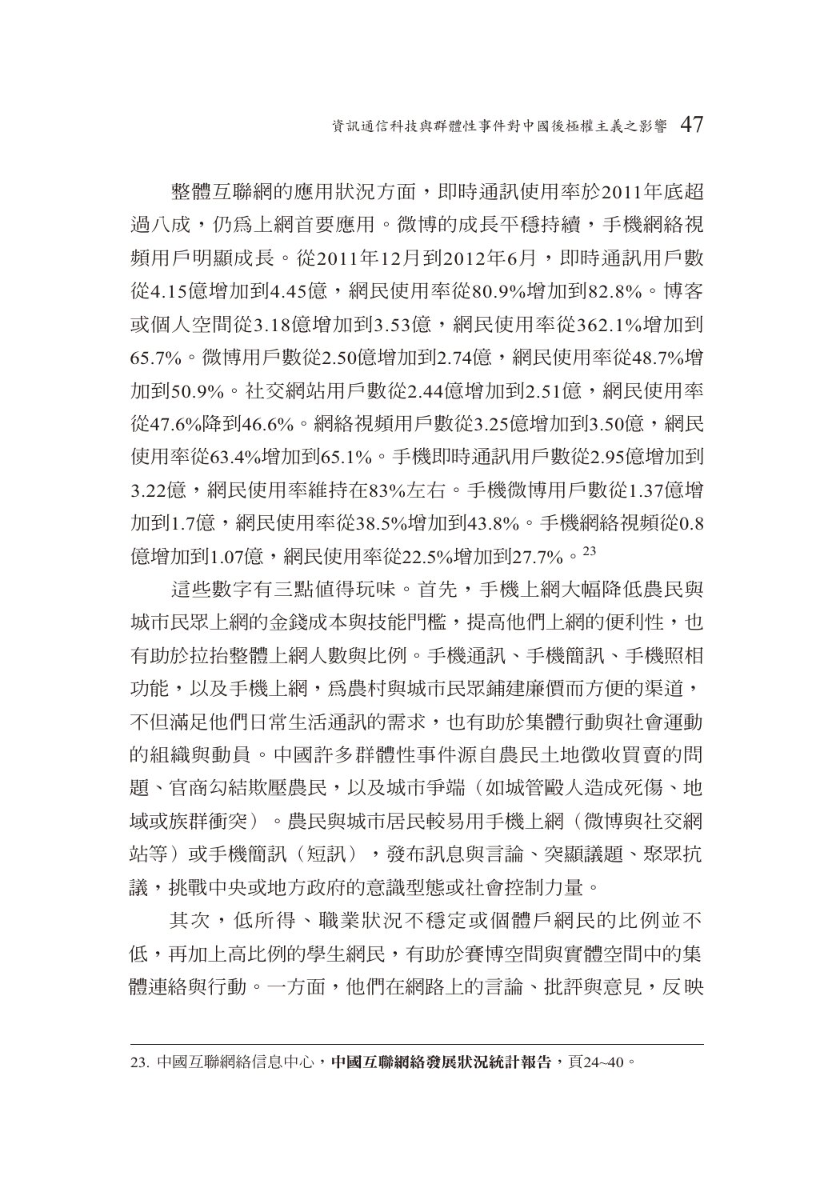整體互聯網的應用狀況方面，即時通訊使用率於2011年底超過八成，仍爲上網首要應用。微博的成長平穩持續，手機網絡視頻用戶明顯成長。從2011年12月到2012年6月，即時通訊用戶數從4.15億增加到4.45億，網民使用率從80.9%增加到82.8%。博客或個人空間從3.18億增加到3.53億，網民使用率從362.1%增加到65.7%。微博用戶數從2.50億增加到2.74億，網民使用率從48.7%增加到50.9%。社交網站用戶數從2.44億增加到2.51億，網民使用率從47.6%降到46.6%。網絡視頻用戶數從3.25億增加到3.50億，網民使用率從63.4%增加到65.1%。手機即時通訊用戶數從2.95億增加到3.22億，網民使用率維持在83%左右。手機微博用戶數從1.37億增加到1.7億，網民使用率從38.5%增加到43.8%。手機網絡視頻從0.8億增加到1.07億，網民使用率從22.5%增加到27.7%。[23]

這些數字有三點値得玩味。首先，手機上網大幅降低農民與城市民眾上網的金錢成本與技能門檻，提高他們上網的便利性，也有助於拉抬整體上網人數與比例。手機通訊、手機簡訊、手機照相功能，以及手機上網，爲農村與城市民眾鋪建廉價而方便的渠道，不但滿足他們日常生活通訊的需求，也有助於集體行動與社會運動的組織與動員。中國許多群體性事件源自農民土地徵收買賣的問題、官商勾結欺壓農民，以及城市爭端（如城管毆人造成死傷、地域或族群衝突）。農民與城市居民較易用手機上網（微博與社交網站等）或手機簡訊（短訊），發布訊息與言論、突顯議題、聚眾抗議，挑戰中央或地方政府的意識型態或社會控制力量。

其次，低所得、職業狀況不穩定或個體戶網民的比例並不低，再加上高比例的學生網民，有助於賽博空間與實體空間中的集體連絡與行動。一方面，他們在網路上的言論、批評與意見，反映

---

23. 中國互聯網絡信息中心，**中國互聯網絡發展狀況統計報告**，頁24~40。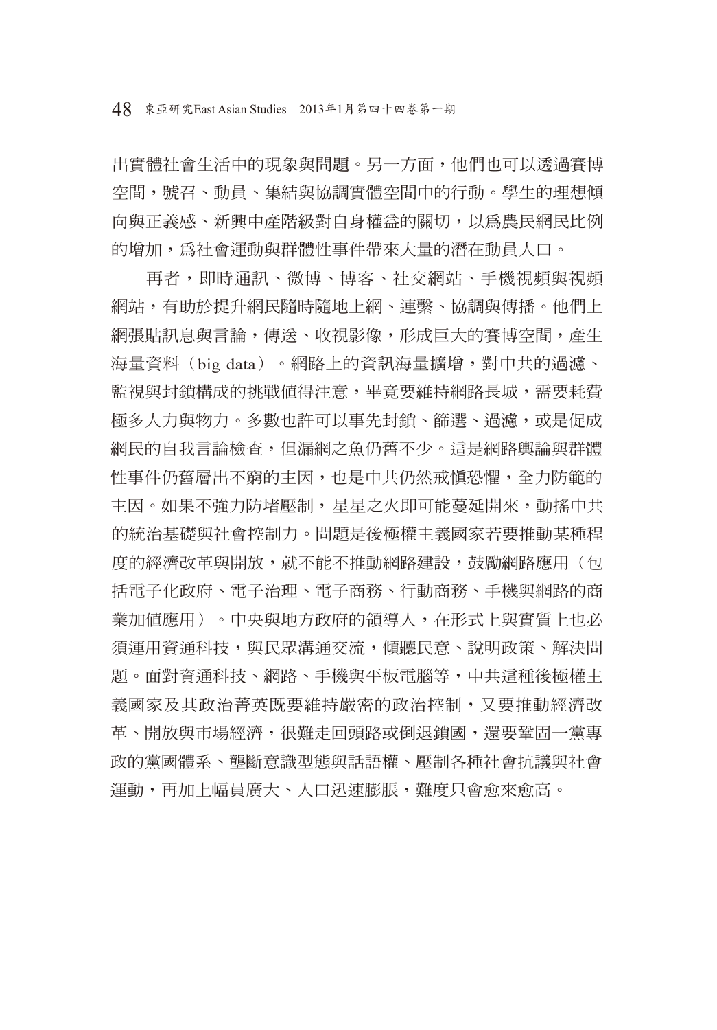出實體社會生活中的現象與問題。另一方面，他們也可以透過賽博空間，號召、動員、集結與協調實體空間中的行動。學生的理想傾向與正義感、新興中產階級對自身權益的關切，以爲農民網民比例的增加，爲社會運動與群體性事件帶來大量的潛在動員人口。

再者，即時通訊、微博、博客、社交網站、手機視頻與視頻網站，有助於提升網民隨時隨地上網、連繫、協調與傳播。他們上網張貼訊息與言論，傳送、收視影像，形成巨大的賽博空間，產生海量資料（big data）。網路上的資訊海量擴增，對中共的過濾、監視與封鎖構成的挑戰值得注意，畢竟要維持網路長城，需要耗費極多人力與物力。多數也許可以事先封鎖、篩選、過濾，或是促成網民的自我言論檢查，但漏網之魚仍舊不少。這是網路輿論與群體性事件仍舊層出不窮的主因，也是中共仍然戒愼恐懼，全力防範的主因。如果不強力防堵壓制，星星之火即可能蔓延開來，動搖中共的統治基礎與社會控制力。問題是後極權主義國家若要推動某種程度的經濟改革與開放，就不能不推動網路建設，鼓勵網路應用（包括電子化政府、電子治理、電子商務、行動商務、手機與網路的商業加值應用）。中央與地方政府的領導人，在形式上與實質上也必須運用資通科技，與民眾溝通交流，傾聽民意、說明政策、解決問題。面對資通科技、網路、手機與平板電腦等，中共這種後極權主義國家及其政治菁英既要維持嚴密的政治控制，又要推動經濟改革、開放與市場經濟，很難走回頭路或倒退鎖國，還要鞏固一黨專政的黨國體系、壟斷意識型態與話語權、壓制各種社會抗議與社會運動，再加上幅員廣大、人口迅速膨脹，難度只會愈來愈高。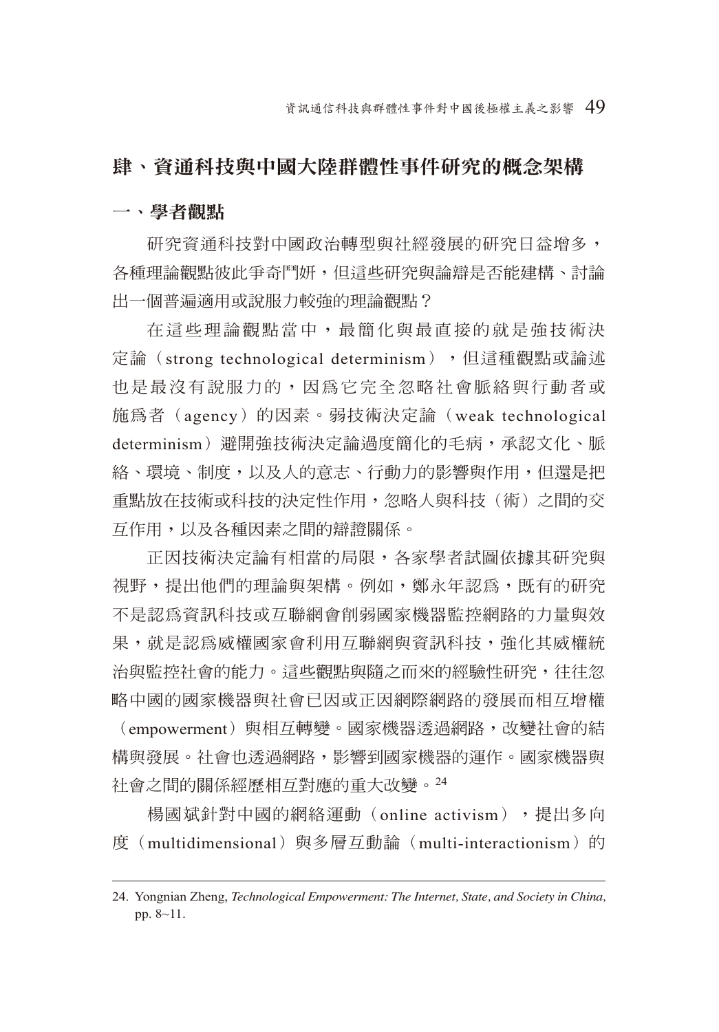## 肆、資通科技與中國大陸群體性事件研究的概念架構

### 一、學者觀點

研究資通科技對中國政治轉型與社經發展的研究日益增多，各種理論觀點彼此爭奇鬥妍，但這些研究與論辯是否能建構、討論出一個普遍適用或說服力較強的理論觀點？

在這些理論觀點當中，最簡化與最直接的就是強技術決定論（strong technological determinism），但這種觀點或論述也是最沒有說服力的，因為它完全忽略社會脈絡與行動者或施為者（agency）的因素。弱技術決定論（weak technological determinism）避開強技術決定論過度簡化的毛病，承認文化、脈絡、環境、制度，以及人的意志、行動力的影響與作用，但還是把重點放在技術或科技的決定性作用，忽略人與科技（術）之間的交互作用，以及各種因素之間的辯證關係。

正因技術決定論有相當的局限，各家學者試圖依據其研究與視野，提出他們的理論與架構。例如，鄭永年認為，既有的研究不是認為資訊科技或互聯網會削弱國家機器監控網路的力量與效果，就是認為威權國家會利用互聯網與資訊科技，強化其威權統治與監控社會的能力。這些觀點與隨之而來的經驗性研究，往往忽略中國的國家機器與社會已因或正因網際網路的發展而相互增權（empowerment）與相互轉變。國家機器透過網路，改變社會的結構與發展。社會也透過網路，影響到國家機器的運作。國家機器與社會之間的關係經歷相互對應的重大改變。[24]

楊國斌針對中國的網絡運動（online activism），提出多向度（multidimensional）與多層互動論（multi-interactionism）的

---

24. Yongnian Zheng, *Technological Empowerment: The Internet, State, and Society in China,* pp. 8~11.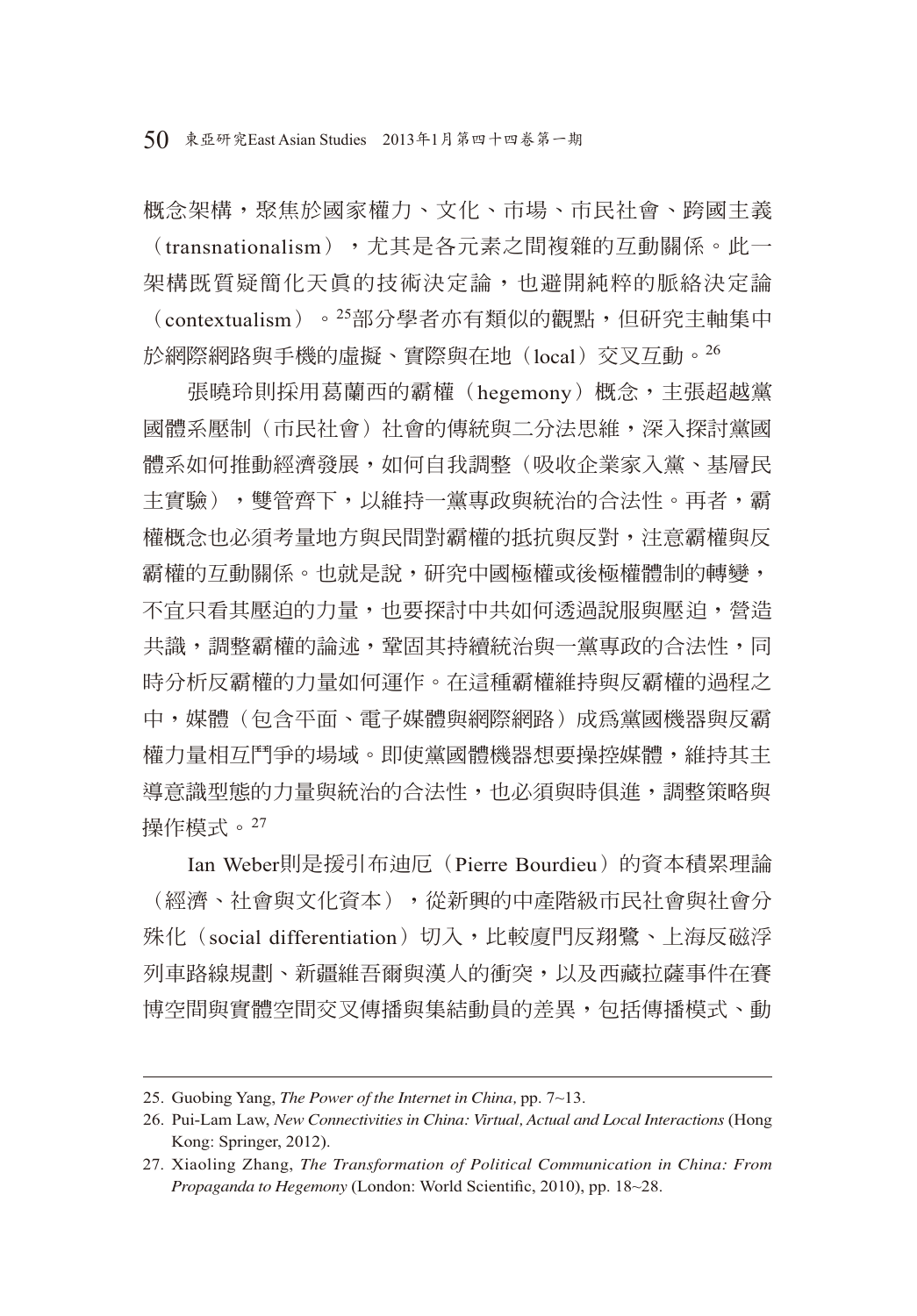概念架構，聚焦於國家權力、文化、市場、市民社會、跨國主義（transnationalism），尤其是各元素之間複雜的互動關係。此一架構既質疑簡化天真的技術決定論，也避開純粹的脈絡決定論（contextualism）。[25]部分學者亦有類似的觀點，但研究主軸集中於網際網路與手機的虛擬、實際與在地（local）交叉互動。[26]

張曉玲則採用葛蘭西的霸權（hegemony）概念，主張超越黨國體系壓制（市民社會）社會的傳統與二分法思維，深入探討黨國體系如何推動經濟發展，如何自我調整（吸收企業家入黨、基層民主實驗），雙管齊下，以維持一黨專政與統治的合法性。再者，霸權概念也必須考量地方與民間對霸權的抵抗與反對，注意霸權與反霸權的互動關係。也就是說，研究中國極權或後極權體制的轉變，不宜只看其壓迫的力量，也要探討中共如何透過說服與壓迫，營造共識，調整霸權的論述，鞏固其持續統治與一黨專政的合法性，同時分析反霸權的力量如何運作。在這種霸權維持與反霸權的過程之中，媒體（包含平面、電子媒體與網際網路）成爲黨國機器與反霸權力量相互鬥爭的場域。即使黨國體機器想要操控媒體，維持其主導意識型態的力量與統治的合法性，也必須與時俱進，調整策略與操作模式。[27]

Ian Weber則是援引布迪厄（Pierre Bourdieu）的資本積累理論（經濟、社會與文化資本），從新興的中產階級市民社會與社會分殊化（social differentiation）切入，比較廈門反翔鷺、上海反磁浮列車路線規劃、新疆維吾爾與漢人的衝突，以及西藏拉薩事件在賽博空間與實體空間交叉傳播與集結動員的差異，包括傳播模式、動

---

25. Guobing Yang, *The Power of the Internet in China,* pp. 7~13.

26. Pui-Lam Law, *New Connectivities in China: Virtual, Actual and Local Interactions* (Hong Kong: Springer, 2012).

27. Xiaoling Zhang, *The Transformation of Political Communication in China: From Propaganda to Hegemony* (London: World Scientific, 2010), pp. 18~28.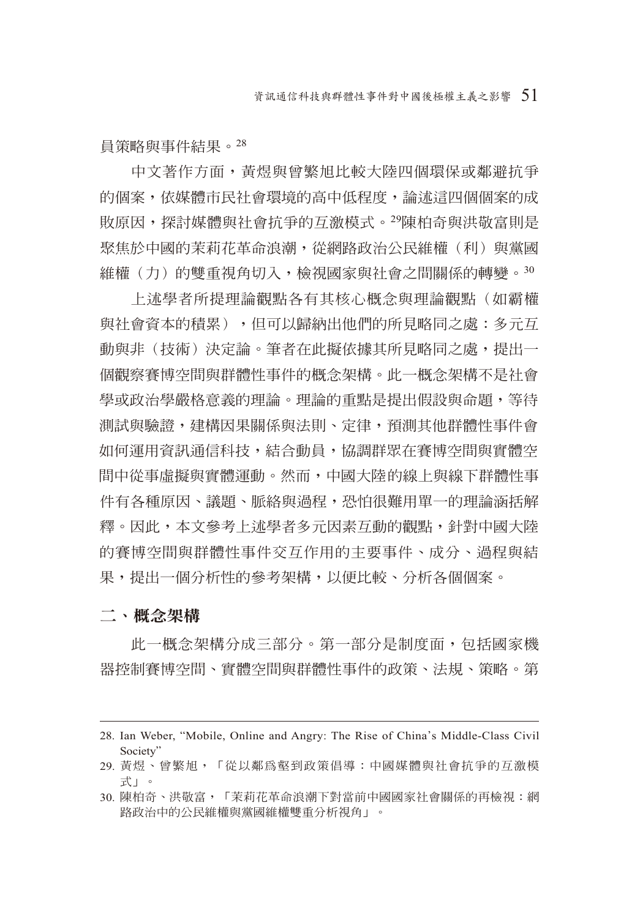員策略與事件結果。[28]

中文著作方面，黃煜與曾繁旭比較大陸四個環保或鄰避抗爭的個案，依媒體市民社會環境的高中低程度，論述這四個個案的成敗原因，探討媒體與社會抗爭的互激模式。[29]陳柏奇與洪敬富則是聚焦於中國的茉莉花革命浪潮，從網路政治公民維權（利）與黨國維權（力）的雙重視角切入，檢視國家與社會之間關係的轉變。[30]

上述學者所提理論觀點各有其核心概念與理論觀點（如霸權與社會資本的積累），但可以歸納出他們的所見略同之處：多元互動與非（技術）決定論。筆者在此擬依據其所見略同之處，提出一個觀察賽博空間與群體性事件的概念架構。此一概念架構不是社會學或政治學嚴格意義的理論。理論的重點是提出假設與命題，等待測試與驗證，建構因果關係與法則、定律，預測其他群體性事件會如何運用資訊通信科技，結合動員，協調群眾在賽博空間與實體空間中從事虛擬與實體運動。然而，中國大陸的線上與線下群體性事件有各種原因、議題、脈絡與過程，恐怕很難用單一的理論涵括解釋。因此，本文參考上述學者多元因素互動的觀點，針對中國大陸的賽博空間與群體性事件交互作用的主要事件、成分、過程與結果，提出一個分析性的參考架構，以便比較、分析各個個案。

## 二、概念架構

此一概念架構分成三部分。第一部分是制度面，包括國家機器控制賽博空間、實體空間與群體性事件的政策、法規、策略。第

---

28. Ian Weber, "Mobile, Online and Angry: The Rise of China's Middle-Class Civil Society"
29. 黃煜、曾繁旭，「從以鄰為壑到政策倡導：中國媒體與社會抗爭的互激模式」。
30. 陳柏奇、洪敬富，「茉莉花革命浪潮下對當前中國國家社會關係的再檢視：網路政治中的公民維權與黨國維權雙重分析視角」。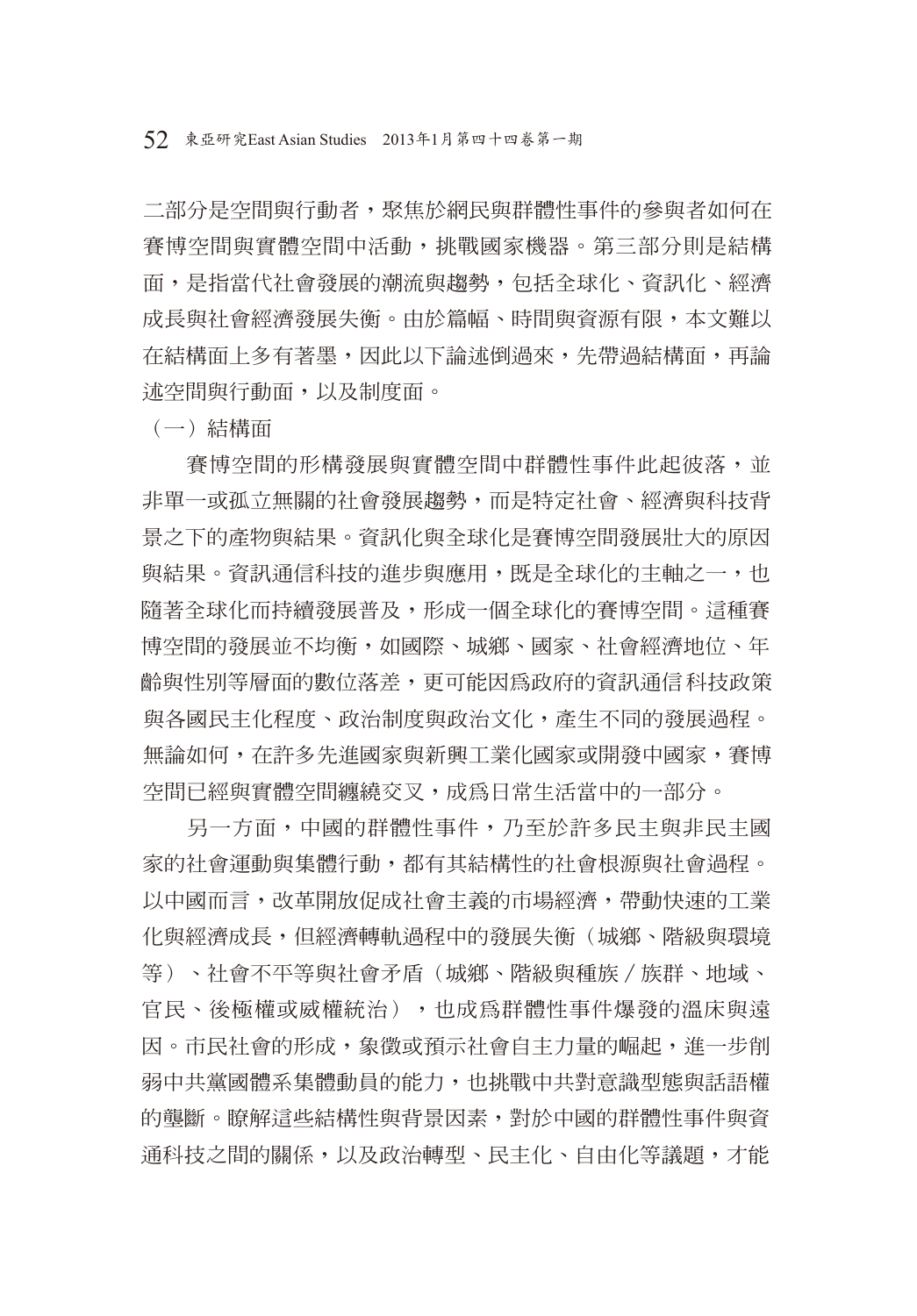二部分是空間與行動者，聚焦於網民與群體性事件的參與者如何在賽博空間與實體空間中活動，挑戰國家機器。第三部分則是結構面，是指當代社會發展的潮流與趨勢，包括全球化、資訊化、經濟成長與社會經濟發展失衡。由於篇幅、時間與資源有限，本文難以在結構面上多有著墨，因此以下論述倒過來，先帶過結構面，再論述空間與行動面，以及制度面。

（一）結構面

賽博空間的形構發展與實體空間中群體性事件此起彼落，並非單一或孤立無關的社會發展趨勢，而是特定社會、經濟與科技背景之下的產物與結果。資訊化與全球化是賽博空間發展壯大的原因與結果。資訊通信科技的進步與應用，既是全球化的主軸之一，也隨著全球化而持續發展普及，形成一個全球化的賽博空間。這種賽博空間的發展並不均衡，如國際、城鄉、國家、社會經濟地位、年齡與性別等層面的數位落差，更可能因為政府的資訊通信科技政策與各國民主化程度、政治制度與政治文化，產生不同的發展過程。無論如何，在許多先進國家與新興工業化國家或開發中國家，賽博空間已經與實體空間纏繞交叉，成為日常生活當中的一部分。

另一方面，中國的群體性事件，乃至於許多民主與非民主國家的社會運動與集體行動，都有其結構性的社會根源與社會過程。以中國而言，改革開放促成社會主義的市場經濟，帶動快速的工業化與經濟成長，但經濟轉軌過程中的發展失衡（城鄉、階級與環境等）、社會不平等與社會矛盾（城鄉、階級與種族／族群、地域、官民、後極權或威權統治），也成為群體性事件爆發的溫床與遠因。市民社會的形成，象徵或預示社會自主力量的崛起，進一步削弱中共黨國體系集體動員的能力，也挑戰中共對意識型態與話語權的壟斷。瞭解這些結構性與背景因素，對於中國的群體性事件與資通科技之間的關係，以及政治轉型、民主化、自由化等議題，才能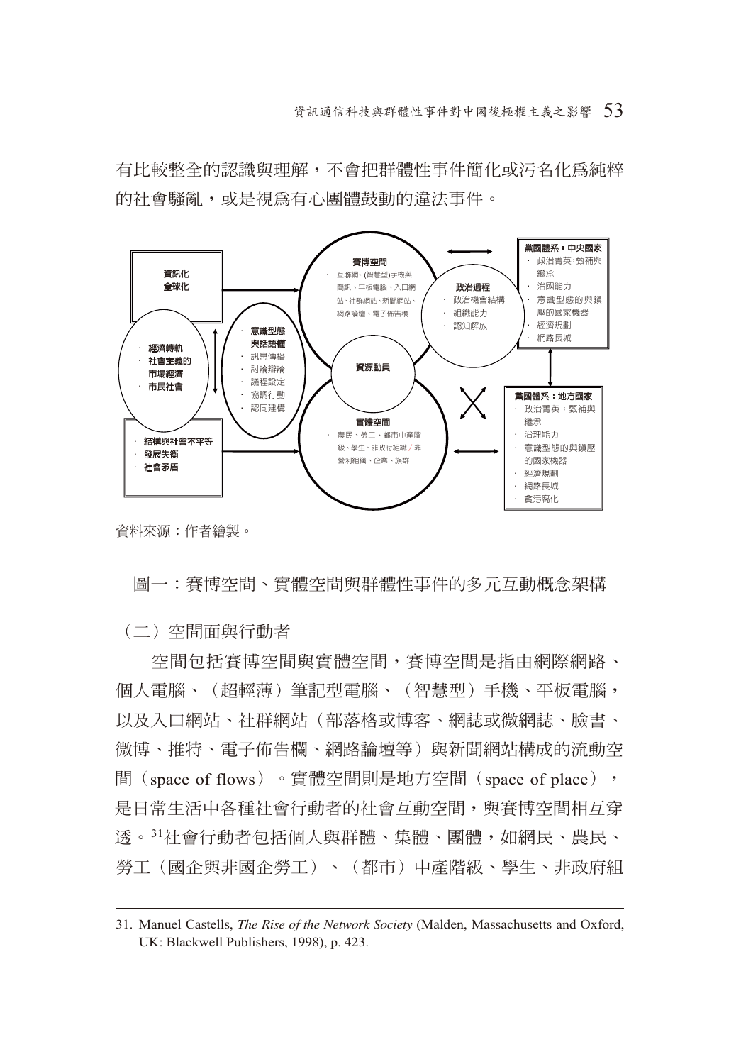有比較整全的認識與理解，不會把群體性事件簡化或污名化爲純粹的社會騷亂，或是視爲有心團體鼓動的違法事件。

資料來源：作者繪製。

圖一：賽博空間、實體空間與群體性事件的多元互動概念架構

（二）空間面與行動者

空間包括賽博空間與實體空間，賽博空間是指由網際網路、個人電腦、（超輕薄）筆記型電腦、（智慧型）手機、平板電腦，以及入口網站、社群網站（部落格或博客、網誌或微網誌、臉書、微博、推特、電子佈告欄、網路論壇等）與新聞網站構成的流動空間（space of flows）。實體空間則是地方空間（space of place），是日常生活中各種社會行動者的社會互動空間，與賽博空間相互穿透。[31]社會行動者包括個人與群體、集體、團體，如網民、農民、勞工（國企與非國企勞工）、（都市）中產階級、學生、非政府組

31. Manuel Castells, *The Rise of the Network Society* (Malden, Massachusetts and Oxford, UK: Blackwell Publishers, 1998), p. 423.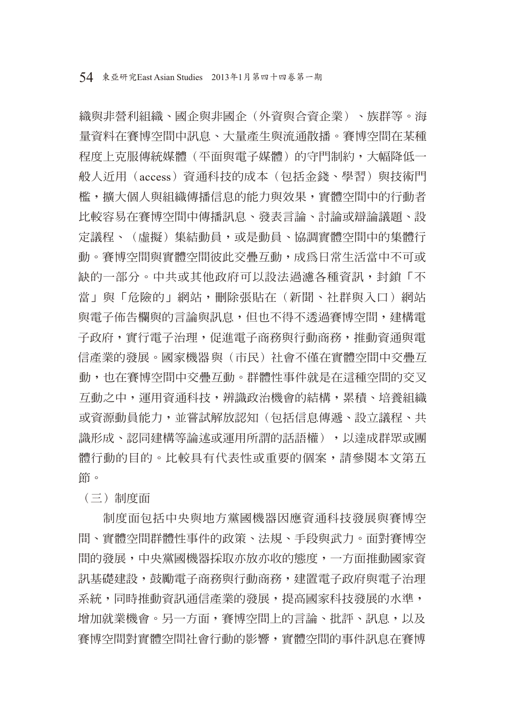織與非營利組織、國企與非國企（外資與合資企業）、族群等。海量資料在賽博空間中訊息、大量產生與流通散播。賽博空間在某種程度上克服傳統媒體（平面與電子媒體）的守門制約，大幅降低一般人近用（access）資通科技的成本（包括金錢、學習）與技術門檻，擴大個人與組織傳播信息的能力與效果，實體空間中的行動者比較容易在賽博空間中傳播訊息、發表言論、討論或辯論議題、設定議程、（虛擬）集結動員，或是動員、協調實體空間中的集體行動。賽博空間與實體空間彼此交疊互動，成爲日常生活當中不可或缺的一部分。中共或其他政府可以設法過濾各種資訊，封鎖「不當」與「危險的」網站，刪除張貼在（新聞、社群與入口）網站與電子佈告欄與的言論與訊息，但也不得不透過賽博空間，建構電子政府，實行電子治理，促進電子商務與行動商務，推動資通與電信產業的發展。國家機器與（市民）社會不僅在實體空間中交疊互動，也在賽博空間中交疊互動。群體性事件就是在這種空間的交叉互動之中，運用資通科技，辨識政治機會的結構，累積、培養組織或資源動員能力，並嘗試解放認知（包括信息傳遞、設立議程、共識形成、認同建構等論述或運用所謂的話語權），以達成群眾或團體行動的目的。比較具有代表性或重要的個案，請參閱本文第五節。

### （三）制度面

制度面包括中央與地方黨國機器因應資通科技發展與賽博空間、實體空間群體性事件的政策、法規、手段與武力。面對賽博空間的發展，中央黨國機器採取亦放亦收的態度，一方面推動國家資訊基礎建設，鼓勵電子商務與行動商務，建置電子政府與電子治理系統，同時推動資訊通信產業的發展，提高國家科技發展的水準，增加就業機會。另一方面，賽博空間上的言論、批評、訊息，以及賽博空間對實體空間社會行動的影響，實體空間的事件訊息在賽博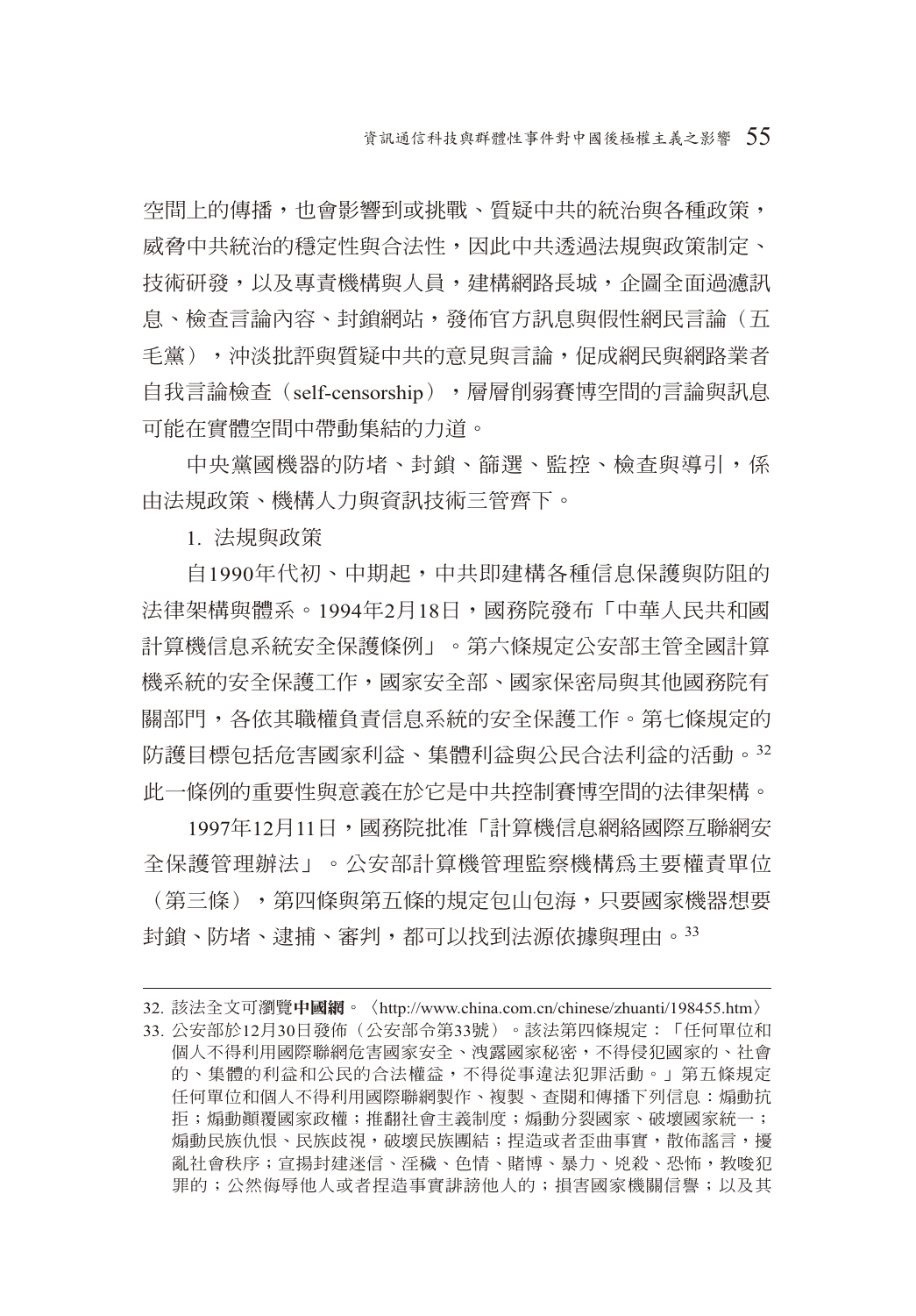空間上的傳播，也會影響到或挑戰、質疑中共的統治與各種政策，威脅中共統治的穩定性與合法性，因此中共透過法規與政策制定、技術研發，以及專責機構與人員，建構網路長城，企圖全面過濾訊息、檢查言論內容、封鎖網站，發佈官方訊息與假性網民言論（五毛黨），沖淡批評與質疑中共的意見與言論，促成網民與網路業者自我言論檢查（self-censorship），層層削弱賽博空間的言論與訊息可能在實體空間中帶動集結的力道。

中央黨國機器的防堵、封鎖、篩選、監控、檢查與導引，係由法規政策、機構人力與資訊技術三管齊下。

1. 法規與政策

自1990年代初、中期起，中共即建構各種信息保護與防阻的法律架構與體系。1994年2月18日，國務院發布「中華人民共和國計算機信息系統安全保護條例」。第六條規定公安部主管全國計算機系統的安全保護工作，國家安全部、國家保密局與其他國務院有關部門，各依其職權負責信息系統的安全保護工作。第七條規定的防護目標包括危害國家利益、集體利益與公民合法利益的活動。[32] 此一條例的重要性與意義在於它是中共控制賽博空間的法律架構。

1997年12月11日，國務院批准「計算機信息網絡國際互聯網安全保護管理辦法」。公安部計算機管理監察機構爲主要權責單位（第三條），第四條與第五條的規定包山包海，只要國家機器想要封鎖、防堵、逮捕、審判，都可以找到法源依據與理由。[33]

---

32. 該法全文可瀏覽**中國網**。〈http://www.china.com.cn/chinese/zhuanti/198455.htm〉

33. 公安部於12月30日發佈（公安部令第33號）。該法第四條規定：「任何單位和個人不得利用國際聯網危害國家安全、洩露國家秘密，不得侵犯國家的、社會的、集體的利益和公民的合法權益，不得從事違法犯罪活動。」第五條規定任何單位和個人不得利用國際聯網製作、複製、查閱和傳播下列信息：煽動抗拒；煽動顛覆國家政權；推翻社會主義制度；煽動分裂國家、破壞國家統一；煽動民族仇恨、民族歧視，破壞民族團結；捏造或者歪曲事實，散佈謠言，擾亂社會秩序；宣揚封建迷信、淫穢、色情、賭博、暴力、兇殺、恐怖，教唆犯罪的；公然侮辱他人或者捏造事實誹謗他人的；損害國家機關信譽；以及其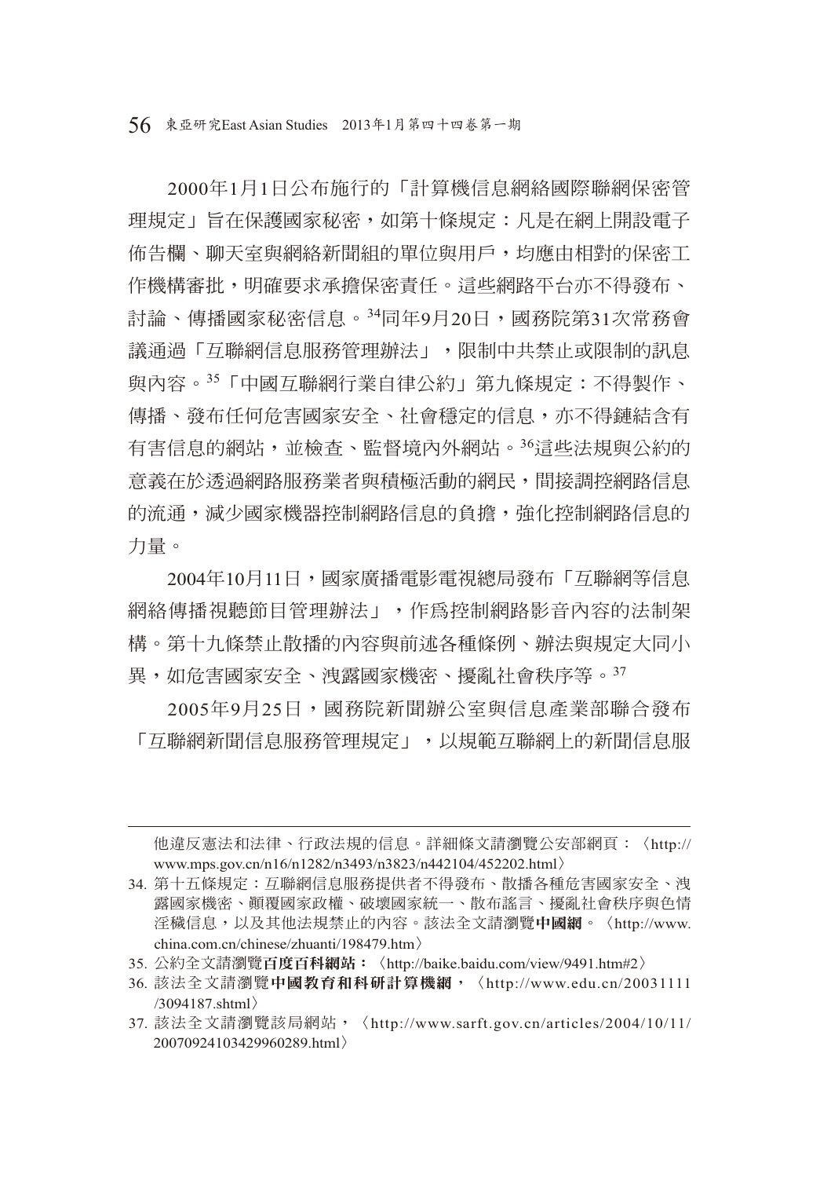2000年1月1日公布施行的「計算機信息網絡國際聯網保密管理規定」旨在保護國家秘密，如第十條規定：凡是在網上開設電子佈告欄、聊天室與網絡新聞組的單位與用戶，均應由相對的保密工作機構審批，明確要求承擔保密責任。這些網路平台亦不得發布、討論、傳播國家秘密信息。[34]同年9月20日，國務院第31次常務會議通過「互聯網信息服務管理辦法」，限制中共禁止或限制的訊息與內容。[35]「中國互聯網行業自律公約」第九條規定：不得製作、傳播、發布任何危害國家安全、社會穩定的信息，亦不得鏈結含有有害信息的網站，並檢查、監督境內外網站。[36]這些法規與公約的意義在於透過網路服務業者與積極活動的網民，間接調控網路信息的流通，減少國家機器控制網路信息的負擔，強化控制網路信息的力量。

2004年10月11日，國家廣播電影電視總局發布「互聯網等信息網絡傳播視聽節目管理辦法」，作爲控制網路影音內容的法制架構。第十九條禁止散播的內容與前述各種條例、辦法與規定大同小異，如危害國家安全、洩露國家機密、擾亂社會秩序等。[37]

2005年9月25日，國務院新聞辦公室與信息產業部聯合發布「互聯網新聞信息服務管理規定」，以規範互聯網上的新聞信息服

---

他違反憲法和法律、行政法規的信息。詳細條文請瀏覽公安部網頁：〈http://www.mps.gov.cn/n16/n1282/n3493/n3823/n442104/452202.html〉

34. 第十五條規定：互聯網信息服務提供者不得發布、散播各種危害國家安全、洩露國家機密、顛覆國家政權、破壞國家統一、散布謠言、擾亂社會秩序與色情淫穢信息，以及其他法規禁止的內容。該法全文請瀏覽**中國網**。〈http://www.china.com.cn/chinese/zhuanti/198479.htm〉

35. 公約全文請瀏覽**百度百科網站**：〈http://baike.baidu.com/view/9491.htm#2〉

36. 該法全文請瀏覽**中國教育和科研計算機網**，〈http://www.edu.cn/20031111/3094187.shtml〉

37. 該法全文請瀏覽該局網站，〈http://www.sarft.gov.cn/articles/2004/10/11/20070924103429960289.html〉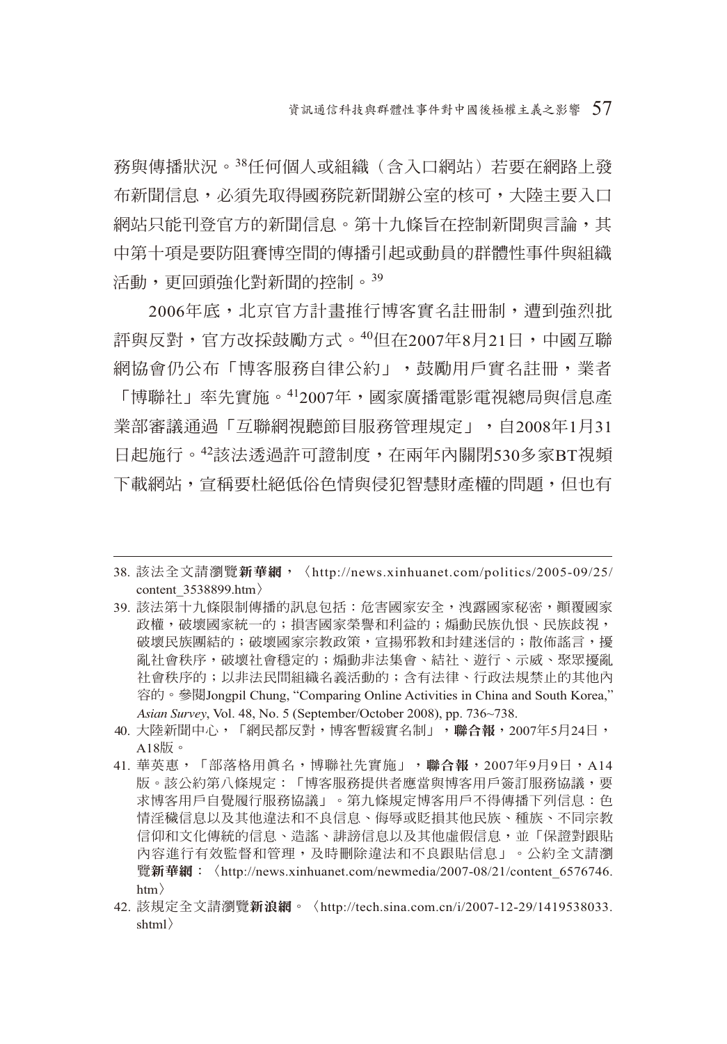務與傳播狀況。[38]任何個人或組織（含入口網站）若要在網路上發布新聞信息，必須先取得國務院新聞辦公室的核可，大陸主要入口網站只能刊登官方的新聞信息。第十九條旨在控制新聞與言論，其中第十項是要防阻賽博空間的傳播引起或動員的群體性事件與組織活動，更回頭強化對新聞的控制。[39]

2006年底，北京官方計畫推行博客實名註冊制，遭到強烈批評與反對，官方改採鼓勵方式。[40]但在2007年8月21日，中國互聯網協會仍公布「博客服務自律公約」，鼓勵用戶實名註冊，業者「博聯社」率先實施。[41]2007年，國家廣播電影電視總局與信息產業部審議通過「互聯網視聽節目服務管理規定」，自2008年1月31日起施行。[42]該法透過許可證制度，在兩年內關閉530多家BT視頻下載網站，宣稱要杜絕低俗色情與侵犯智慧財產權的問題，但也有

---

38. 該法全文請瀏覽**新華網**，〈http://news.xinhuanet.com/politics/2005-09/25/content_3538899.htm〉

39. 該法第十九條限制傳播的訊息包括：危害國家安全，洩露國家秘密，顛覆國家政權，破壞國家統一的；損害國家榮譽和利益的；煽動民族仇恨、民族歧視，破壞民族團結的；破壞國家宗教政策，宣揚邪教和封建迷信的；散佈謠言，擾亂社會秩序，破壞社會穩定的；煽動非法集會、結社、遊行、示威、聚眾擾亂社會秩序的；以非法民間組織名義活動的；含有法律、行政法規禁止的其他內容的。參閱Jongpil Chung, "Comparing Online Activities in China and South Korea," *Asian Survey*, Vol. 48, No. 5 (September/October 2008), pp. 736~738.

40. 大陸新聞中心，「網民都反對，博客暫緩實名制」，**聯合報**，2007年5月24日，A18版。

41. 華英惠，「部落格用真名，博聯社先實施」，**聯合報**，2007年9月9日，A14版。該公約第八條規定：「博客服務提供者應當與博客用戶簽訂服務協議，要求博客用戶自覺履行服務協議」。第九條規定博客用戶不得傳播下列信息：色情淫穢信息以及其他違法和不良信息、侮辱或貶損其他民族、種族、不同宗教信仰和文化傳統的信息、造謠、誹謗信息以及其他虛假信息，並「保證對跟貼內容進行有效監督和管理，及時刪除違法和不良跟貼信息」。公約全文請瀏覽**新華網**：〈http://news.xinhuanet.com/newmedia/2007-08/21/content_6576746.htm〉

42. 該規定全文請瀏覽**新浪網**。〈http://tech.sina.com.cn/i/2007-12-29/1419538033.shtml〉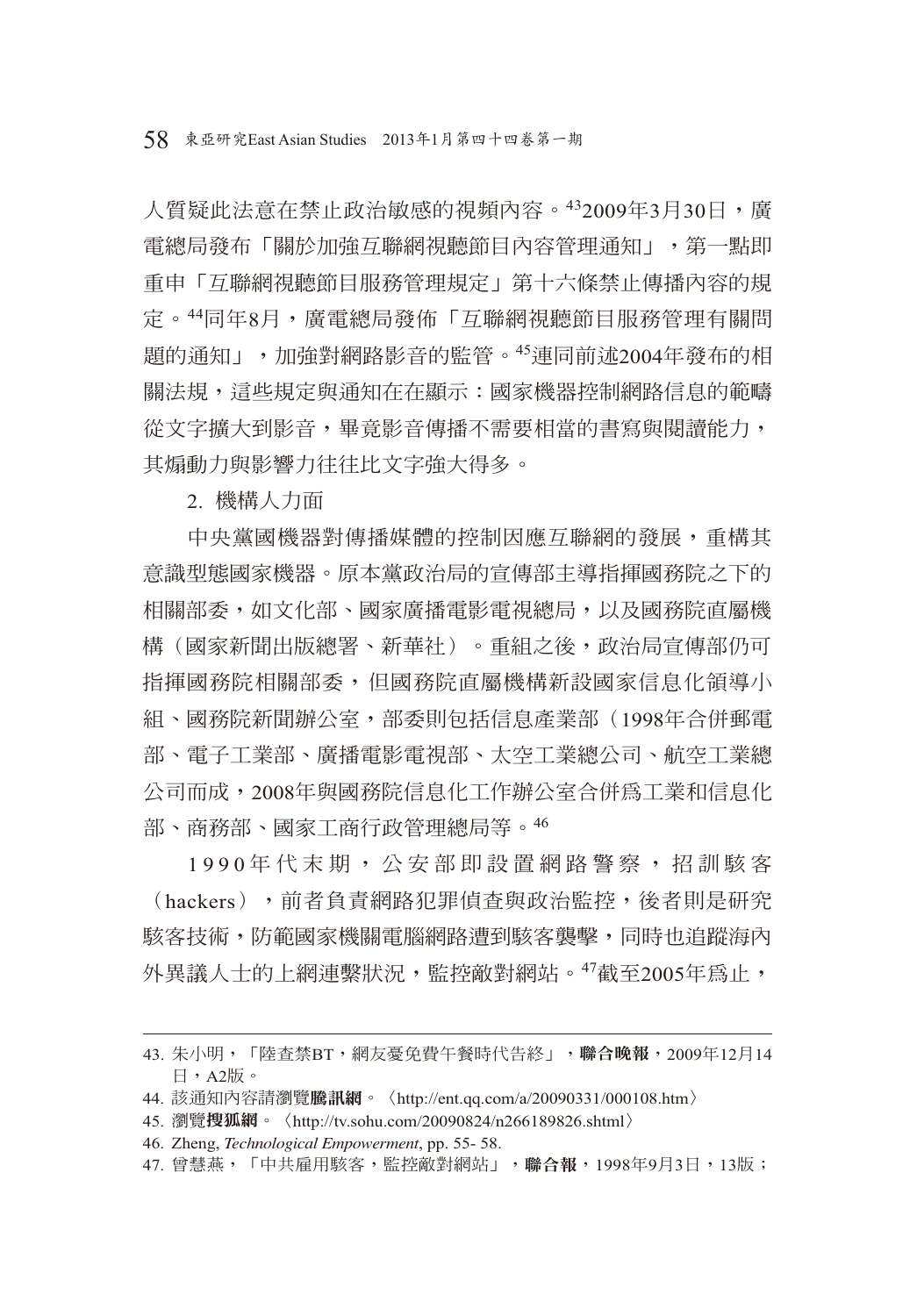人質疑此法意在禁止政治敏感的視頻內容。[43]2009年3月30日，廣電總局發布「關於加強互聯網視聽節目內容管理通知」，第一點即重申「互聯網視聽節目服務管理規定」第十六條禁止傳播內容的規定。[44]同年8月，廣電總局發佈「互聯網視聽節目服務管理有關問題的通知」，加強對網路影音的監管。[45]連同前述2004年發布的相關法規，這些規定與通知在在顯示：國家機器控制網路信息的範疇從文字擴大到影音，畢竟影音傳播不需要相當的書寫與閱讀能力，其煽動力與影響力往往比文字強大得多。

2. 機構人力面

中央黨國機器對傳播媒體的控制因應互聯網的發展，重構其意識型態國家機器。原本黨政治局的宣傳部主導指揮國務院之下的相關部委，如文化部、國家廣播電影電視總局，以及國務院直屬機構（國家新聞出版總署、新華社）。重組之後，政治局宣傳部仍可指揮國務院相關部委，但國務院直屬機構新設國家信息化領導小組、國務院新聞辦公室，部委則包括信息產業部（1998年合併郵電部、電子工業部、廣播電影電視部、太空工業總公司、航空工業總公司而成，2008年與國務院信息化工作辦公室合併爲工業和信息化部、商務部、國家工商行政管理總局等。[46]

1990年代末期，公安部即設置網路警察，招訓駭客（hackers），前者負責網路犯罪偵查與政治監控，後者則是研究駭客技術，防範國家機關電腦網路遭到駭客襲擊，同時也追蹤海內外異議人士的上網連繫狀況，監控敵對網站。[47]截至2005年爲止，

---

43. 朱小明，「陸查禁BT，網友憂免費午餐時代告終」，**聯合晚報**，2009年12月14日，A2版。
44. 該通知內容請瀏覽**騰訊網**。〈http://ent.qq.com/a/20090331/000108.htm〉
45. 瀏覽**搜狐網**。〈http://tv.sohu.com/20090824/n266189826.shtml〉
46. Zheng, *Technological Empowerment*, pp. 55- 58.
47. 曾慧燕，「中共雇用駭客，監控敵對網站」，**聯合報**，1998年9月3日，13版；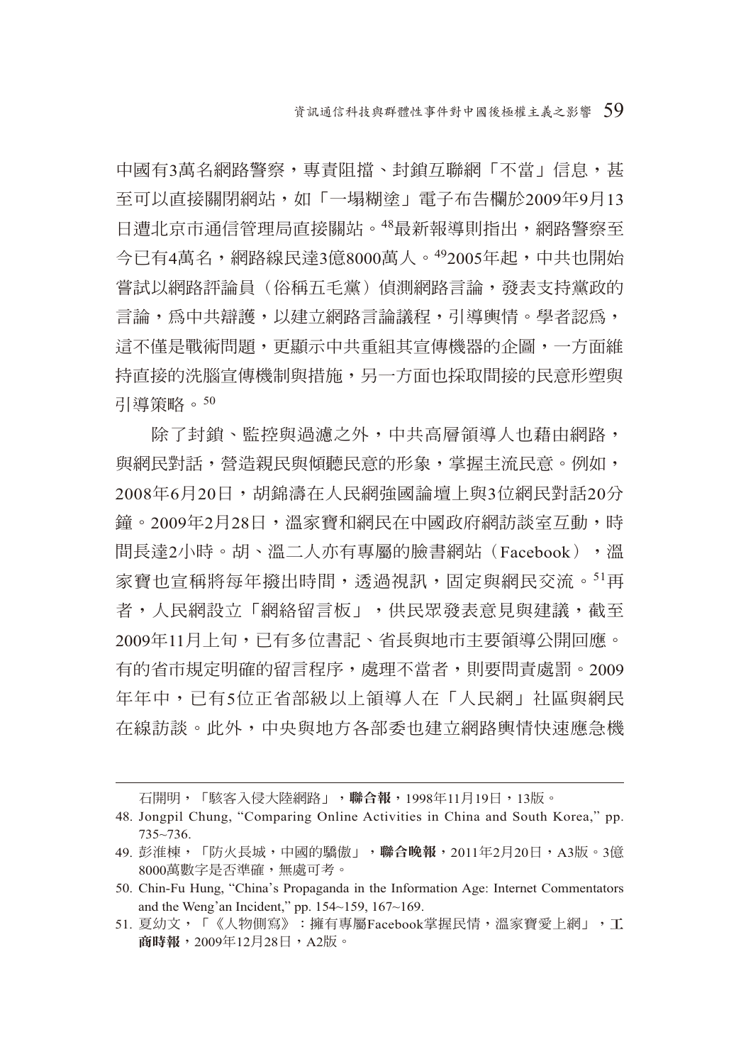中國有3萬名網路警察，專責阻擋、封鎖互聯網「不當」信息，甚至可以直接關閉網站，如「一塌糊塗」電子布告欄於2009年9月13日遭北京市通信管理局直接關站。[48]最新報導則指出，網路警察至今已有4萬名，網路線民達3億8000萬人。[49]2005年起，中共也開始嘗試以網路評論員（俗稱五毛黨）偵測網路言論，發表支持黨政的言論，為中共辯護，以建立網路言論議程，引導輿情。學者認為，這不僅是戰術問題，更顯示中共重組其宣傳機器的企圖，一方面維持直接的洗腦宣傳機制與措施，另一方面也採取間接的民意形塑與引導策略。[50]

除了封鎖、監控與過濾之外，中共高層領導人也藉由網路，與網民對話，營造親民與傾聽民意的形象，掌握主流民意。例如，2008年6月20日，胡錦濤在人民網強國論壇上與3位網民對話20分鐘。2009年2月28日，溫家寶和網民在中國政府網訪談室互動，時間長達2小時。胡、溫二人亦有專屬的臉書網站（Facebook），溫家寶也宣稱將每年撥出時間，透過視訊，固定與網民交流。[51]再者，人民網設立「網絡留言板」，供民眾發表意見與建議，截至2009年11月上旬，已有多位書記、省長與地市主要領導公開回應。有的省市規定明確的留言程序，處理不當者，則要問責處罰。2009年年中，已有5位正省部級以上領導人在「人民網」社區與網民在線訪談。此外，中央與地方各部委也建立網路輿情快速應急機

---

石開明，「駭客入侵大陸網路」，**聯合報**，1998年11月19日，13版。

48. Jongpil Chung, "Comparing Online Activities in China and South Korea," pp. 735~736.
49. 彭淮棟，「防火長城，中國的驕傲」，**聯合晚報**，2011年2月20日，A3版。3億8000萬數字是否準確，無處可考。
50. Chin-Fu Hung, "China's Propaganda in the Information Age: Internet Commentators and the Weng'an Incident," pp. 154~159, 167~169.
51. 夏幼文，「《人物側寫》：擁有專屬Facebook掌握民情，溫家寶愛上網」，**工商時報**，2009年12月28日，A2版。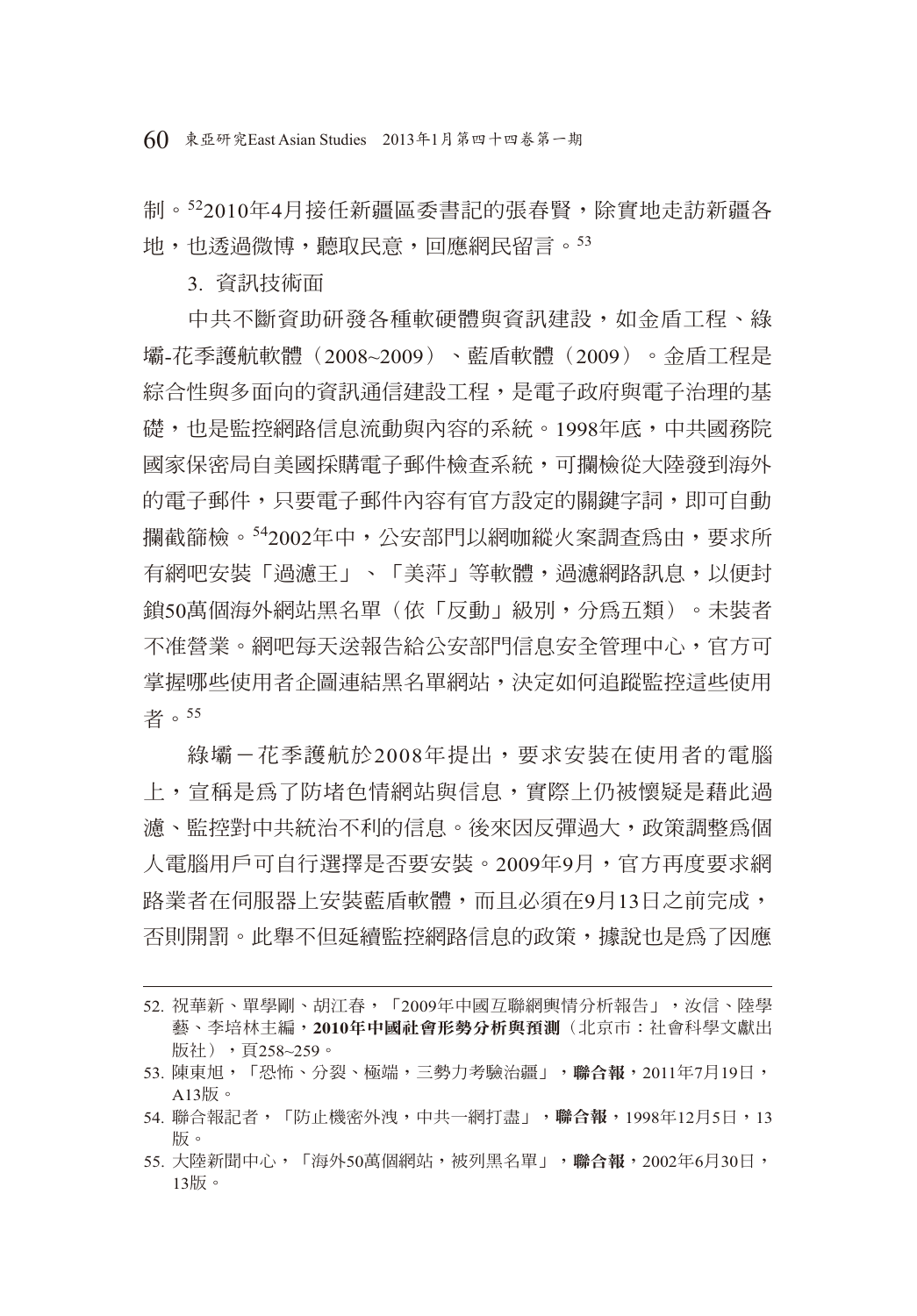制。[52]2010年4月接任新疆區委書記的張春賢，除實地走訪新疆各地，也透過微博，聽取民意，回應網民留言。[53]

3. 資訊技術面

中共不斷資助研發各種軟硬體與資訊建設，如金盾工程、綠壩-花季護航軟體（2008~2009）、藍盾軟體（2009）。金盾工程是綜合性與多面向的資訊通信建設工程，是電子政府與電子治理的基礎，也是監控網路信息流動與內容的系統。1998年底，中共國務院國家保密局自美國採購電子郵件檢查系統，可攔檢從大陸發到海外的電子郵件，只要電子郵件內容有官方設定的關鍵字詞，即可自動攔截篩檢。[54]2002年中，公安部門以網咖縱火案調查為由，要求所有網吧安裝「過濾王」、「美萍」等軟體，過濾網路訊息，以便封鎖50萬個海外網站黑名單（依「反動」級別，分為五類）。未裝者不准營業。網吧每天送報告給公安部門信息安全管理中心，官方可掌握哪些使用者企圖連結黑名單網站，決定如何追蹤監控這些使用者。[55]

綠壩－花季護航於2008年提出，要求安裝在使用者的電腦上，宣稱是為了防堵色情網站與信息，實際上仍被懷疑是藉此過濾、監控對中共統治不利的信息。後來因反彈過大，政策調整為個人電腦用戶可自行選擇是否要安裝。2009年9月，官方再度要求網路業者在伺服器上安裝藍盾軟體，而且必須在9月13日之前完成，否則開罰。此舉不但延續監控網路信息的政策，據說也是為了因應

---

52. 祝華新、單學剛、胡江春，「2009年中國互聯網輿情分析報告」，汝信、陸學藝、李培林主編，**2010年中國社會形勢分析與預測**（北京市：社會科學文獻出版社），頁258~259。

53. 陳東旭，「恐怖、分裂、極端，三勢力考驗治疆」，**聯合報**，2011年7月19日，A13版。

54. 聯合報記者，「防止機密外洩，中共一網打盡」，**聯合報**，1998年12月5日，13版。

55. 大陸新聞中心，「海外50萬個網站，被列黑名單」，**聯合報**，2002年6月30日，13版。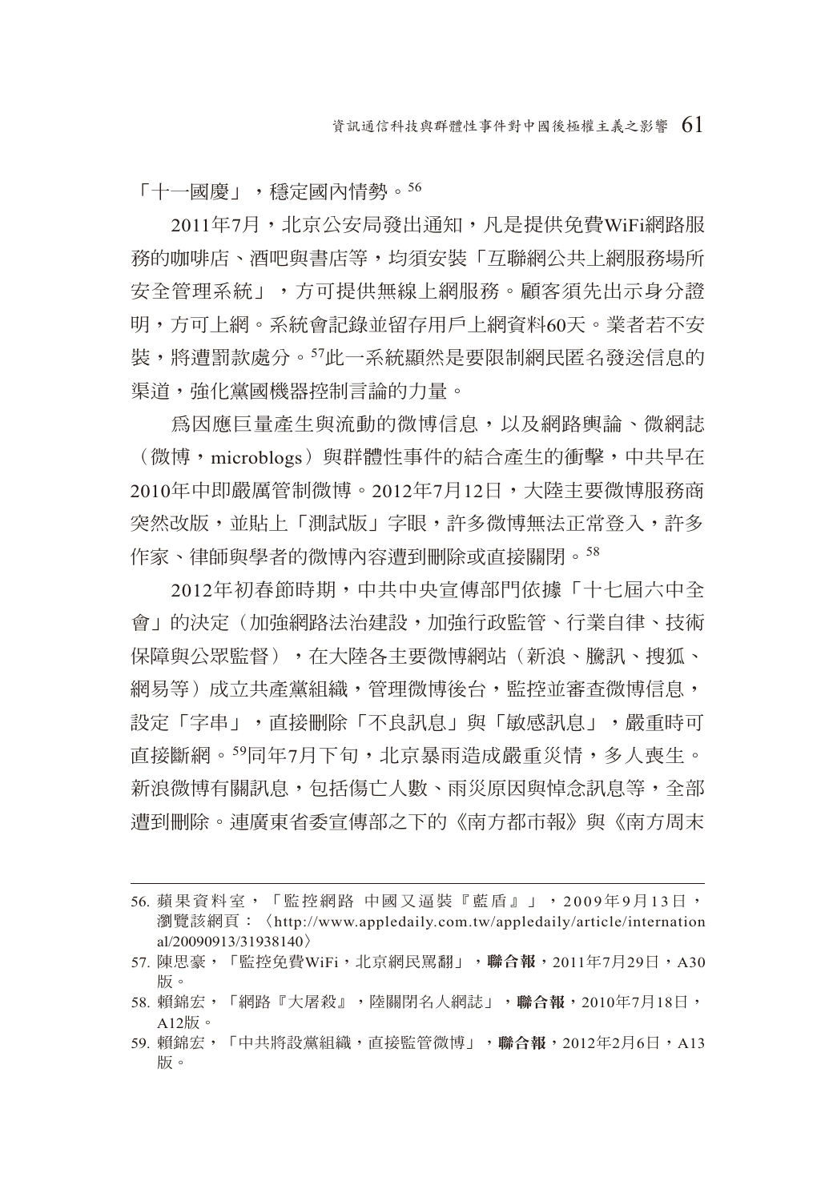「十一國慶」，穩定國內情勢。[56]

2011年7月，北京公安局發出通知，凡是提供免費WiFi網路服務的咖啡店、酒吧與書店等，均須安裝「互聯網公共上網服務場所安全管理系統」，方可提供無線上網服務。顧客須先出示身分證明，方可上網。系統會記錄並留存用戶上網資料60天。業者若不安裝，將遭罰款處分。[57]此一系統顯然是要限制網民匿名發送信息的渠道，強化黨國機器控制言論的力量。

為因應巨量產生與流動的微博信息，以及網路輿論、微網誌（微博，microblogs）與群體性事件的結合產生的衝擊，中共早在2010年中即嚴厲管制微博。2012年7月12日，大陸主要微博服務商突然改版，並貼上「測試版」字眼，許多微博無法正常登入，許多作家、律師與學者的微博內容遭到刪除或直接關閉。[58]

2012年初春節時期，中共中央宣傳部門依據「十七屆六中全會」的決定（加強網路法治建設，加強行政監管、行業自律、技術保障與公眾監督），在大陸各主要微博網站（新浪、騰訊、搜狐、網易等）成立共產黨組織，管理微博後台，監控並審查微博信息，設定「字串」，直接刪除「不良訊息」與「敏感訊息」，嚴重時可直接斷網。[59]同年7月下旬，北京暴雨造成嚴重災情，多人喪生。新浪微博有關訊息，包括傷亡人數、雨災原因與悼念訊息等，全部遭到刪除。連廣東省委宣傳部之下的《南方都市報》與《南方周末

---

56. 蘋果資料室，「監控網路 中國又逼裝『藍盾』」，2009年9月13日，瀏覽該網頁：〈http://www.appledaily.com.tw/appledaily/article/international/20090913/31938140〉

57. 陳思豪，「監控免費WiFi，北京網民罵翻」，**聯合報**，2011年7月29日，A30版。

58. 賴錦宏，「網路『大屠殺』，陸關閉名人網誌」，**聯合報**，2010年7月18日，A12版。

59. 賴錦宏，「中共將設黨組織，直接監管微博」，**聯合報**，2012年2月6日，A13版。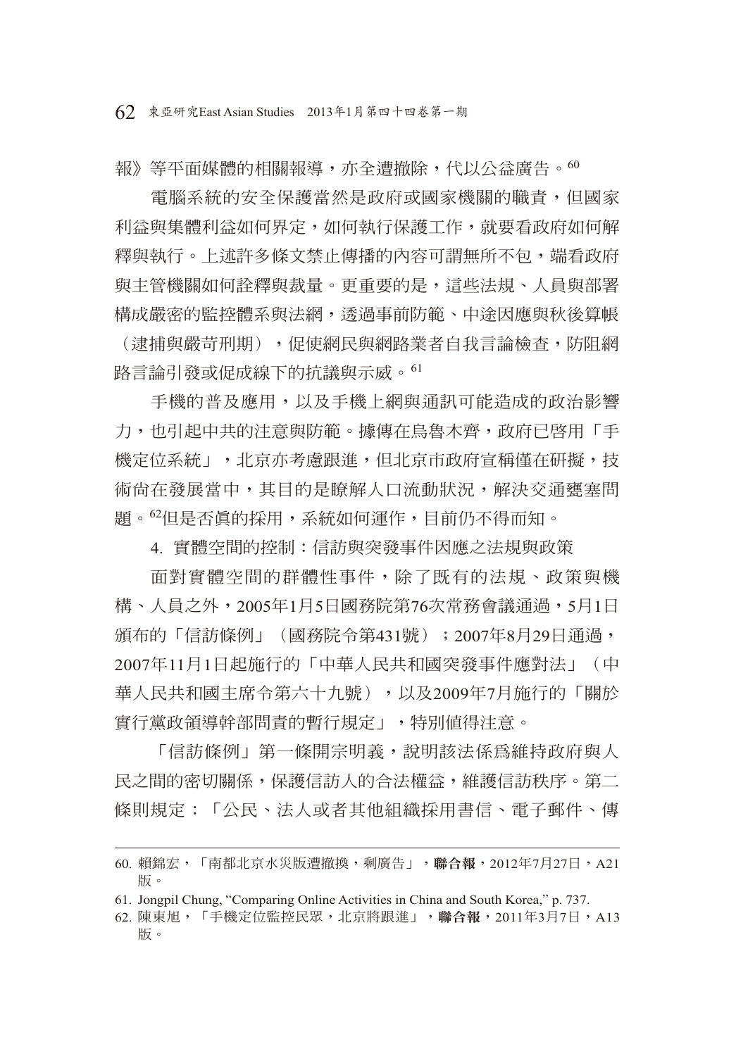報》等平面媒體的相關報導，亦全遭撤除，代以公益廣告。[60]

電腦系統的安全保護當然是政府或國家機關的職責，但國家利益與集體利益如何界定，如何執行保護工作，就要看政府如何解釋與執行。上述許多條文禁止傳播的內容可謂無所不包，端看政府與主管機關如何詮釋與裁量。更重要的是，這些法規、人員與部署構成嚴密的監控體系與法網，透過事前防範、中途因應與秋後算帳（逮捕與嚴苛刑期），促使網民與網路業者自我言論檢查，防阻網路言論引發或促成線下的抗議與示威。[61]

手機的普及應用，以及手機上網與通訊可能造成的政治影響力，也引起中共的注意與防範。據傳在烏魯木齊，政府已啓用「手機定位系統」，北京亦考慮跟進，但北京市政府宣稱僅在研擬，技術尚在發展當中，其目的是瞭解人口流動狀況，解決交通壅塞問題。[62]但是否眞的採用，系統如何運作，目前仍不得而知。

4. 實體空間的控制：信訪與突發事件因應之法規與政策

面對實體空間的群體性事件，除了既有的法規、政策與機構、人員之外，2005年1月5日國務院第76次常務會議通過，5月1日頒布的「信訪條例」（國務院令第431號）；2007年8月29日通過，2007年11月1日起施行的「中華人民共和國突發事件應對法」（中華人民共和國主席令第六十九號），以及2009年7月施行的「關於實行黨政領導幹部問責的暫行規定」，特別値得注意。

「信訪條例」第一條開宗明義，說明該法係爲維持政府與人民之間的密切關係，保護信訪人的合法權益，維護信訪秩序。第二條則規定：「公民、法人或者其他組織採用書信、電子郵件、傳

---

60. 賴錦宏，「南都北京水災版遭撤換，剩廣告」，**聯合報**，2012年7月27日，A21版。

61. Jongpil Chung, "Comparing Online Activities in China and South Korea," p. 737.

62. 陳東旭，「手機定位監控民眾，北京將跟進」，**聯合報**，2011年3月7日，A13版。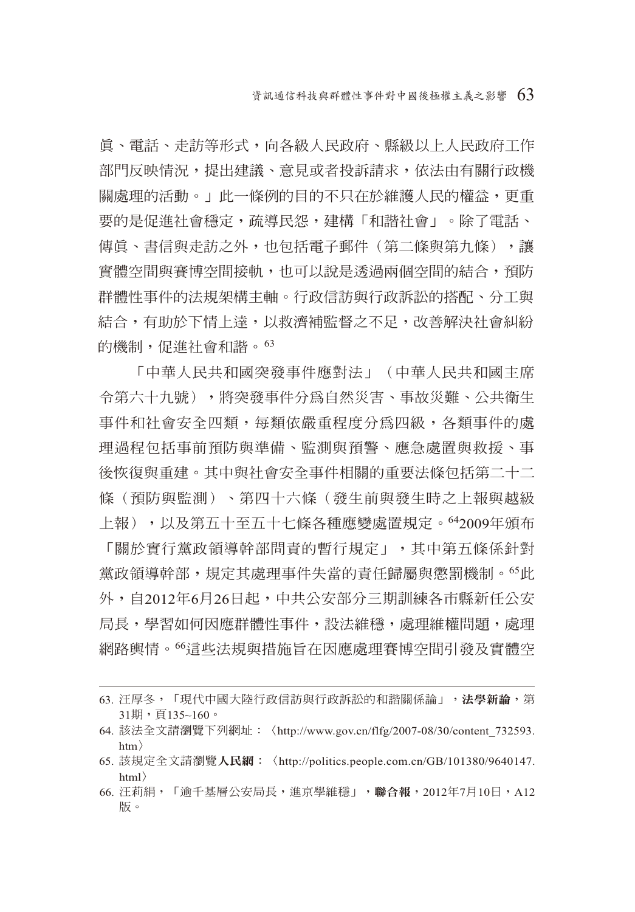眞、電話、走訪等形式，向各級人民政府、縣級以上人民政府工作部門反映情況，提出建議、意見或者投訴請求，依法由有關行政機關處理的活動。」此一條例的目的不只在於維護人民的權益，更重要的是促進社會穩定，疏導民怨，建構「和諧社會」。除了電話、傳眞、書信與走訪之外，也包括電子郵件（第二條與第九條），讓實體空間與賽博空間接軌，也可以說是透過兩個空間的結合，預防群體性事件的法規架構主軸。行政信訪與行政訴訟的搭配、分工與結合，有助於下情上達，以救濟補監督之不足，改善解決社會糾紛的機制，促進社會和諧。[63]

「中華人民共和國突發事件應對法」（中華人民共和國主席令第六十九號），將突發事件分爲自然災害、事故災難、公共衛生事件和社會安全四類，每類依嚴重程度分爲四級，各類事件的處理過程包括事前預防與準備、監測與預警、應急處置與救援、事後恢復與重建。其中與社會安全事件相關的重要法條包括第二十二條（預防與監測）、第四十六條（發生前與發生時之上報與越級上報），以及第五十至五十七條各種應變處置規定。[64]2009年頒布「關於實行黨政領導幹部問責的暫行規定」，其中第五條係針對黨政領導幹部，規定其處理事件失當的責任歸屬與懲罰機制。[65]此外，自2012年6月26日起，中共公安部分三期訓練各市縣新任公安局長，學習如何因應群體性事件，設法維穩，處理維權問題，處理網路輿情。[66]這些法規與措施旨在因應處理賽博空間引發及實體空

---

63. 汪厚冬，「現代中國大陸行政信訪與行政訴訟的和諧關係論」，**法學新論**，第31期，頁135~160。

64. 該法全文請瀏覽下列網址：〈http://www.gov.cn/flfg/2007-08/30/content_732593.htm〉

65. 該規定全文請瀏覽**人民網**：〈http://politics.people.com.cn/GB/101380/9640147.html〉

66. 汪莉絹，「逾千基層公安局長，進京學維穩」，**聯合報**，2012年7月10日，A12版。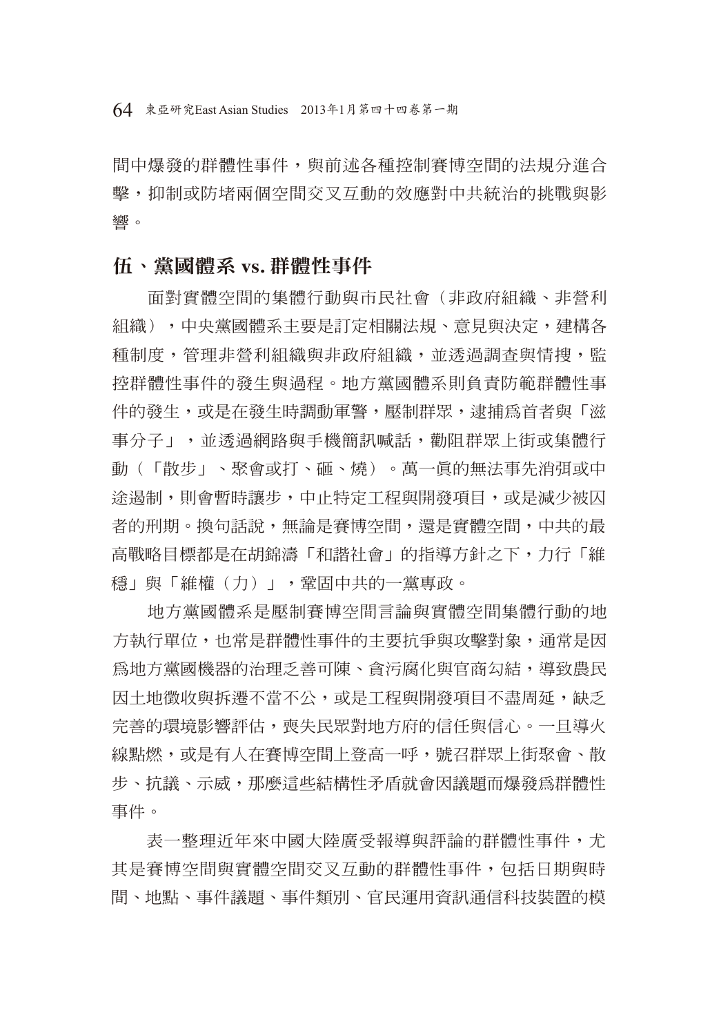間中爆發的群體性事件，與前述各種控制賽博空間的法規分進合擊，抑制或防堵兩個空間交叉互動的效應對中共統治的挑戰與影響。

## 伍、黨國體系 vs. 群體性事件

面對實體空間的集體行動與市民社會（非政府組織、非營利組織），中央黨國體系主要是訂定相關法規、意見與決定，建構各種制度，管理非營利組織與非政府組織，並透過調查與情搜，監控群體性事件的發生與過程。地方黨國體系則負責防範群體性事件的發生，或是在發生時調動軍警，壓制群眾，逮捕爲首者與「滋事分子」，並透過網路與手機簡訊喊話，勸阻群眾上街或集體行動（「散步」、聚會或打、砸、燒）。萬一眞的無法事先消弭或中途遏制，則會暫時讓步，中止特定工程與開發項目，或是減少被囚者的刑期。換句話說，無論是賽博空間，還是實體空間，中共的最高戰略目標都是在胡錦濤「和諧社會」的指導方針之下，力行「維穩」與「維權（力）」，鞏固中共的一黨專政。

地方黨國體系是壓制賽博空間言論與實體空間集體行動的地方執行單位，也常是群體性事件的主要抗爭與攻擊對象，通常是因爲地方黨國機器的治理乏善可陳、貪污腐化與官商勾結，導致農民因土地徵收與拆遷不當不公，或是工程與開發項目不盡周延，缺乏完善的環境影響評估，喪失民眾對地方府的信任與信心。一旦導火線點燃，或是有人在賽博空間上登高一呼，號召群眾上街聚會、散步、抗議、示威，那麼這些結構性矛盾就會因議題而爆發爲群體性事件。

表一整理近年來中國大陸廣受報導與評論的群體性事件，尤其是賽博空間與實體空間交叉互動的群體性事件，包括日期與時間、地點、事件議題、事件類別、官民運用資訊通信科技裝置的模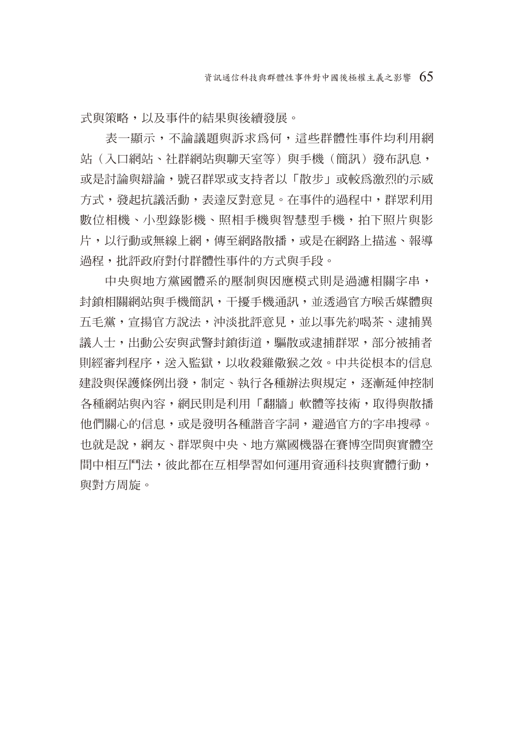式與策略，以及事件的結果與後續發展。

表一顯示，不論議題與訴求為何，這些群體性事件均利用網站（入口網站、社群網站與聊天室等）與手機（簡訊）發布訊息，或是討論與辯論，號召群眾或支持者以「散步」或較為激烈的示威方式，發起抗議活動，表達反對意見。在事件的過程中，群眾利用數位相機、小型錄影機、照相手機與智慧型手機，拍下照片與影片，以行動或無線上網，傳至網路散播，或是在網路上描述、報導過程，批評政府對付群體性事件的方式與手段。

中央與地方黨國體系的壓制與因應模式則是過濾相關字串，封鎖相關網站與手機簡訊，干擾手機通訊，並透過官方喉舌媒體與五毛黨，宣揚官方說法，沖淡批評意見，並以事先約喝茶、逮捕異議人士，出動公安與武警封鎖街道，驅散或逮捕群眾，部分被捕者則經審判程序，送入監獄，以收殺雞儆猴之效。中共從根本的信息建設與保護條例出發，制定、執行各種辦法與規定，逐漸延伸控制各種網站與內容，網民則是利用「翻牆」軟體等技術，取得與散播他們關心的信息，或是發明各種諧音字詞，避過官方的字串搜尋。也就是說，網友、群眾與中央、地方黨國機器在賽博空間與實體空間中相互鬥法，彼此都在互相學習如何運用資通科技與實體行動，與對方周旋。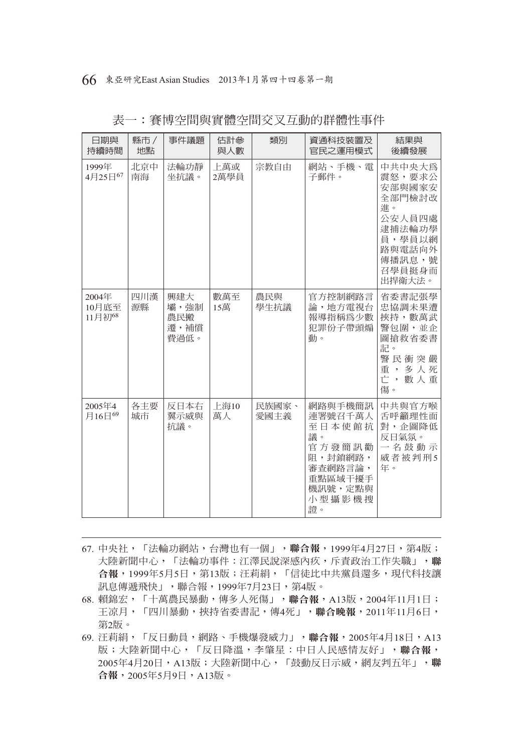表一：賽博空間與實體空間交叉互動的群體性事件

| 日期與持續時間 | 縣市／地點 | 事件議題 | 估計參與人數 | 類別 | 資通科技裝置及官民之運用模式 | 結果與後續發展 |
|---|---|---|---|---|---|---|
| 1999年4月25日[67] | 北京中南海 | 法輪功靜坐抗議。 | 上萬或2萬學員 | 宗教自由 | 網站、手機、電子郵件。 | 中共中央大爲震怒，要求公安部與國家安全部門檢討改進。公安人員四處逮捕法輪功學員，學員以網路與電話向外傳播訊息，號召學員挺身而出捍衛大法。 |
| 2004年10月底至11月初[68] | 四川漢源縣 | 興建大壩，強制農民搬遷，補償費過低。 | 數萬至15萬 | 農民與學生抗議 | 官方控制網路言論，地方電視台報導指稱爲少數犯罪份子帶頭煽動。 | 省委書記張學忠協調未果遭挾持，數萬武警包圍，並企圖搶救省委書記。警民衝突嚴重，多人死亡，數人重傷。 |
| 2005年4月16日[69] | 各主要城市 | 反日本右翼示威與抗議。 | 上海10萬人 | 民族國家、愛國主義 | 網路與手機簡訊連署號召千萬人至日本使館抗議。官方發簡訊勸阻，封鎖網路，審查網路言論，重點區域干擾手機訊號，定點與小型攝影機搜證。 | 中共與官方喉舌呼籲理性面對，企圖降低反日氣氛。一名鼓動示威者被判刑5年。 |

67. 中央社，「法輪功網站，台灣也有一個」，**聯合報**，1999年4月27日，第4版；大陸新聞中心，「法輪功事件：江澤民說深感內疚，斥責政治工作失職」，**聯合報**，1999年5月5日，第13版；汪莉絹，「信徒比中共黨員還多，現代科技讓訊息傳遞飛快」，聯合報，1999年7月23日，第4版。
68. 賴錦宏，「十萬農民暴動，傳多人死傷」，**聯合報**，A13版，2004年11月1日；王涼月，「四川暴動，挾持省委書記，傳4死」，**聯合晚報**，2011年11月6日，第2版。
69. 汪莉絹，「反日動員，網路、手機爆發威力」，**聯合報**，2005年4月18日，A13版；大陸新聞中心，「反日降溫，李肇星：中日人民感情友好」，**聯合報**，2005年4月20日，A13版；大陸新聞中心，「鼓動反日示威，網友判五年」，**聯合報**，2005年5月9日，A13版。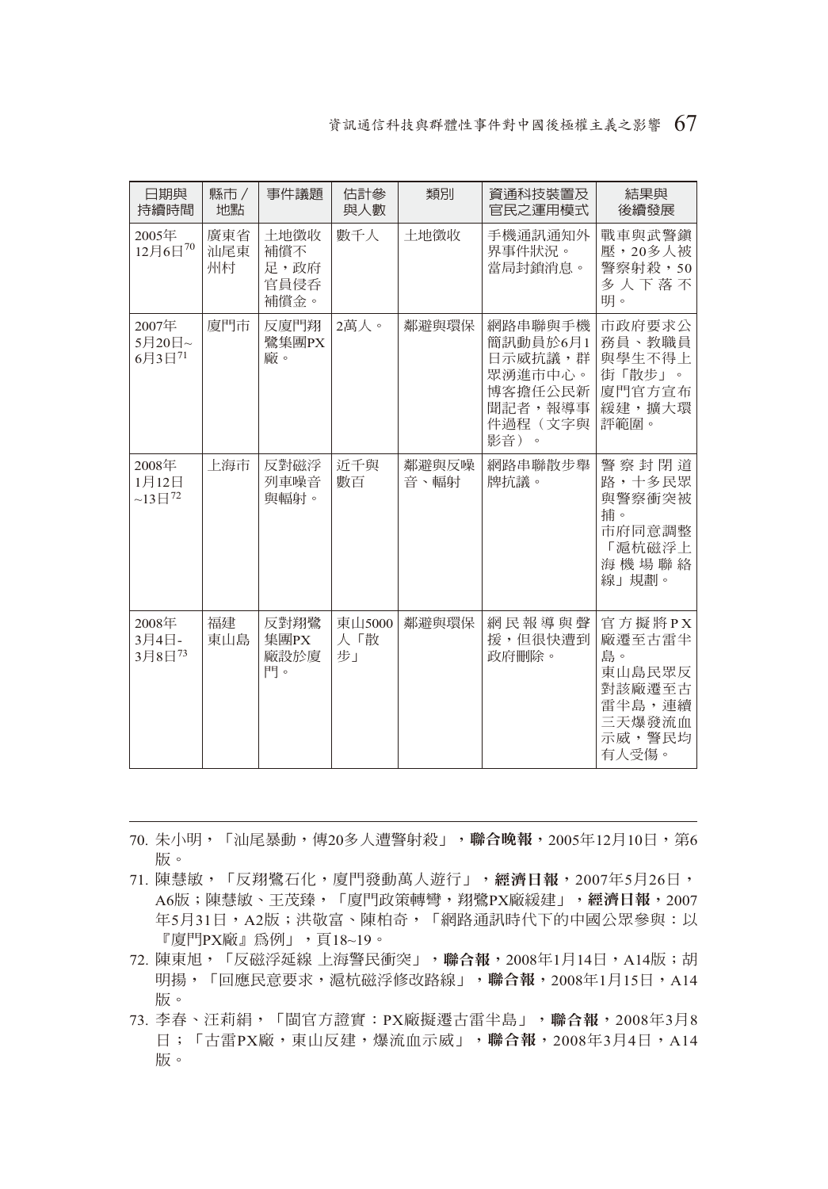| 日期與持續時間 | 縣市／地點 | 事件議題 | 估計參與人數 | 類別 | 資通科技裝置及官民之運用模式 | 結果與後續發展 |
| --- | --- | --- | --- | --- | --- | --- |
| 2005年12月6日[70] | 廣東省汕尾東州村 | 土地徵收補償不足，政府官員侵吞補償金。 | 數千人 | 土地徵收 | 手機通訊通知外界事件狀況。當局封鎖消息。 | 戰車與武警鎮壓，20多人被警察射殺，50多人下落不明。 |
| 2007年5月20日~6月3日[71] | 廈門市 | 反廈門翔鷺集團PX廠。 | 2萬人。 | 鄰避與環保 | 網路串聯與手機簡訊動員於6月1日示威抗議，群眾湧進市中心。博客擔任公民新聞記者，報導事件過程（文字與影音）。 | 市政府要求公務員、教職員與學生不得上街「散步」。廈門官方宣布緩建，擴大環評範圍。 |
| 2008年1月12日~13日[72] | 上海市 | 反對磁浮列車噪音與輻射。 | 近千與數百 | 鄰避與反噪音、輻射 | 網路串聯散步舉牌抗議。 | 警察封閉道路，十多民眾與警察衝突被捕。市府同意調整「滬杭磁浮上海機場聯絡線」規劃。 |
| 2008年3月4日-3月8日[73] | 福建東山島 | 反對翔鷺集團PX廠設於廈門。 | 東山5000人「散步」 | 鄰避與環保 | 網民報導與聲援，但很快遭到政府刪除。 | 官方擬將PX廠遷至古雷半島。東山島民眾反對該廠遷至古雷半島，連續三天爆發流血示威，警民均有人受傷。 |

---

70. 朱小明，「汕尾暴動，傳20多人遭警射殺」，**聯合晚報**，2005年12月10日，第6版。
71. 陳慧敏，「反翔鷺石化，廈門發動萬人遊行」，**經濟日報**，2007年5月26日，A6版；陳慧敏、王茂臻，「廈門政策轉彎，翔鷺PX廠緩建」，**經濟日報**，2007年5月31日，A2版；洪敬富、陳柏奇，「網路通訊時代下的中國公眾參與：以『廈門PX廠』爲例」，頁18~19。
72. 陳東旭，「反磁浮延線 上海警民衝突」，**聯合報**，2008年1月14日，A14版；胡明揚，「回應民意要求，滬杭磁浮修改路線」，**聯合報**，2008年1月15日，A14版。
73. 李春、汪莉絹，「閩官方證實：PX廠擬遷古雷半島」，**聯合報**，2008年3月8日；「古雷PX廠，東山反建，爆流血示威」，**聯合報**，2008年3月4日，A14版。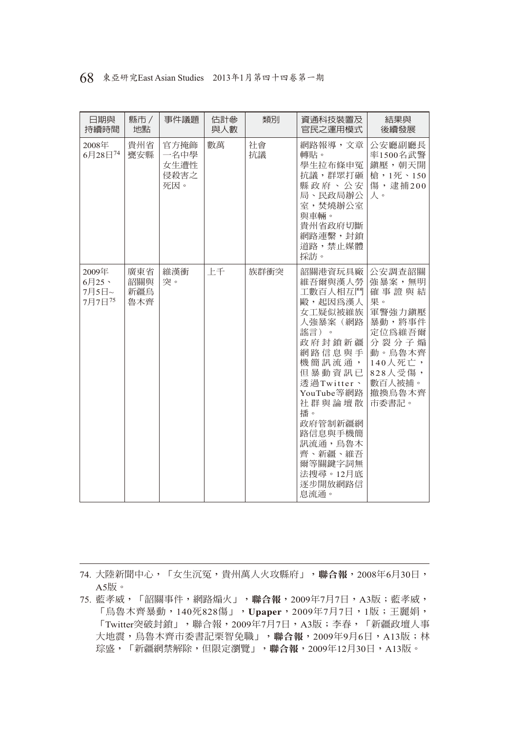| 日期與持續時間 | 縣市／地點 | 事件議題 | 估計參與人數 | 類別 | 資通科技裝置及官民之運用模式 | 結果與後續發展 |
| --- | --- | --- | --- | --- | --- | --- |
| 2008年6月28日[74] | 貴州省甕安縣 | 官方掩飾一名中學女生遭性侵殺害之死因。 | 數萬 | 社會抗議 | 網路報導，文章轉貼。學生拉布條申冤抗議，群眾打砸縣政府、公安局、民政局辦公室，焚燒辦公室與車輛。貴州省政府切斷網路連繫，封鎖道路，禁止媒體採訪。 | 公安廳副廳長率1500名武警鎮壓，朝天開槍，1死、150傷，逮捕200人。 |
| 2009年6月25、7月5日~7月7日[75] | 廣東省韶關與新疆烏魯木齊 | 維漢衝突。 | 上千 | 族群衝突 | 韶關港資玩具廠維吾爾與漢人勞工數百人相互鬥毆，起因為漢人女工疑似被維族人強暴案（網路謠言）。政府封鎖新疆網路信息與手機簡訊流通，但暴動資訊已透過Twitter、YouTube等網路社群與論壇散播。政府管制新疆網路信息與手機簡訊流通，烏魯木齊、新疆、維吾爾等關鍵字詞無法搜尋。12月底逐步開放網路信息流通。 | 公安調查韶關強暴案，無明確事證與結果。軍警強力鎮壓暴動，將事件定位為維吾爾分裂分子煽動。烏魯木齊140人死亡，828人受傷，數百人被捕。撤換烏魯木齊市委書記。 |

74. 大陸新聞中心，「女生沉冤，貴州萬人火攻縣府」，**聯合報**，2008年6月30日，A5版。

75. 藍孝威，「韶關事件，網路煽火」，**聯合報**，2009年7月7日，A3版；藍孝威，「烏魯木齊暴動，140死828傷」，**Upaper**，2009年7月7日，1版；王麗娟，「Twitter突破封鎖」，聯合報，2009年7月7日，A3版；李春，「新疆政壇人事大地震，烏魯木齊市委書記栗智免職」，**聯合報**，2009年9月6日，A13版；林琮盛，「新疆網禁解除，但限定瀏覽」，**聯合報**，2009年12月30日，A13版。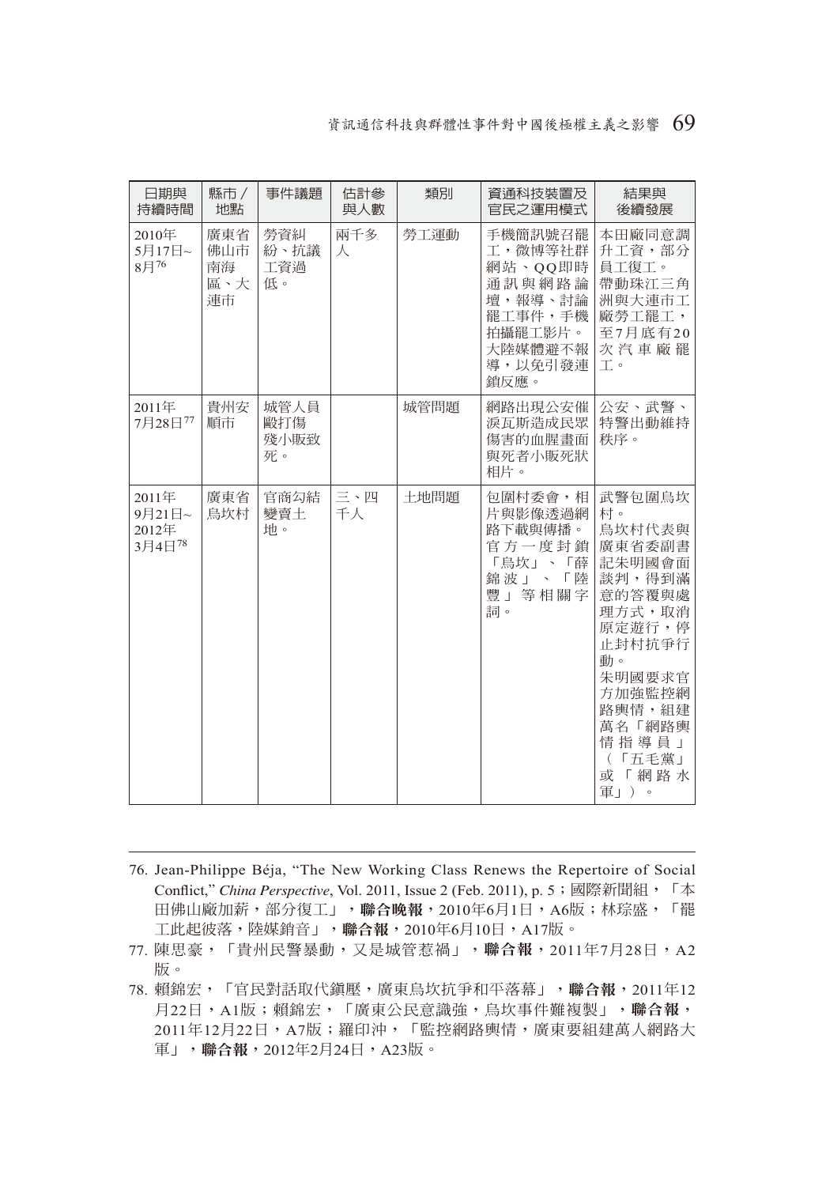| 日期與持續時間 | 縣市／地點 | 事件議題 | 估計參與人數 | 類別 | 資通科技裝置及官民之運用模式 | 結果與後續發展 |
|---|---|---|---|---|---|---|
| 2010年5月17日~8月[76] | 廣東省佛山市南海區、大連市 | 勞資糾紛、抗議工資過低。 | 兩千多人 | 勞工運動 | 手機簡訊號召罷工，微博等社群網站、QQ即時通訊與網路論壇，報導、討論罷工事件，手機拍攝罷工影片。大陸媒體避不報導，以免引發連鎖反應。 | 本田廠同意調升工資，部分員工復工。帶動珠江三角洲與大連市工廠勞工罷工，至7月底有20次汽車廠罷工。 |
| 2011年7月28日[77] | 貴州安順市 | 城管人員毆打傷殘小販致死。 | | 城管問題 | 網路出現公安催淚瓦斯造成民眾傷害的血腥畫面與死者小販死狀相片。 | 公安、武警、特警出動維持秩序。 |
| 2011年9月21日~2012年3月4日[78] | 廣東省烏坎村 | 官商勾結變賣土地。 | 三、四千人 | 土地問題 | 包圍村委會，相片與影像透過網路下載與傳播。官方一度封鎖「烏坎」、「薛錦波」、「陸豐」等相關字詞。 | 武警包圍烏坎村。烏坎村代表與廣東省委副書記朱明國會面談判，得到滿意的答覆與處理方式，取消原定遊行，停止封村抗爭行動。朱明國要求官方加強監控網路輿情，組建萬名「網路輿情指導員」（「五毛黨」或「網路水軍」）。 |

76. Jean-Philippe Béja, "The New Working Class Renews the Repertoire of Social Conflict," *China Perspective*, Vol. 2011, Issue 2 (Feb. 2011), p. 5；國際新聞組，「本田佛山廠加薪，部分復工」，**聯合晚報**，2010年6月1日，A6版；林琮盛，「罷工此起彼落，陸媒銷音」，**聯合報**，2010年6月10日，A17版。
77. 陳思豪，「貴州民警暴動，又是城管惹禍」，**聯合報**，2011年7月28日，A2版。
78. 賴錦宏，「官民對話取代鎮壓，廣東烏坎抗爭和平落幕」，**聯合報**，2011年12月22日，A1版；賴錦宏，「廣東公民意識強，烏坎事件難複製」，**聯合報**，2011年12月22日，A7版；羅印沖，「監控網路輿情，廣東要組建萬人網路大軍」，**聯合報**，2012年2月24日，A23版。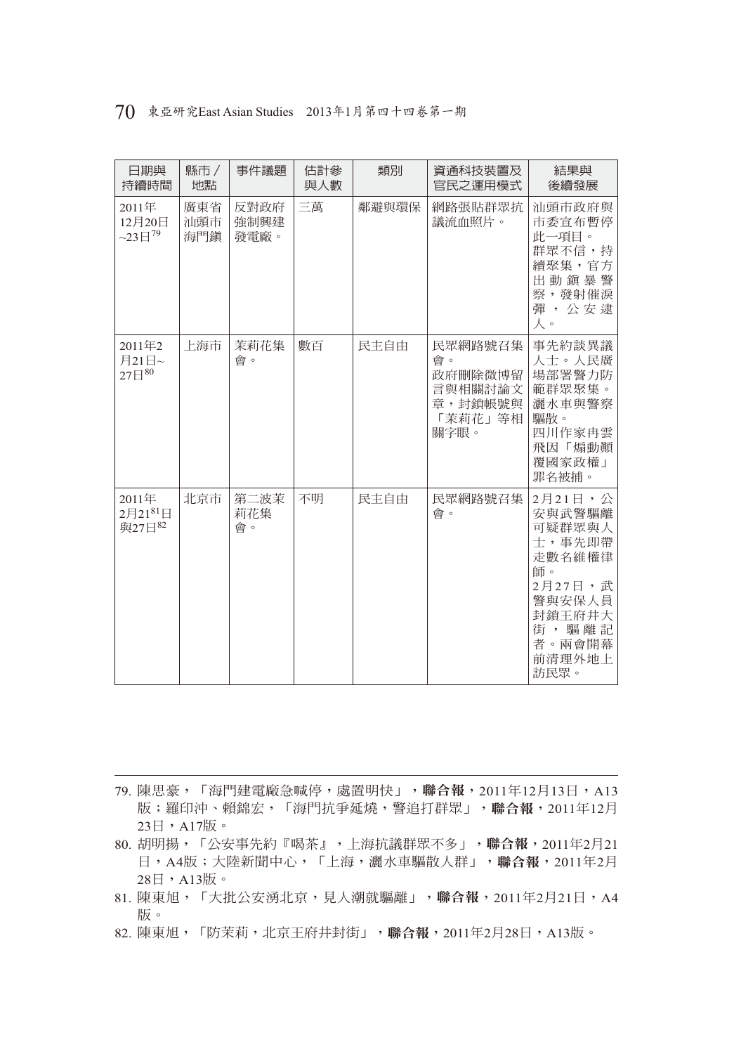| 日期與持續時間 | 縣市／地點 | 事件議題 | 估計參與人數 | 類別 | 資通科技裝置及官民之運用模式 | 結果與後續發展 |
|---|---|---|---|---|---|---|
| 2011年12月20日~23日[79] | 廣東省汕頭市海門鎮 | 反對政府強制興建發電廠。 | 三萬 | 鄰避與環保 | 網路張貼群眾抗議流血照片。 | 汕頭市政府與市委宣布暫停此一項目。<br>群眾不信，持續聚集，官方出動鎮暴警察，發射催淚彈，公安逮人。 |
| 2011年2月21日~27日[80] | 上海市 | 茉莉花集會。 | 數百 | 民主自由 | 民眾網路號召集會。<br>政府刪除微博留言與相關討論文章，封鎖帳號與「茉莉花」等相關字眼。 | 事先約談異議人士。人民廣場部署警力防範群眾聚集。灑水車與警察驅散。<br>四川作家冉雲飛因「煽動顛覆國家政權」罪名被捕。 |
| 2011年2月21[81]日與27日[82] | 北京市 | 第二波茉莉花集會。 | 不明 | 民主自由 | 民眾網路號召集會。 | 2月21日，公安與武警驅離可疑群眾與人士，事先即帶走數名維權律師。<br>2月27日，武警與安保人員封鎖王府井大街，驅離記者。兩會開幕前清理外地上訪民眾。 |

79. 陳思豪，「海門建電廠急喊停，處置明快」，**聯合報**，2011年12月13日，A13版；羅印沖、賴錦宏，「海門抗爭延燒，警追打群眾」，**聯合報**，2011年12月23日，A17版。

80. 胡明揚，「公安事先約『喝茶』，上海抗議群眾不多」，**聯合報**，2011年2月21日，A4版；大陸新聞中心，「上海，灑水車驅散人群」，**聯合報**，2011年2月28日，A13版。

81. 陳東旭，「大批公安湧北京，見人潮就驅離」，**聯合報**，2011年2月21日，A4版。

82. 陳東旭，「防茉莉，北京王府井封街」，**聯合報**，2011年2月28日，A13版。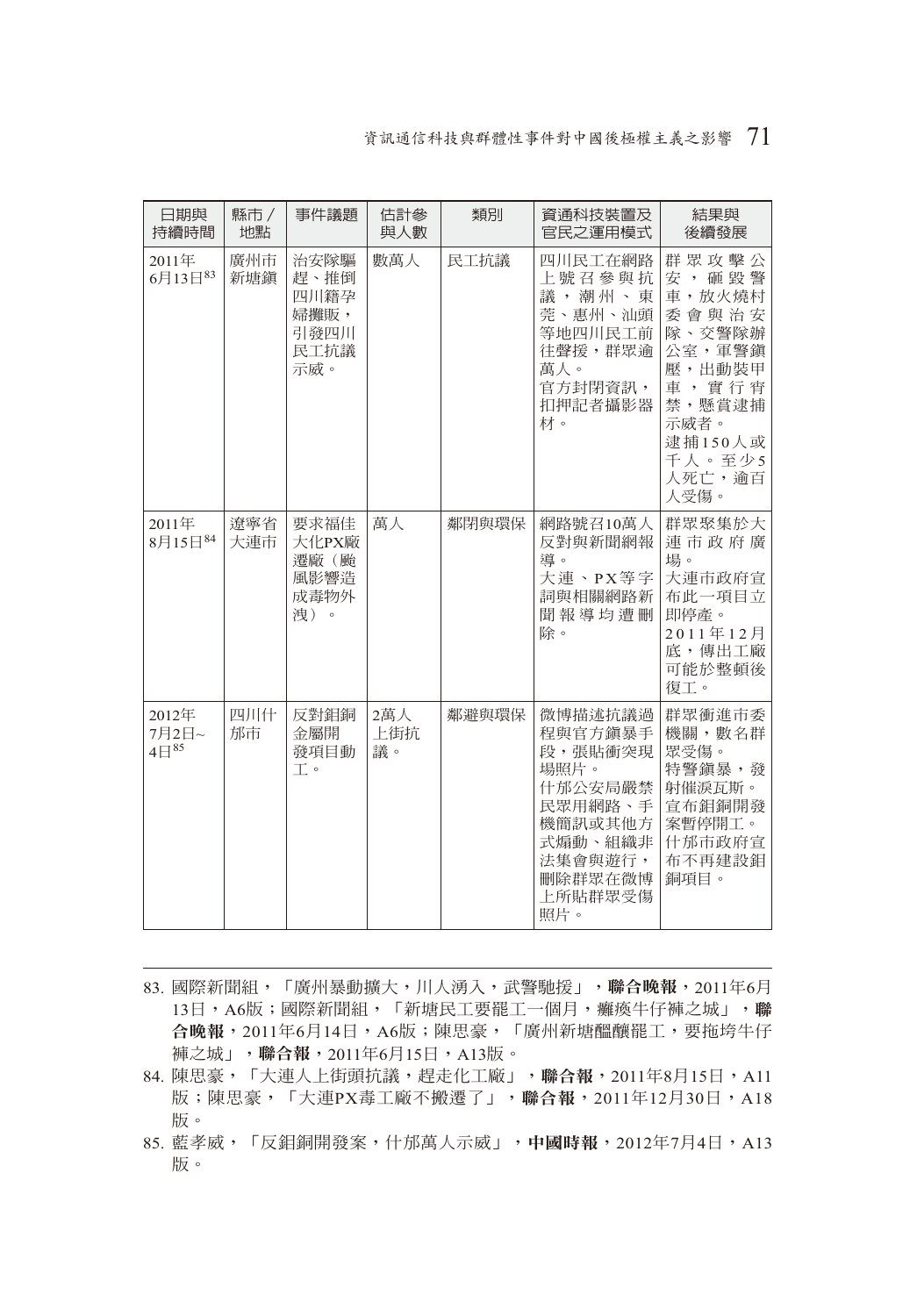| 日期與持續時間 | 縣市／地點 | 事件議題 | 估計參與人數 | 類別 | 資通科技裝置及官民之運用模式 | 結果與後續發展 |
|---|---|---|---|---|---|---|
| 2011年6月13日[83] | 廣州市新塘鎮 | 治安隊驅趕、推倒四川籍孕婦攤販，引發四川民工抗議示威。 | 數萬人 | 民工抗議 | 四川民工在網路上號召參與抗議，潮州、東莞、惠州、汕頭等地四川民工前往聲援，群眾逾萬人。官方封閉資訊，扣押記者攝影器材。 | 群眾攻擊公安，砸毀警車，放火燒村委會與治安隊、交警隊辦公室，軍警鎮壓，出動裝甲車，實行宵禁，懸賞逮捕示威者。逮捕150人或千人。至少5人死亡，逾百人受傷。 |
| 2011年8月15日[84] | 遼寧省大連市 | 要求福佳大化PX廠遷廠（颱風影響造成毒物外洩）。 | 萬人 | 鄰閉與環保 | 網路號召10萬人反對與新聞網報導。大連、PX等字詞與相關網路新聞報導均遭刪除。 | 群眾聚集於大連市政府廣場。大連市政府宣布此一項目立即停產。2011年12月底，傳出工廠可能於整頓後復工。 |
| 2012年7月2日~4日[85] | 四川什邡市 | 反對鉬銅金屬開發項目動工。 | 2萬人上街抗議。 | 鄰避與環保 | 微博描述抗議過程與官方鎮暴手段，張貼衝突現場照片。什邡公安局嚴禁民眾用網路、手機簡訊或其他方式煽動、組織非法集會與遊行，刪除群眾在微博上所貼群眾受傷照片。 | 群眾衝進市委機關，數名群眾受傷。特警鎮暴，發射催淚瓦斯。宣布鉬銅開發案暫停開工。什邡市政府宣布不再建設鉬銅項目。 |

83. 國際新聞組，「廣州暴動擴大，川人湧入，武警馳援」，**聯合晚報**，2011年6月13日，A6版；國際新聞組，「新塘民工要罷工一個月，癱瘓牛仔褲之城」，**聯合晚報**，2011年6月14日，A6版；陳思豪，「廣州新塘醞釀罷工，要拖垮牛仔褲之城」，**聯合報**，2011年6月15日，A13版。
84. 陳思豪，「大連人上街頭抗議，趕走化工廠」，**聯合報**，2011年8月15日，A11版；陳思豪，「大連PX毒工廠不搬遷了」，**聯合報**，2011年12月30日，A18版。
85. 藍孝威，「反鉬銅開發案，什邡萬人示威」，**中國時報**，2012年7月4日，A13版。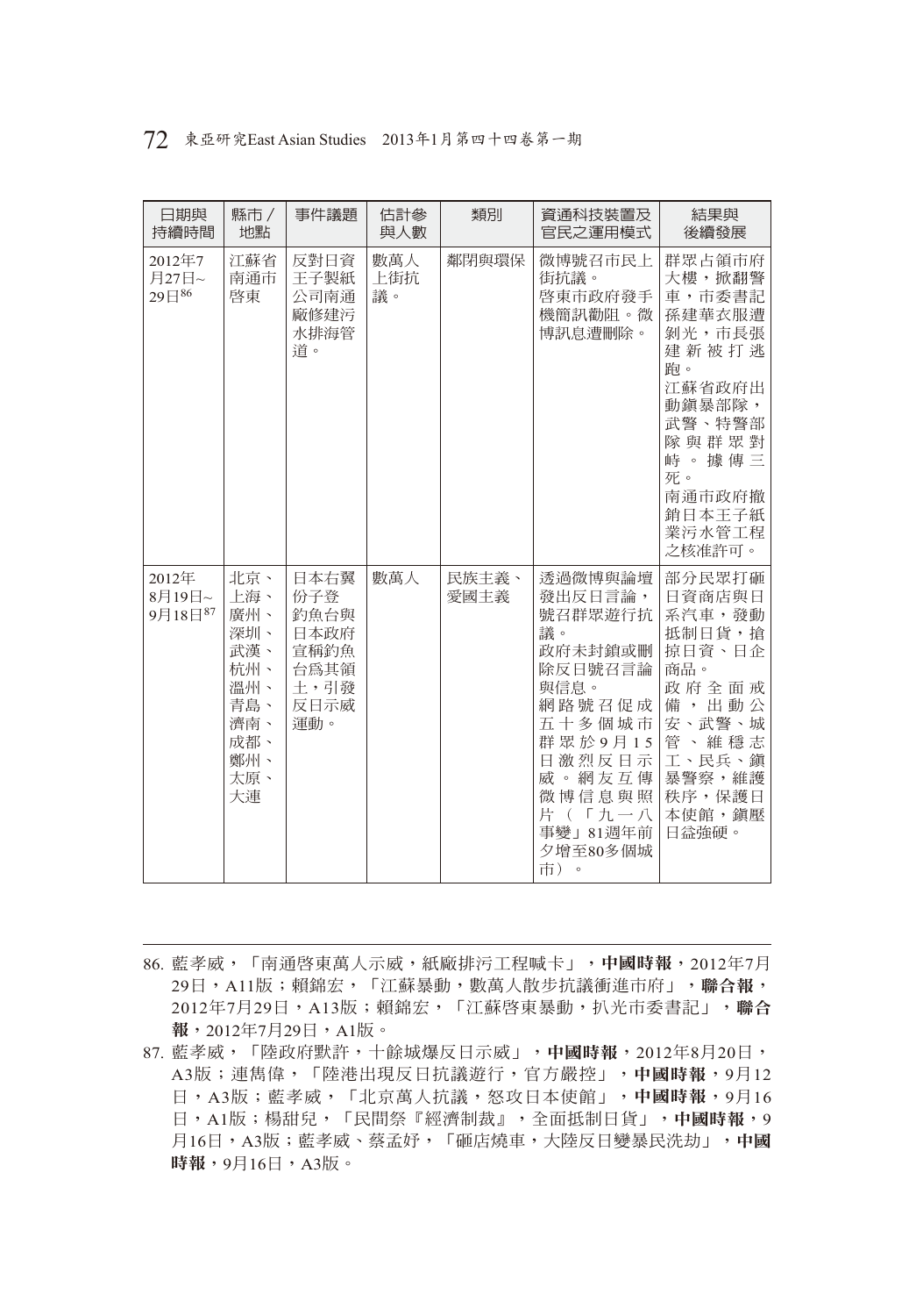| 日期與持續時間 | 縣市／地點 | 事件議題 | 估計參與人數 | 類別 | 資通科技裝置及官民之運用模式 | 結果與後續發展 |
| --- | --- | --- | --- | --- | --- | --- |
| 2012年7月27日~29日[86] | 江蘇省南通市啓東 | 反對日資王子製紙公司南通廠修建污水排海管道。 | 數萬人上街抗議。 | 鄰閉與環保 | 微博號召市民上街抗議。<br>啓東市政府發手機簡訊勸阻。微博訊息遭刪除。 | 群眾占領市府大樓，掀翻警車，市委書記孫建華衣服遭剝光，市長張建新被打逃跑。<br>江蘇省政府出動鎮暴部隊，武警、特警部隊與群眾對峙。據傳三死。<br>南通市政府撤銷日本王子紙業污水管工程之核准許可。 |
| 2012年8月19日~9月18日[87] | 北京、上海、廣州、深圳、武漢、杭州、溫州、青島、濟南、成都、鄭州、太原、大連 | 日本右翼份子登釣魚台與日本政府宣稱釣魚台爲其領土，引發反日示威運動。 | 數萬人 | 民族主義、愛國主義 | 透過微博與論壇發出反日言論，號召群眾遊行抗議。<br>政府未封鎖或刪除反日號召言論與信息。<br>網路號召促成五十多個城市群眾於9月15日激烈反日示威。網友互傳微博信息與照片（「九一八事變」81週年前夕增至80多個城市）。 | 部分民眾打砸日資商店與日系汽車，發動抵制日貨，搶掠日貨、日企商品。<br>政府全面戒備，出動公安、武警、城管、維穩志工、民兵、鎮暴警察，維護秩序，保護日本使館，鎮壓日益強硬。 |

86. 藍孝威，「南通啓東萬人示威，紙廠排污工程喊卡」，**中國時報**，2012年7月29日，A11版；賴錦宏，「江蘇暴動，數萬人散步抗議衝進市府」，**聯合報**，2012年7月29日，A13版；賴錦宏，「江蘇啓東暴動，扒光市委書記」，**聯合報**，2012年7月29日，A1版。

87. 藍孝威，「陸政府默許，十餘城爆反日示威」，**中國時報**，2012年8月20日，A3版；連雋偉，「陸港出現反日抗議遊行，官方嚴控」，**中國時報**，9月12日，A3版；藍孝威，「北京萬人抗議，怒攻日本使館」，**中國時報**，9月16日，A1版；楊甜兒，「民間祭『經濟制裁』，全面抵制日貨」，**中國時報**，9月16日，A3版；藍孝威、蔡孟妤，「砸店燒車，大陸反日變暴民洗劫」，**中國時報**，9月16日，A3版。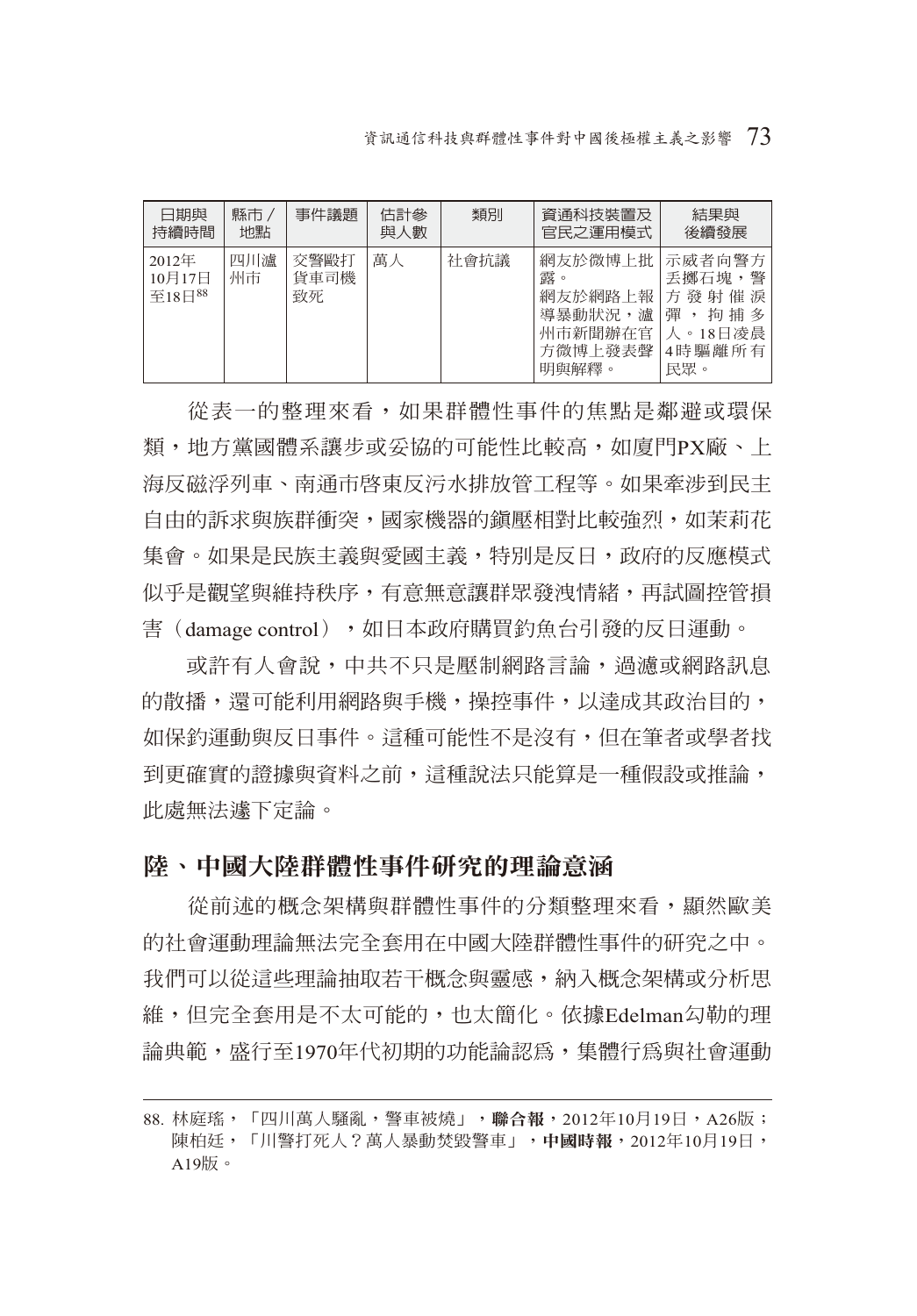| 日期與持續時間 | 縣市／地點 | 事件議題 | 估計參與人數 | 類別 | 資通科技裝置及官民之運用模式 | 結果與後續發展 |
| --- | --- | --- | --- | --- | --- | --- |
| 2012年10月17日至18日[88] | 四川瀘州市 | 交警毆打貨車司機致死 | 萬人 | 社會抗議 | 網友於微博上批露。<br>網友於網路上報導暴動狀況，瀘州市新聞辦在官方微博上發表聲明與解釋。 | 示威者向警方丟擲石塊，警方發射催淚彈，拘捕多人。18日凌晨4時驅離所有民眾。 |

從表一的整理來看，如果群體性事件的焦點是鄰避或環保類，地方黨國體系讓步或妥協的可能性比較高，如廈門PX廠、上海反磁浮列車、南通市啓東反污水排放管工程等。如果牽涉到民主自由的訴求與族群衝突，國家機器的鎮壓相對比較強烈，如茉莉花集會。如果是民族主義與愛國主義，特別是反日，政府的反應模式似乎是觀望與維持秩序，有意無意讓群眾發洩情緒，再試圖控管損害（damage control），如日本政府購買釣魚台引發的反日運動。

或許有人會說，中共不只是壓制網路言論，過濾或網路訊息的散播，還可能利用網路與手機，操控事件，以達成其政治目的，如保釣運動與反日事件。這種可能性不是沒有，但在筆者或學者找到更確實的證據與資料之前，這種說法只能算是一種假設或推論，此處無法遽下定論。

## 陸、中國大陸群體性事件研究的理論意涵

從前述的概念架構與群體性事件的分類整理來看，顯然歐美的社會運動理論無法完全套用在中國大陸群體性事件的研究之中。我們可以從這些理論抽取若干概念與靈感，納入概念架構或分析思維，但完全套用是不太可能的，也太簡化。依據Edelman勾勒的理論典範，盛行至1970年代初期的功能論認爲，集體行爲與社會運動

---

88. 林庭瑤，「四川萬人騷亂，警車被燒」，**聯合報**，2012年10月19日，A26版；陳柏廷，「川警打死人？萬人暴動焚毀警車」，**中國時報**，2012年10月19日，A19版。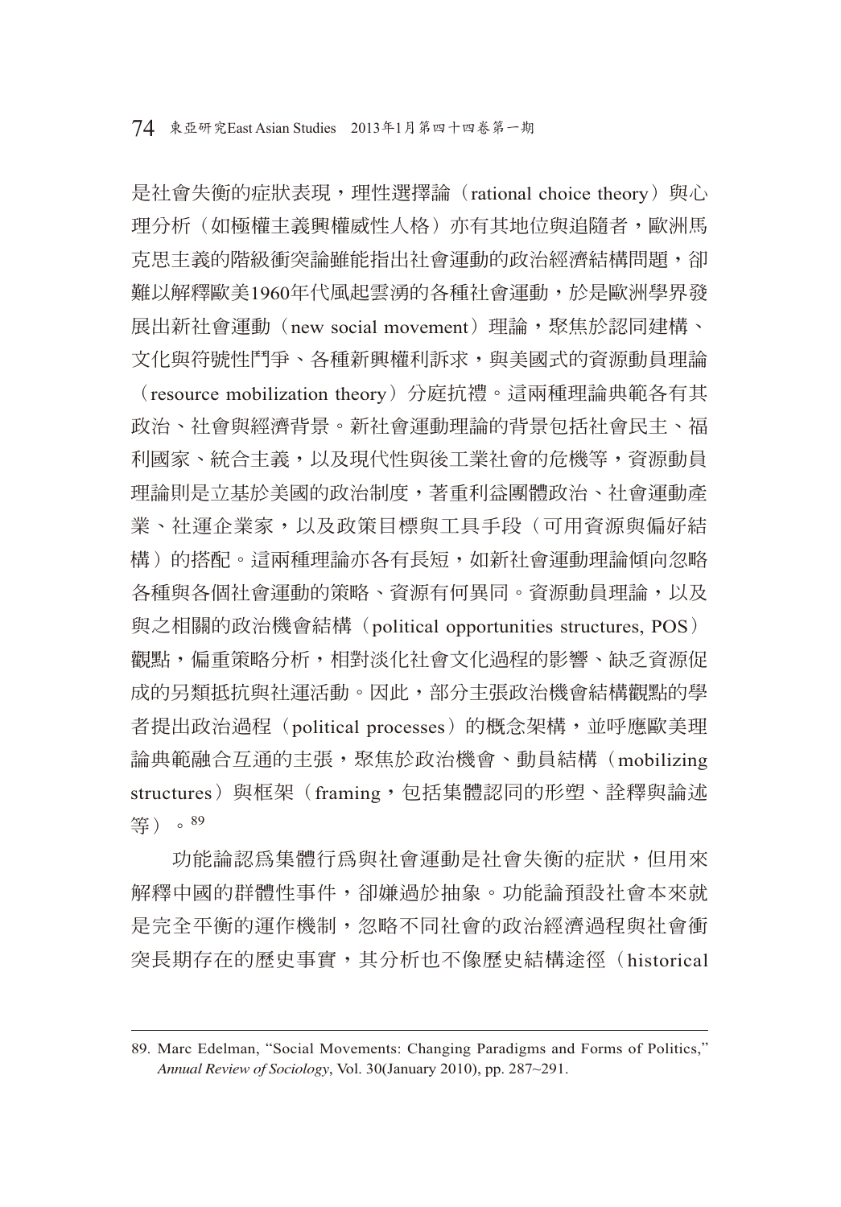是社會失衡的症狀表現，理性選擇論（rational choice theory）與心理分析（如極權主義與權威性人格）亦有其地位與追隨者，歐洲馬克思主義的階級衝突論雖能指出社會運動的政治經濟結構問題，卻難以解釋歐美1960年代風起雲湧的各種社會運動，於是歐洲學界發展出新社會運動（new social movement）理論，聚焦於認同建構、文化與符號性鬥爭、各種新興權利訴求，與美國式的資源動員理論（resource mobilization theory）分庭抗禮。這兩種理論典範各有其政治、社會與經濟背景。新社會運動理論的背景包括社會民主、福利國家、統合主義，以及現代性與後工業社會的危機等，資源動員理論則是立基於美國的政治制度，著重利益團體政治、社會運動產業、社運企業家，以及政策目標與工具手段（可用資源與偏好結構）的搭配。這兩種理論亦各有長短，如新社會運動理論傾向忽略各種與各個社會運動的策略、資源有何異同。資源動員理論，以及與之相關的政治機會結構（political opportunities structures, POS）觀點，偏重策略分析，相對淡化社會文化過程的影響、缺乏資源促成的另類抵抗與社運活動。因此，部分主張政治機會結構觀點的學者提出政治過程（political processes）的概念架構，並呼應歐美理論典範融合互通的主張，聚焦於政治機會、動員結構（mobilizing structures）與框架（framing，包括集體認同的形塑、詮釋與論述等）。[89]

功能論認為集體行為與社會運動是社會失衡的症狀，但用來解釋中國的群體性事件，卻嫌過於抽象。功能論預設社會本來就是完全平衡的運作機制，忽略不同社會的政治經濟過程與社會衝突長期存在的歷史事實，其分析也不像歷史結構途徑（historical

---

89. Marc Edelman, "Social Movements: Changing Paradigms and Forms of Politics," *Annual Review of Sociology*, Vol. 30(January 2010), pp. 287~291.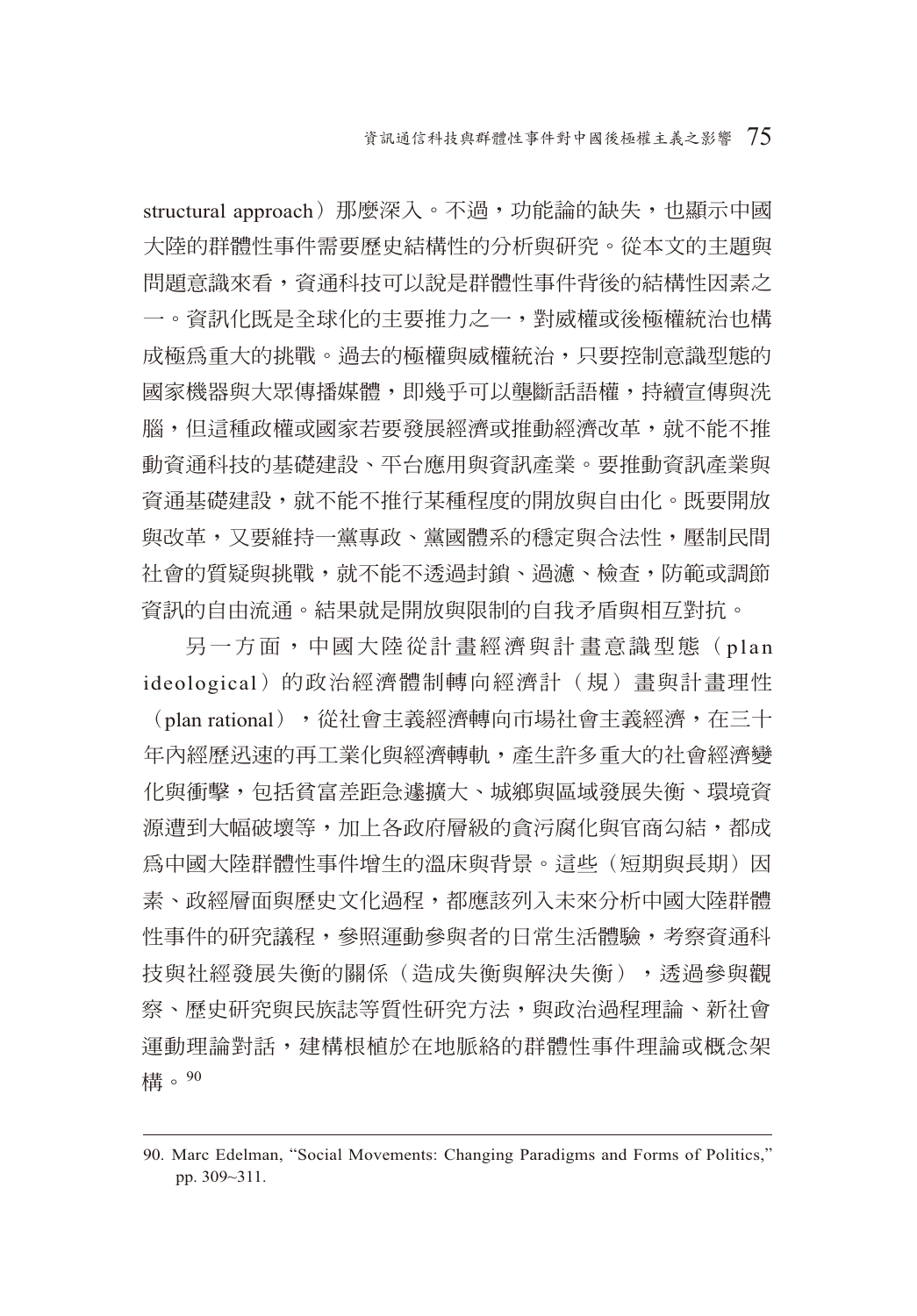structural approach）那麼深入。不過，功能論的缺失，也顯示中國大陸的群體性事件需要歷史結構性的分析與研究。從本文的主題與問題意識來看，資通科技可以說是群體性事件背後的結構性因素之一。資訊化既是全球化的主要推力之一，對威權或後極權統治也構成極為重大的挑戰。過去的極權與威權統治，只要控制意識型態的國家機器與大眾傳播媒體，即幾乎可以壟斷話語權，持續宣傳與洗腦，但這種政權或國家若要發展經濟或推動經濟改革，就不能不推動資通科技的基礎建設、平台應用與資訊產業。要推動資訊產業與資通基礎建設，就不能不推行某種程度的開放與自由化。既要開放與改革，又要維持一黨專政、黨國體系的穩定與合法性，壓制民間社會的質疑與挑戰，就不能不透過封鎖、過濾、檢查，防範或調節資訊的自由流通。結果就是開放與限制的自我矛盾與相互對抗。

另一方面，中國大陸從計畫經濟與計畫意識型態（plan ideological）的政治經濟體制轉向經濟計（規）畫與計畫理性（plan rational），從社會主義經濟轉向市場社會主義經濟，在三十年內經歷迅速的再工業化與經濟轉軌，產生許多重大的社會經濟變化與衝擊，包括貧富差距急遽擴大、城鄉與區域發展失衡、環境資源遭到大幅破壞等，加上各政府層級的貪污腐化與官商勾結，都成為中國大陸群體性事件增生的溫床與背景。這些（短期與長期）因素、政經層面與歷史文化過程，都應該列入未來分析中國大陸群體性事件的研究議程，參照運動參與者的日常生活體驗，考察資通科技與社經發展失衡的關係（造成失衡與解決失衡），透過參與觀察、歷史研究與民族誌等質性研究方法，與政治過程理論、新社會運動理論對話，建構根植於在地脈絡的群體性事件理論或概念架構。[90]

---

90. Marc Edelman, "Social Movements: Changing Paradigms and Forms of Politics," pp. 309~311.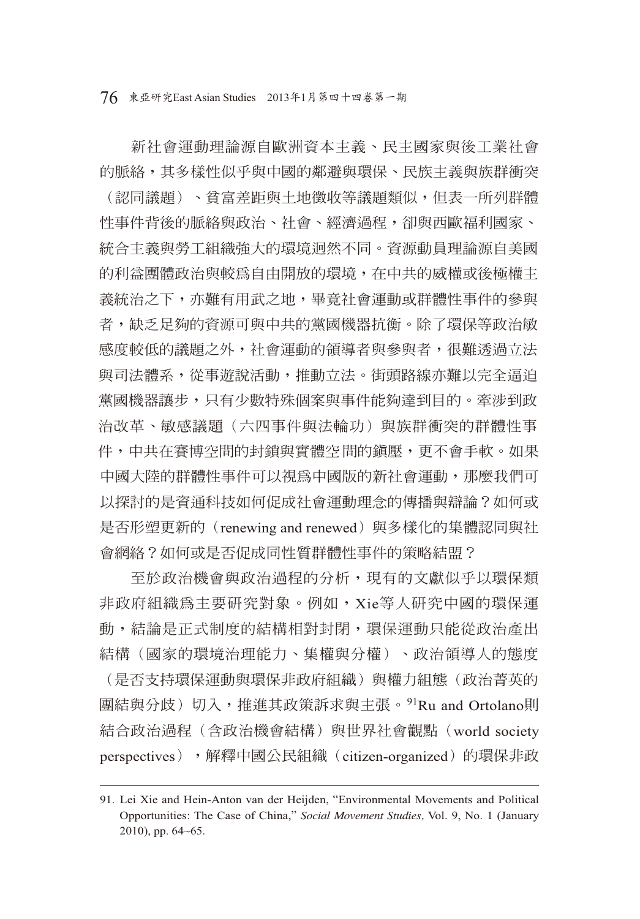新社會運動理論源自歐洲資本主義、民主國家與後工業社會的脈絡，其多樣性似乎與中國的鄰避與環保、民族主義與族群衝突（認同議題）、貧富差距與土地徵收等議題類似，但表一所列群體性事件背後的脈絡與政治、社會、經濟過程，卻與西歐福利國家、統合主義與勞工組織強大的環境迥然不同。資源動員理論源自美國的利益團體政治與較爲自由開放的環境，在中共的威權或後極權主義統治之下，亦難有用武之地，畢竟社會運動或群體性事件的參與者，缺乏足夠的資源可與中共的黨國機器抗衡。除了環保等政治敏感度較低的議題之外，社會運動的領導者與參與者，很難透過立法與司法體系，從事遊說活動，推動立法。街頭路線亦難以完全逼迫黨國機器讓步，只有少數特殊個案與事件能夠達到目的。牽涉到政治改革、敏感議題（六四事件與法輪功）與族群衝突的群體性事件，中共在賽博空間的封鎖與實體空間的鎮壓，更不會手軟。如果中國大陸的群體性事件可以視爲中國版的新社會運動，那麼我們可以探討的是資通科技如何促成社會運動理念的傳播與辯論？如何或是否形塑更新的（renewing and renewed）與多樣化的集體認同與社會網絡？如何或是否促成同性質群體性事件的策略結盟？

至於政治機會與政治過程的分析，現有的文獻似乎以環保類非政府組織爲主要研究對象。例如，Xie等人研究中國的環保運動，結論是正式制度的結構相對封閉，環保運動只能從政治產出結構（國家的環境治理能力、集權與分權）、政治領導人的態度（是否支持環保運動與環保非政府組織）與權力組態（政治菁英的團結與分歧）切入，推進其政策訴求與主張。[91]Ru and Ortolano則結合政治過程（含政治機會結構）與世界社會觀點（world society perspectives），解釋中國公民組織（citizen-organized）的環保非政

---

91. Lei Xie and Hein-Anton van der Heijden, "Environmental Movements and Political Opportunities: The Case of China," *Social Movement Studies,* Vol. 9, No. 1 (January 2010), pp. 64~65.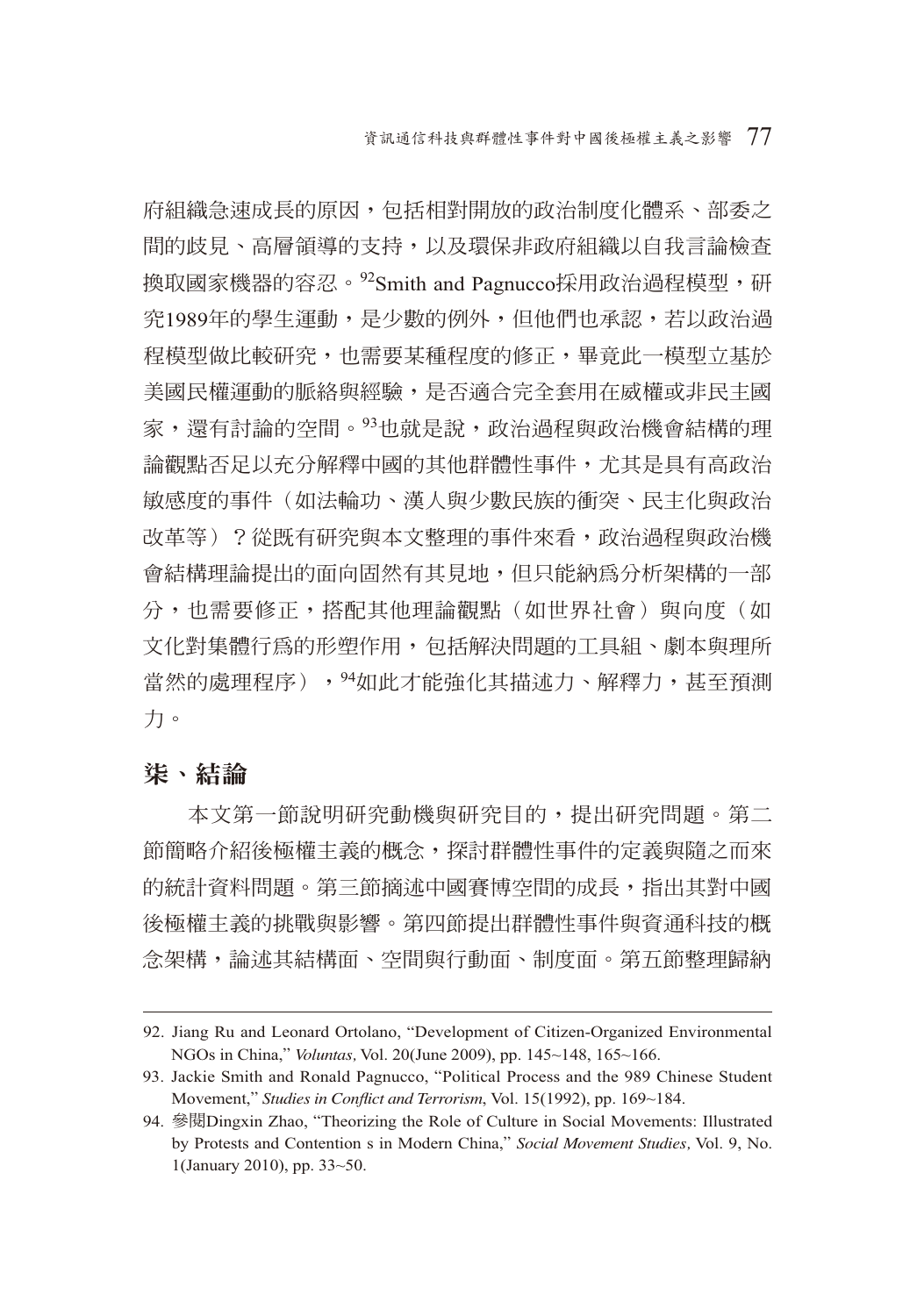府組織急速成長的原因，包括相對開放的政治制度化體系、部委之間的歧見、高層領導的支持，以及環保非政府組織以自我言論檢查換取國家機器的容忍。[92]Smith and Pagnucco採用政治過程模型，研究1989年的學生運動，是少數的例外，但他們也承認，若以政治過程模型做比較研究，也需要某種程度的修正，畢竟此一模型立基於美國民權運動的脈絡與經驗，是否適合完全套用在威權或非民主國家，還有討論的空間。[93]也就是說，政治過程與政治機會結構的理論觀點否足以充分解釋中國的其他群體性事件，尤其是具有高政治敏感度的事件（如法輪功、漢人與少數民族的衝突、民主化與政治改革等）？從既有研究與本文整理的事件來看，政治過程與政治機會結構理論提出的面向固然有其見地，但只能納為分析架構的一部分，也需要修正，搭配其他理論觀點（如世界社會）與向度（如文化對集體行為的形塑作用，包括解決問題的工具組、劇本與理所當然的處理程序），[94]如此才能強化其描述力、解釋力，甚至預測力。

## 柒、結論

本文第一節說明研究動機與研究目的，提出研究問題。第二節簡略介紹後極權主義的概念，探討群體性事件的定義與隨之而來的統計資料問題。第三節摘述中國賽博空間的成長，指出其對中國後極權主義的挑戰與影響。第四節提出群體性事件與資通科技的概念架構，論述其結構面、空間與行動面、制度面。第五節整理歸納

---

92. Jiang Ru and Leonard Ortolano, "Development of Citizen-Organized Environmental NGOs in China," *Voluntas,* Vol. 20(June 2009), pp. 145~148, 165~166.

93. Jackie Smith and Ronald Pagnucco, "Political Process and the 989 Chinese Student Movement," *Studies in Conflict and Terrorism*, Vol. 15(1992), pp. 169~184.

94. 參閱Dingxin Zhao, "Theorizing the Role of Culture in Social Movements: Illustrated by Protests and Contention s in Modern China," *Social Movement Studies,* Vol. 9, No. 1(January 2010), pp. 33~50.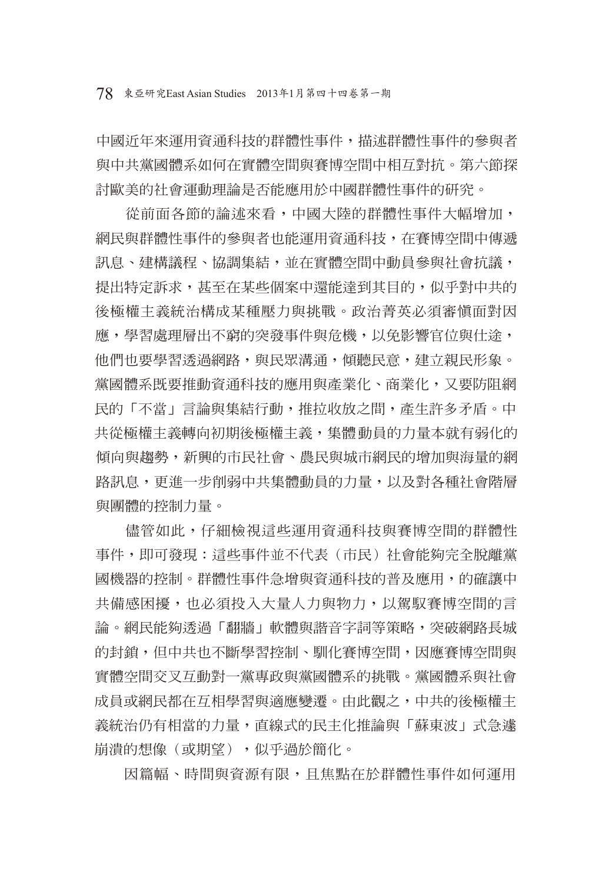中國近年來運用資通科技的群體性事件，描述群體性事件的參與者與中共黨國體系如何在實體空間與賽博空間中相互對抗。第六節探討歐美的社會運動理論是否能應用於中國群體性事件的研究。

從前面各節的論述來看，中國大陸的群體性事件大幅增加，網民與群體性事件的參與者也能運用資通科技，在賽博空間中傳遞訊息、建構議程、協調集結，並在實體空間中動員參與社會抗議，提出特定訴求，甚至在某些個案中還能達到其目的，似乎對中共的後極權主義統治構成某種壓力與挑戰。政治菁英必須審慎面對因應，學習處理層出不窮的突發事件與危機，以免影響官位與仕途，他們也要學習透過網路，與民眾溝通，傾聽民意，建立親民形象。黨國體系既要推動資通科技的應用與產業化、商業化，又要防阻網民的「不當」言論與集結行動，推拉收放之間，產生許多矛盾。中共從極權主義轉向初期後極權主義，集體動員的力量本就有弱化的傾向與趨勢，新興的市民社會、農民與城市網民的增加與海量的網路訊息，更進一步削弱中共集體動員的力量，以及對各種社會階層與團體的控制力量。

儘管如此，仔細檢視這些運用資通科技與賽博空間的群體性事件，即可發現：這些事件並不代表（市民）社會能夠完全脫離黨國機器的控制。群體性事件急增與資通科技的普及應用，的確讓中共備感困擾，也必須投入大量人力與物力，以駕馭賽博空間的言論。網民能夠透過「翻牆」軟體與諧音字詞等策略，突破網路長城的封鎖，但中共也不斷學習控制、馴化賽博空間，因應賽博空間與實體空間交叉互動對一黨專政與黨國體系的挑戰。黨國體系與社會成員或網民都在互相學習與適應變遷。由此觀之，中共的後極權主義統治仍有相當的力量，直線式的民主化推論與「蘇東波」式急遽崩潰的想像（或期望），似乎過於簡化。

因篇幅、時間與資源有限，且焦點在於群體性事件如何運用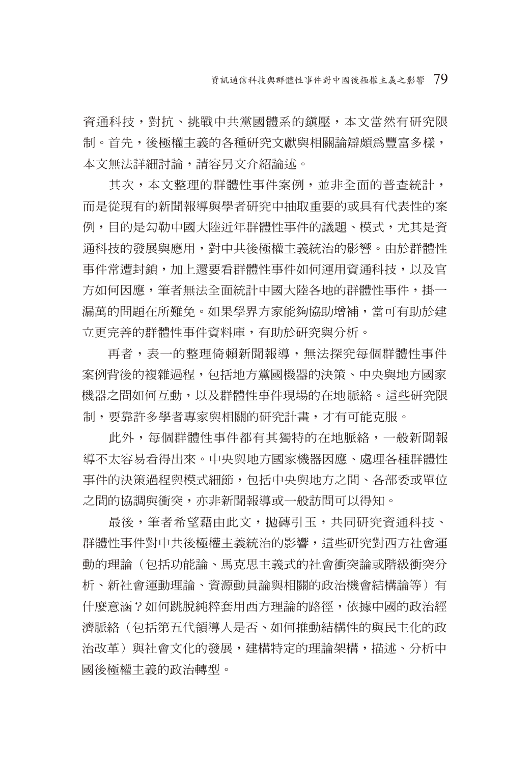資通科技，對抗、挑戰中共黨國體系的鎮壓，本文當然有研究限制。首先，後極權主義的各種研究文獻與相關論辯頗爲豐富多樣，本文無法詳細討論，請容另文介紹論述。

其次，本文整理的群體性事件案例，並非全面的普查統計，而是從現有的新聞報導與學者研究中抽取重要的或具有代表性的案例，目的是勾勒中國大陸近年群體性事件的議題、模式，尤其是資通科技的發展與應用，對中共後極權主義統治的影響。由於群體性事件常遭封鎖，加上還要看群體性事件如何運用資通科技，以及官方如何因應，筆者無法全面統計中國大陸各地的群體性事件，掛一漏萬的問題在所難免。如果學界方家能夠協助增補，當可有助於建立更完善的群體性事件資料庫，有助於研究與分析。

再者，表一的整理倚賴新聞報導，無法探究每個群體性事件案例背後的複雜過程，包括地方黨國機器的決策、中央與地方國家機器之間如何互動，以及群體性事件現場的在地脈絡。這些研究限制，要靠許多學者專家與相關的研究計畫，才有可能克服。

此外，每個群體性事件都有其獨特的在地脈絡，一般新聞報導不太容易看得出來。中央與地方國家機器因應、處理各種群體性事件的決策過程與模式細節，包括中央與地方之間、各部委或單位之間的協調與衝突，亦非新聞報導或一般訪問可以得知。

最後，筆者希望藉由此文，拋磚引玉，共同研究資通科技、群體性事件對中共後極權主義統治的影響，這些研究對西方社會運動的理論（包括功能論、馬克思主義式的社會衝突論或階級衝突分析、新社會運動理論、資源動員論與相關的政治機會結構論等）有什麼意涵？如何跳脫純粹套用西方理論的路徑，依據中國的政治經濟脈絡（包括第五代領導人是否、如何推動結構性的與民主化的政治改革）與社會文化的發展，建構特定的理論架構，描述、分析中國後極權主義的政治轉型。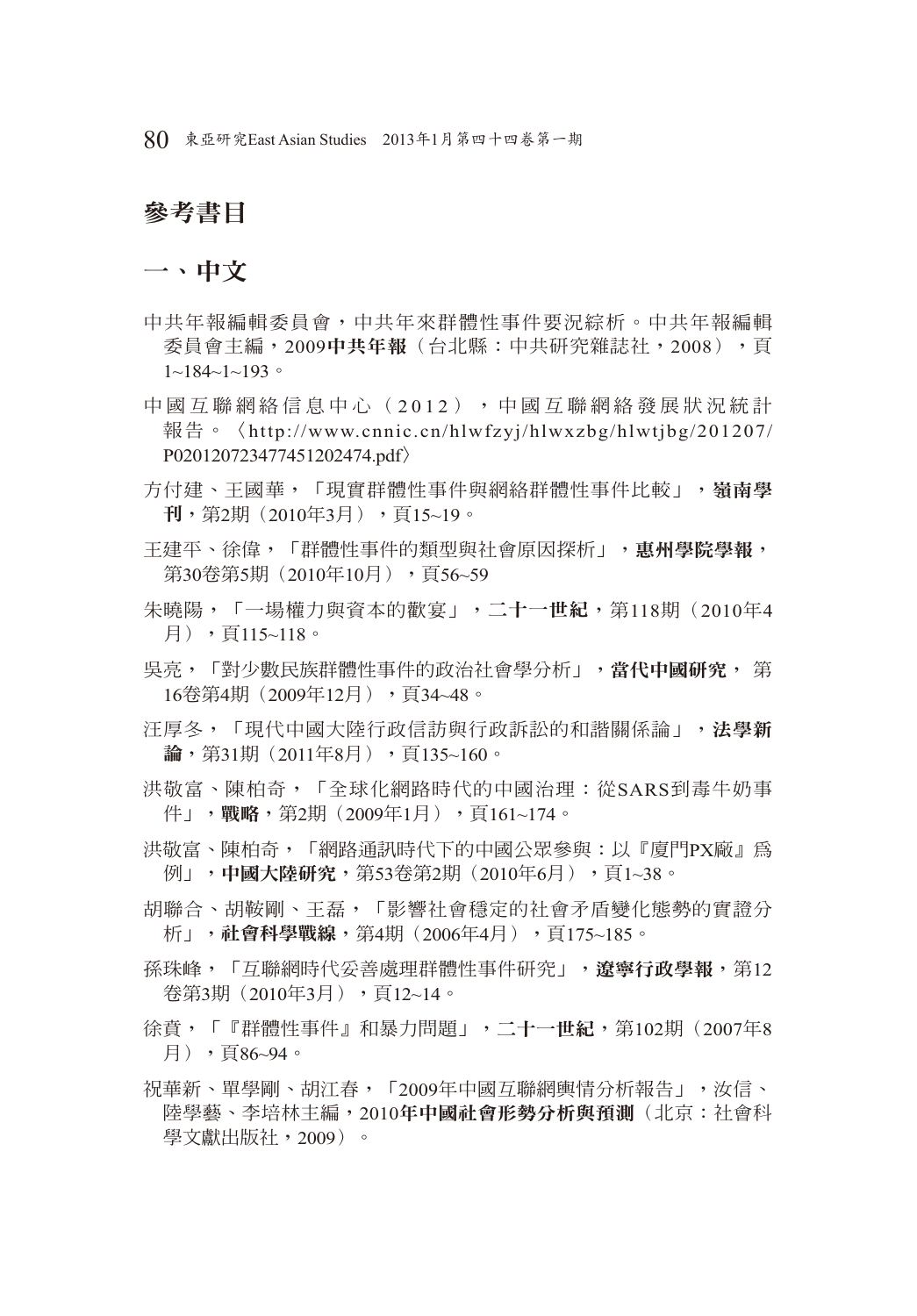## 參考書目

### 一、中文

中共年報編輯委員會，中共年來群體性事件要況綜析。中共年報編輯委員會主編，2009**中共年報**（台北縣：中共研究雜誌社，2008），頁1~184~1~193。

中國互聯網絡信息中心（2012），中國互聯網絡發展狀況統計報告。〈http://www.cnnic.cn/hlwfzyj/hlwxzbg/hlwtjbg/201207/P020120723477451202474.pdf〉

方付建、王國華，「現實群體性事件與網絡群體性事件比較」，**嶺南學刊**，第2期（2010年3月），頁15~19。

王建平、徐偉，「群體性事件的類型與社會原因探析」，**惠州學院學報**，第30卷第5期（2010年10月），頁56~59

朱曉陽，「一場權力與資本的歡宴」，**二十一世紀**，第118期（2010年4月），頁115~118。

吳亮，「對少數民族群體性事件的政治社會學分析」，**當代中國研究**，第16卷第4期（2009年12月），頁34~48。

汪厚冬，「現代中國大陸行政信訪與行政訴訟的和諧關係論」，**法學新論**，第31期（2011年8月），頁135~160。

洪敬富、陳柏奇，「全球化網路時代的中國治理：從SARS到毒牛奶事件」，**戰略**，第2期（2009年1月），頁161~174。

洪敬富、陳柏奇，「網路通訊時代下的中國公眾參與：以『廈門PX廠』為例」，**中國大陸研究**，第53卷第2期（2010年6月），頁1~38。

胡聯合、胡鞍剛、王磊，「影響社會穩定的社會矛盾變化態勢的實證分析」，**社會科學戰線**，第4期（2006年4月），頁175~185。

孫珠峰，「互聯網時代妥善處理群體性事件研究」，**遼寧行政學報**，第12卷第3期（2010年3月），頁12~14。

徐賁，「『群體性事件』和暴力問題」，**二十一世紀**，第102期（2007年8月），頁86~94。

祝華新、單學剛、胡江春，「2009年中國互聯網輿情分析報告」，汝信、陸學藝、李培林主編，**2010年中國社會形勢分析與預測**（北京：社會科學文獻出版社，2009）。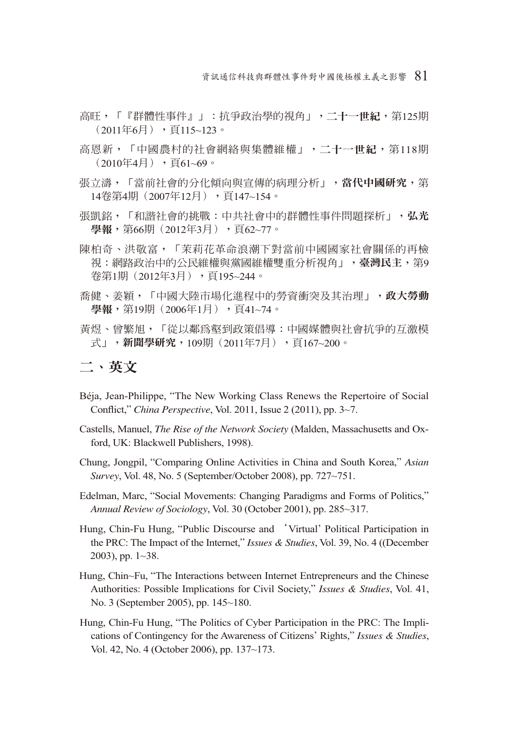高旺，「『群體性事件』」：抗爭政治學的視角」，**二十一世紀**，第125期（2011年6月），頁115~123。

高恩新，「中國農村的社會網絡與集體維權」，**二十一世紀**，第118期（2010年4月），頁61~69。

張立濤，「當前社會的分化傾向與宣傳的病理分析」，**當代中國研究**，第14卷第4期（2007年12月），頁147~154。

張凱銘，「和諧社會的挑戰：中共社會中的群體性事件問題探析」，**弘光學報**，第66期（2012年3月），頁62~77。

陳柏奇、洪敬富，「茉莉花革命浪潮下對當前中國國家社會關係的再檢視：網路政治中的公民維權與黨國維權雙重分析視角」，**臺灣民主**，第9卷第1期（2012年3月），頁195~244。

喬健、姜穎，「中國大陸市場化進程中的勞資衝突及其治理」，**政大勞動學報**，第19期（2006年1月），頁41~74。

黃煜、曾繁旭，「從以鄰爲壑到政策倡導：中國媒體與社會抗爭的互激模式」，**新聞學研究**，109期（2011年7月），頁167~200。

## 二、英文

Béja, Jean-Philippe, "The New Working Class Renews the Repertoire of Social Conflict," *China Perspective*, Vol. 2011, Issue 2 (2011), pp. 3~7.

Castells, Manuel, *The Rise of the Network Society* (Malden, Massachusetts and Oxford, UK: Blackwell Publishers, 1998).

Chung, Jongpil, "Comparing Online Activities in China and South Korea," *Asian Survey*, Vol. 48, No. 5 (September/October 2008), pp. 727~751.

Edelman, Marc, "Social Movements: Changing Paradigms and Forms of Politics," *Annual Review of Sociology*, Vol. 30 (October 2001), pp. 285~317.

Hung, Chin-Fu Hung, "Public Discourse and 'Virtual' Political Participation in the PRC: The Impact of the Internet," *Issues & Studies*, Vol. 39, No. 4 ((December 2003), pp. 1~38.

Hung, Chin~Fu, "The Interactions between Internet Entrepreneurs and the Chinese Authorities: Possible Implications for Civil Society," *Issues & Studies*, Vol. 41, No. 3 (September 2005), pp. 145~180.

Hung, Chin-Fu Hung, "The Politics of Cyber Participation in the PRC: The Implications of Contingency for the Awareness of Citizens' Rights," *Issues & Studies*, Vol. 42, No. 4 (October 2006), pp. 137~173.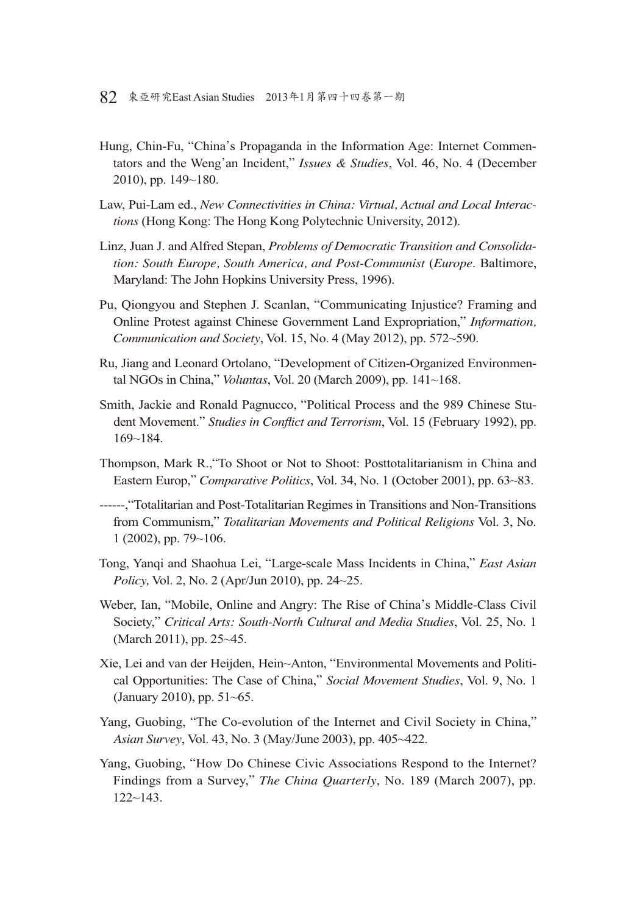Hung, Chin-Fu, "China's Propaganda in the Information Age: Internet Commentators and the Weng'an Incident," *Issues & Studies*, Vol. 46, No. 4 (December 2010), pp. 149~180.

Law, Pui-Lam ed., *New Connectivities in China: Virtual, Actual and Local Interactions* (Hong Kong: The Hong Kong Polytechnic University, 2012).

Linz, Juan J. and Alfred Stepan, *Problems of Democratic Transition and Consolidation: South Europe, South America, and Post-Communist* (*Europe*. Baltimore, Maryland: The John Hopkins University Press, 1996).

Pu, Qiongyou and Stephen J. Scanlan, "Communicating Injustice? Framing and Online Protest against Chinese Government Land Expropriation," *Information, Communication and Society*, Vol. 15, No. 4 (May 2012), pp. 572~590.

Ru, Jiang and Leonard Ortolano, "Development of Citizen-Organized Environmental NGOs in China," *Voluntas*, Vol. 20 (March 2009), pp. 141~168.

Smith, Jackie and Ronald Pagnucco, "Political Process and the 989 Chinese Student Movement." *Studies in Conflict and Terrorism*, Vol. 15 (February 1992), pp. 169~184.

Thompson, Mark R.,"To Shoot or Not to Shoot: Posttotalitarianism in China and Eastern Europ," *Comparative Politics*, Vol. 34, No. 1 (October 2001), pp. 63~83.

------,"Totalitarian and Post-Totalitarian Regimes in Transitions and Non-Transitions from Communism," *Totalitarian Movements and Political Religions* Vol. 3, No. 1 (2002), pp. 79~106.

Tong, Yanqi and Shaohua Lei, "Large-scale Mass Incidents in China," *East Asian Policy,* Vol. 2, No. 2 (Apr/Jun 2010), pp. 24~25.

Weber, Ian, "Mobile, Online and Angry: The Rise of China's Middle-Class Civil Society," *Critical Arts: South-North Cultural and Media Studies*, Vol. 25, No. 1 (March 2011), pp. 25~45.

Xie, Lei and van der Heijden, Hein~Anton, "Environmental Movements and Political Opportunities: The Case of China," *Social Movement Studies*, Vol. 9, No. 1 (January 2010), pp. 51~65.

Yang, Guobing, "The Co-evolution of the Internet and Civil Society in China," *Asian Survey*, Vol. 43, No. 3 (May/June 2003), pp. 405~422.

Yang, Guobing, "How Do Chinese Civic Associations Respond to the Internet? Findings from a Survey," *The China Quarterly*, No. 189 (March 2007), pp. 122~143.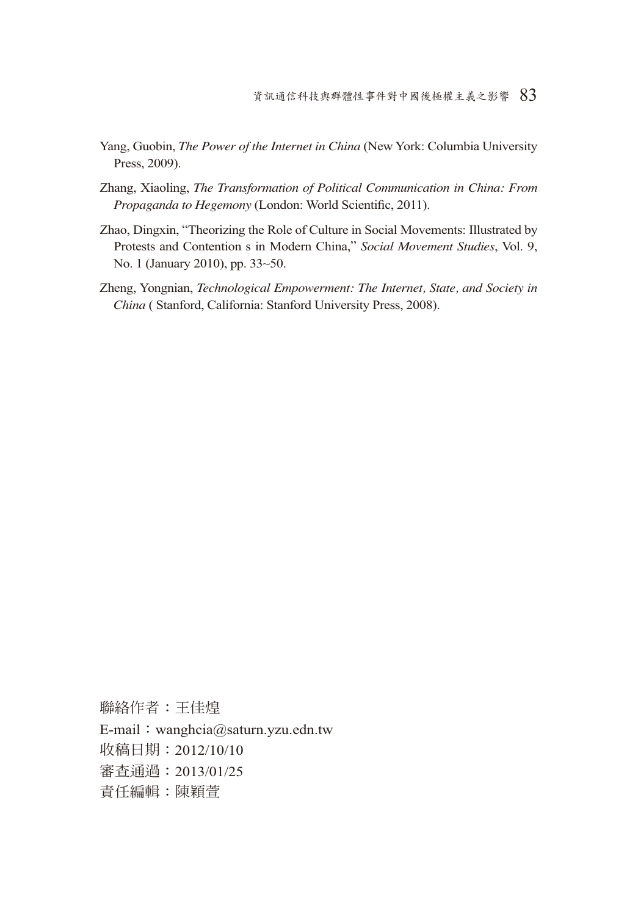Yang, Guobin, *The Power of the Internet in China* (New York: Columbia University Press, 2009).

Zhang, Xiaoling, *The Transformation of Political Communication in China: From Propaganda to Hegemony* (London: World Scientific, 2011).

Zhao, Dingxin, "Theorizing the Role of Culture in Social Movements: Illustrated by Protests and Contention s in Modern China," *Social Movement Studies*, Vol. 9, No. 1 (January 2010), pp. 33~50.

Zheng, Yongnian, *Technological Empowerment: The Internet, State, and Society in China* ( Stanford, California: Stanford University Press, 2008).

聯絡作者：王佳煌
E-mail：wanghcia@saturn.yzu.edn.tw
收稿日期：2012/10/10
審查通過：2013/01/25
責任編輯：陳穎萱